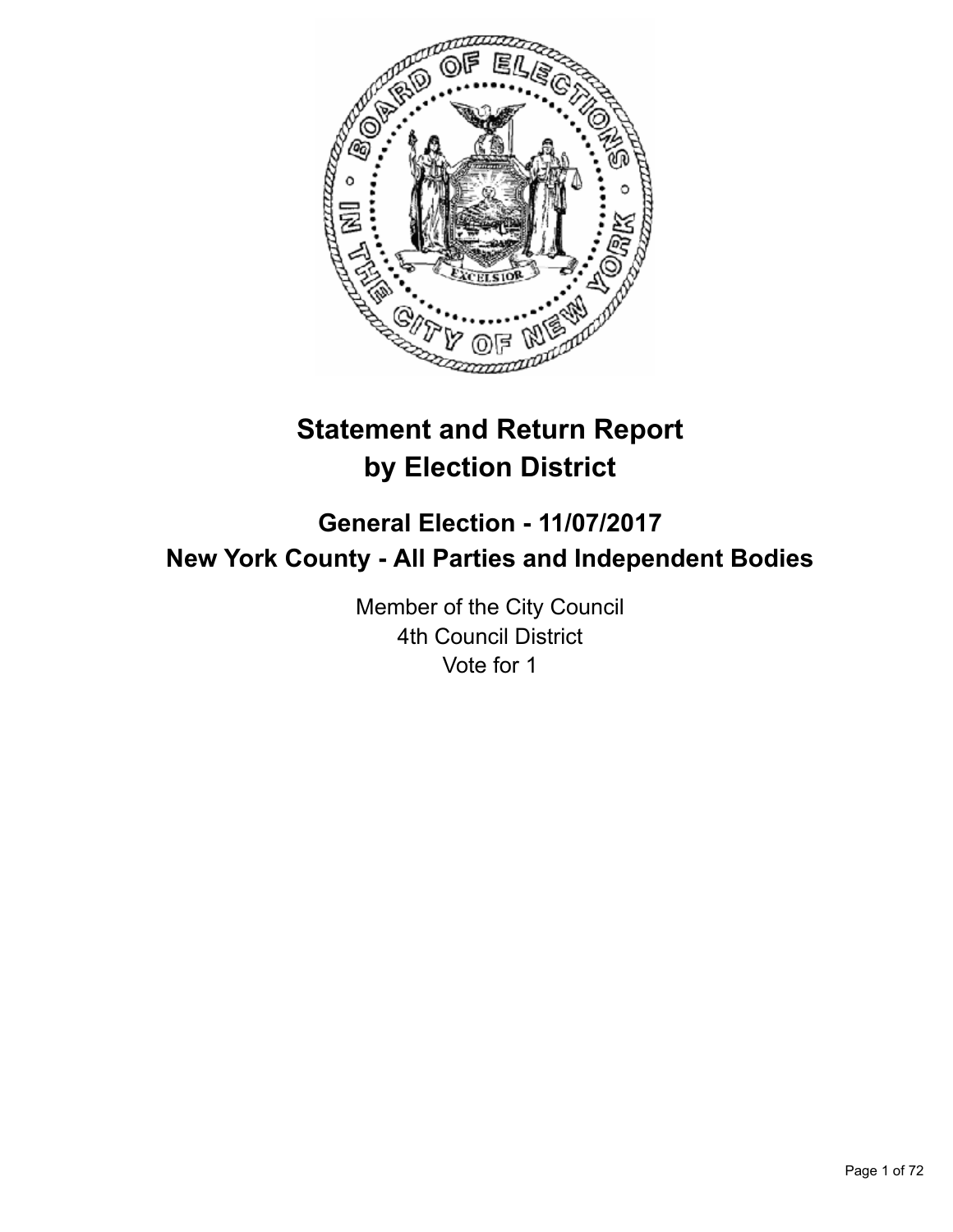# Statement and Return Report by Election District

## General Election - 11/07/2017
## New York County - All Parties and Independent Bodies

Member of the City Council
4th Council District
Vote for 1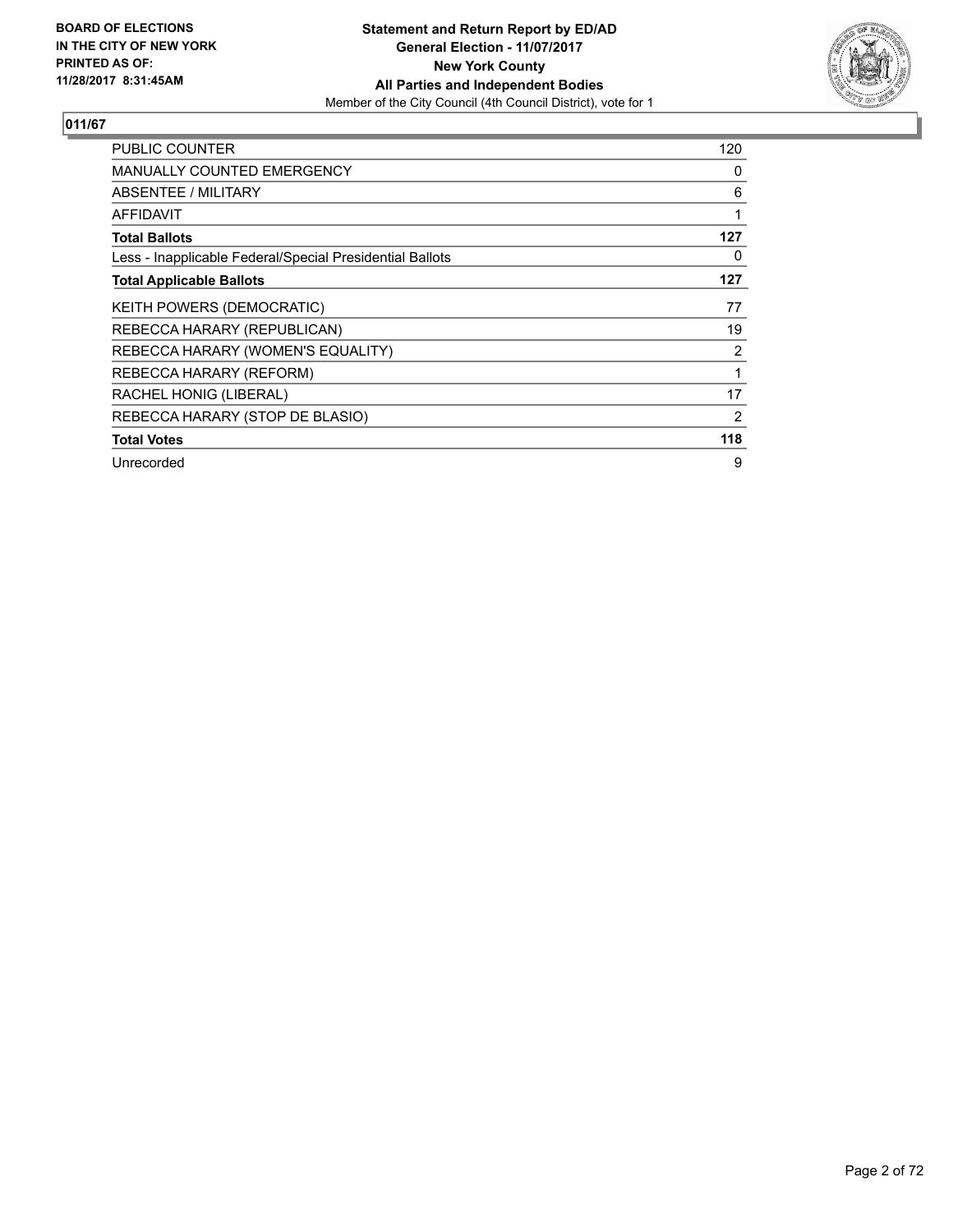BOARD OF ELECTIONS
IN THE CITY OF NEW YORK
PRINTED AS OF:
11/28/2017 8:31:45AM

**Statement and Return Report by ED/AD**
**General Election - 11/07/2017**
**New York County**
**All Parties and Independent Bodies**
Member of the City Council (4th Council District), vote for 1

## 011/67

| | |
|---|---|
| PUBLIC COUNTER | 120 |
| MANUALLY COUNTED EMERGENCY | 0 |
| ABSENTEE / MILITARY | 6 |
| AFFIDAVIT | 1 |
| **Total Ballots** | **127** |
| Less - Inapplicable Federal/Special Presidential Ballots | 0 |
| **Total Applicable Ballots** | **127** |
| KEITH POWERS (DEMOCRATIC) | 77 |
| REBECCA HARARY (REPUBLICAN) | 19 |
| REBECCA HARARY (WOMEN'S EQUALITY) | 2 |
| REBECCA HARARY (REFORM) | 1 |
| RACHEL HONIG (LIBERAL) | 17 |
| REBECCA HARARY (STOP DE BLASIO) | 2 |
| **Total Votes** | **118** |
| Unrecorded | 9 |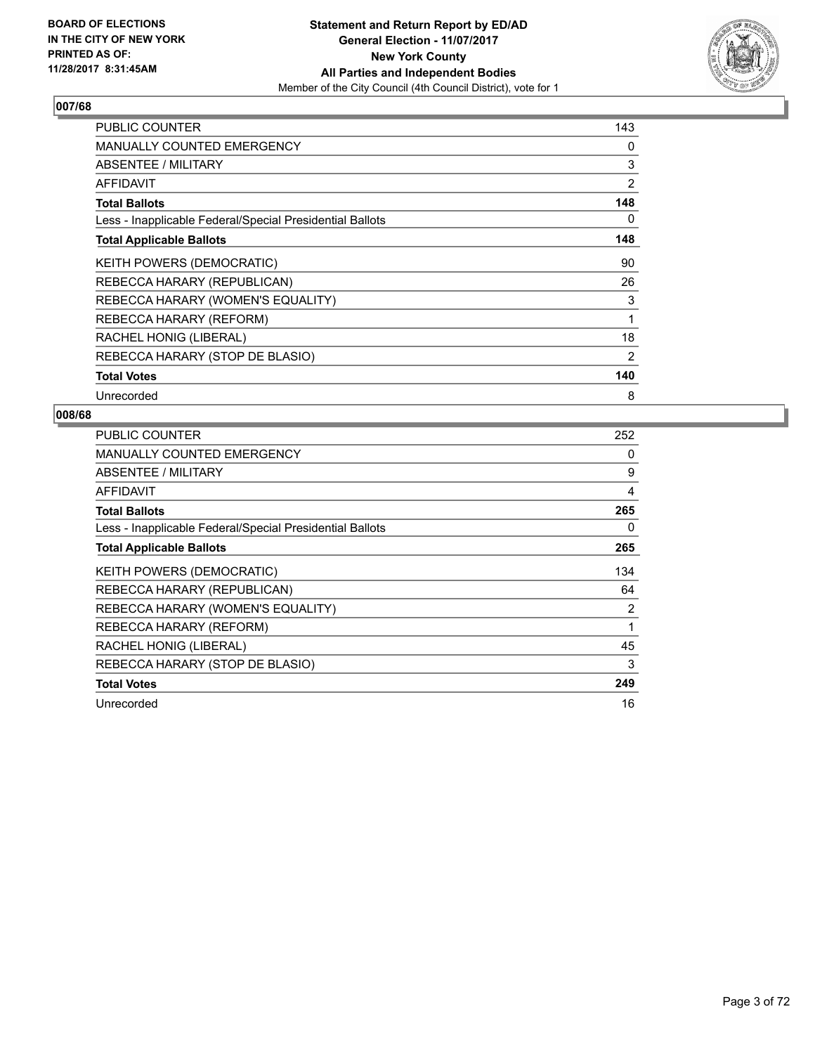BOARD OF ELECTIONS
IN THE CITY OF NEW YORK
PRINTED AS OF:
11/28/2017 8:31:45AM

**Statement and Return Report by ED/AD**
**General Election - 11/07/2017**
**New York County**
**All Parties and Independent Bodies**
Member of the City Council (4th Council District), vote for 1

## 007/68

| | |
|---|---|
| PUBLIC COUNTER | 143 |
| MANUALLY COUNTED EMERGENCY | 0 |
| ABSENTEE / MILITARY | 3 |
| AFFIDAVIT | 2 |
| **Total Ballots** | **148** |
| Less - Inapplicable Federal/Special Presidential Ballots | 0 |
| **Total Applicable Ballots** | **148** |
| KEITH POWERS (DEMOCRATIC) | 90 |
| REBECCA HARARY (REPUBLICAN) | 26 |
| REBECCA HARARY (WOMEN'S EQUALITY) | 3 |
| REBECCA HARARY (REFORM) | 1 |
| RACHEL HONIG (LIBERAL) | 18 |
| REBECCA HARARY (STOP DE BLASIO) | 2 |
| **Total Votes** | **140** |
| Unrecorded | 8 |

## 008/68

| | |
|---|---|
| PUBLIC COUNTER | 252 |
| MANUALLY COUNTED EMERGENCY | 0 |
| ABSENTEE / MILITARY | 9 |
| AFFIDAVIT | 4 |
| **Total Ballots** | **265** |
| Less - Inapplicable Federal/Special Presidential Ballots | 0 |
| **Total Applicable Ballots** | **265** |
| KEITH POWERS (DEMOCRATIC) | 134 |
| REBECCA HARARY (REPUBLICAN) | 64 |
| REBECCA HARARY (WOMEN'S EQUALITY) | 2 |
| REBECCA HARARY (REFORM) | 1 |
| RACHEL HONIG (LIBERAL) | 45 |
| REBECCA HARARY (STOP DE BLASIO) | 3 |
| **Total Votes** | **249** |
| Unrecorded | 16 |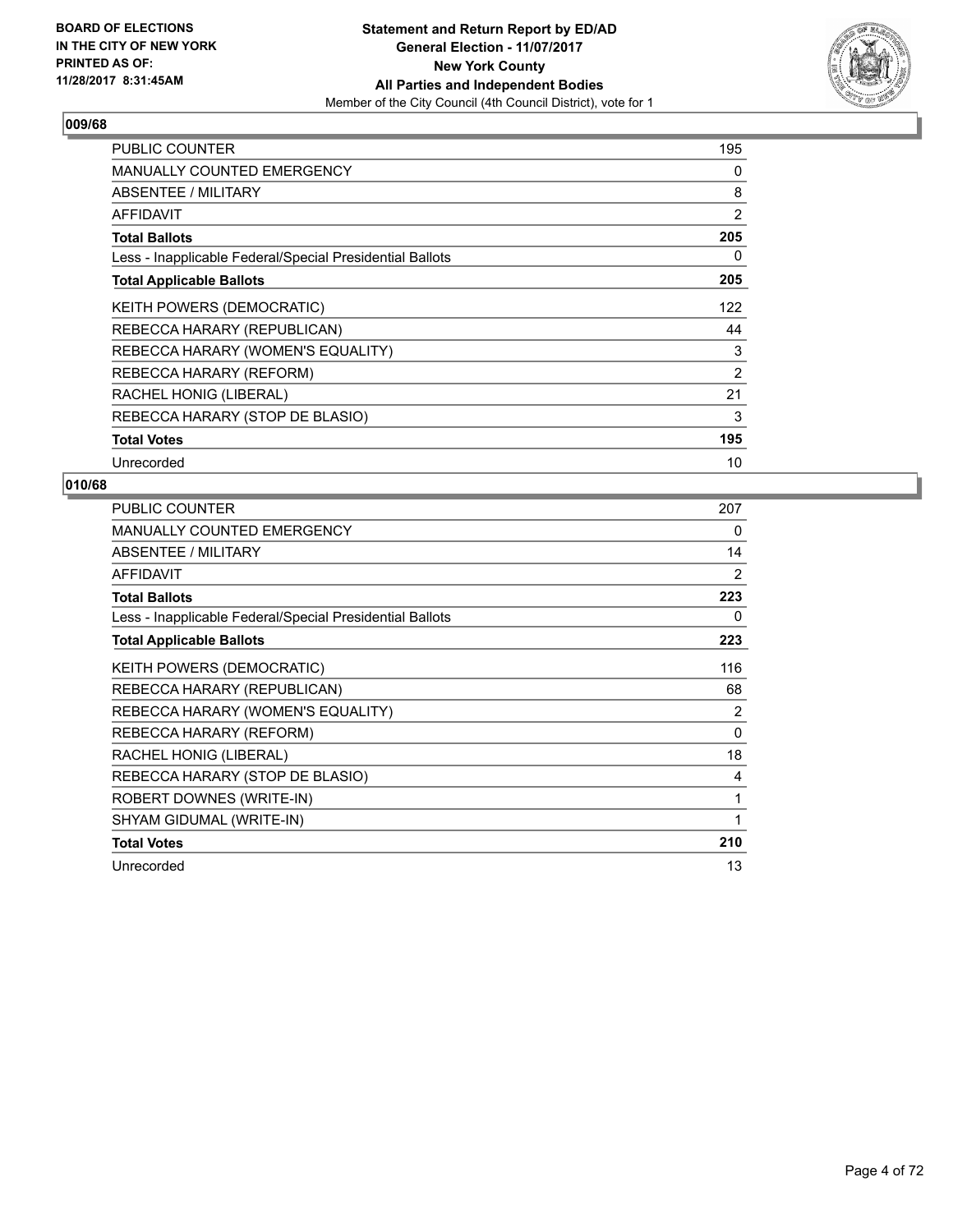BOARD OF ELECTIONS
IN THE CITY OF NEW YORK
PRINTED AS OF:
11/28/2017 8:31:45AM

**Statement and Return Report by ED/AD**
**General Election - 11/07/2017**
**New York County**
**All Parties and Independent Bodies**
Member of the City Council (4th Council District), vote for 1

## 009/68

| | |
|---|---|
| PUBLIC COUNTER | 195 |
| MANUALLY COUNTED EMERGENCY | 0 |
| ABSENTEE / MILITARY | 8 |
| AFFIDAVIT | 2 |
| **Total Ballots** | **205** |
| Less - Inapplicable Federal/Special Presidential Ballots | 0 |
| **Total Applicable Ballots** | **205** |
| KEITH POWERS (DEMOCRATIC) | 122 |
| REBECCA HARARY (REPUBLICAN) | 44 |
| REBECCA HARARY (WOMEN'S EQUALITY) | 3 |
| REBECCA HARARY (REFORM) | 2 |
| RACHEL HONIG (LIBERAL) | 21 |
| REBECCA HARARY (STOP DE BLASIO) | 3 |
| **Total Votes** | **195** |
| Unrecorded | 10 |

## 010/68

| | |
|---|---|
| PUBLIC COUNTER | 207 |
| MANUALLY COUNTED EMERGENCY | 0 |
| ABSENTEE / MILITARY | 14 |
| AFFIDAVIT | 2 |
| **Total Ballots** | **223** |
| Less - Inapplicable Federal/Special Presidential Ballots | 0 |
| **Total Applicable Ballots** | **223** |
| KEITH POWERS (DEMOCRATIC) | 116 |
| REBECCA HARARY (REPUBLICAN) | 68 |
| REBECCA HARARY (WOMEN'S EQUALITY) | 2 |
| REBECCA HARARY (REFORM) | 0 |
| RACHEL HONIG (LIBERAL) | 18 |
| REBECCA HARARY (STOP DE BLASIO) | 4 |
| ROBERT DOWNES (WRITE-IN) | 1 |
| SHYAM GIDUMAL (WRITE-IN) | 1 |
| **Total Votes** | **210** |
| Unrecorded | 13 |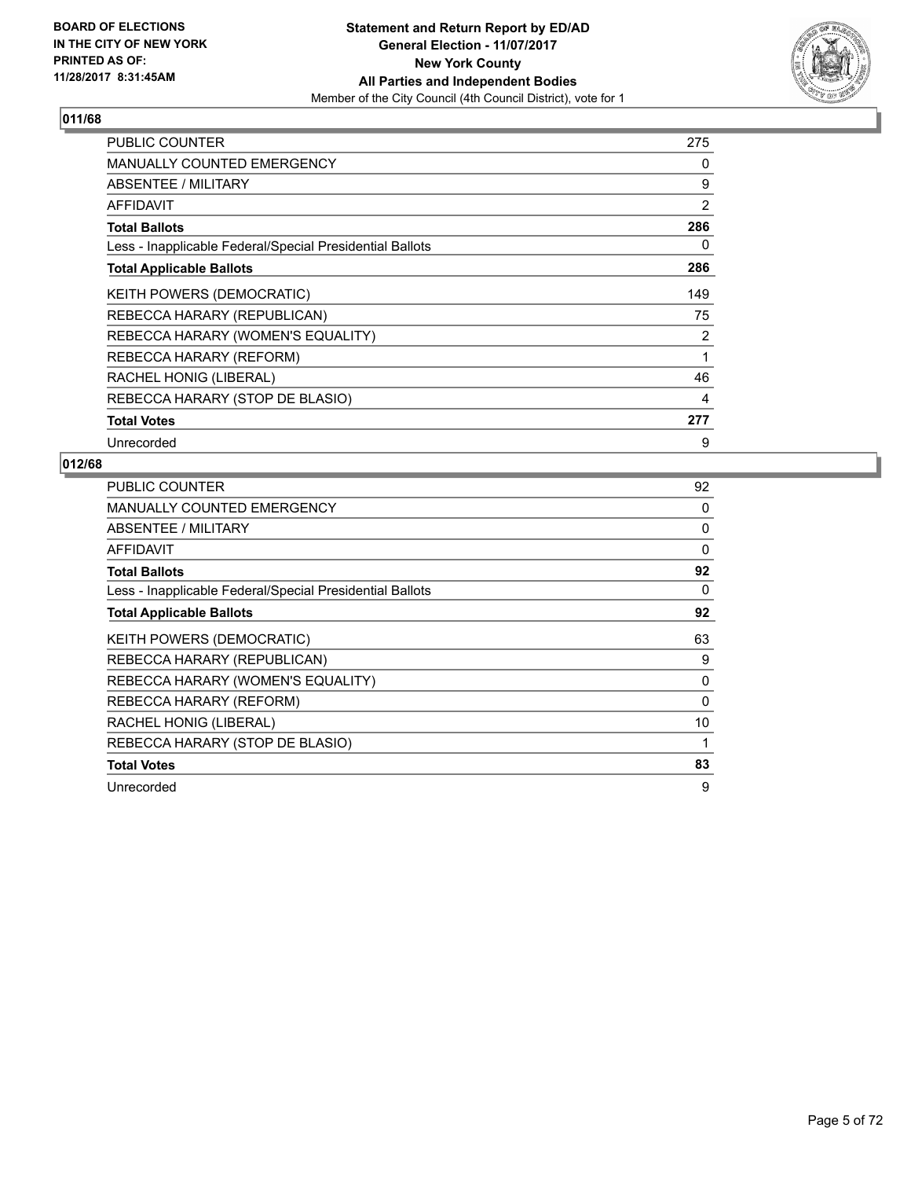### 011/68

| | |
|---|---|
| PUBLIC COUNTER | 275 |
| MANUALLY COUNTED EMERGENCY | 0 |
| ABSENTEE / MILITARY | 9 |
| AFFIDAVIT | 2 |
| **Total Ballots** | **286** |
| Less - Inapplicable Federal/Special Presidential Ballots | 0 |
| **Total Applicable Ballots** | **286** |
| KEITH POWERS (DEMOCRATIC) | 149 |
| REBECCA HARARY (REPUBLICAN) | 75 |
| REBECCA HARARY (WOMEN'S EQUALITY) | 2 |
| REBECCA HARARY (REFORM) | 1 |
| RACHEL HONIG (LIBERAL) | 46 |
| REBECCA HARARY (STOP DE BLASIO) | 4 |
| **Total Votes** | **277** |
| Unrecorded | 9 |

### 012/68

| | |
|---|---|
| PUBLIC COUNTER | 92 |
| MANUALLY COUNTED EMERGENCY | 0 |
| ABSENTEE / MILITARY | 0 |
| AFFIDAVIT | 0 |
| **Total Ballots** | **92** |
| Less - Inapplicable Federal/Special Presidential Ballots | 0 |
| **Total Applicable Ballots** | **92** |
| KEITH POWERS (DEMOCRATIC) | 63 |
| REBECCA HARARY (REPUBLICAN) | 9 |
| REBECCA HARARY (WOMEN'S EQUALITY) | 0 |
| REBECCA HARARY (REFORM) | 0 |
| RACHEL HONIG (LIBERAL) | 10 |
| REBECCA HARARY (STOP DE BLASIO) | 1 |
| **Total Votes** | **83** |
| Unrecorded | 9 |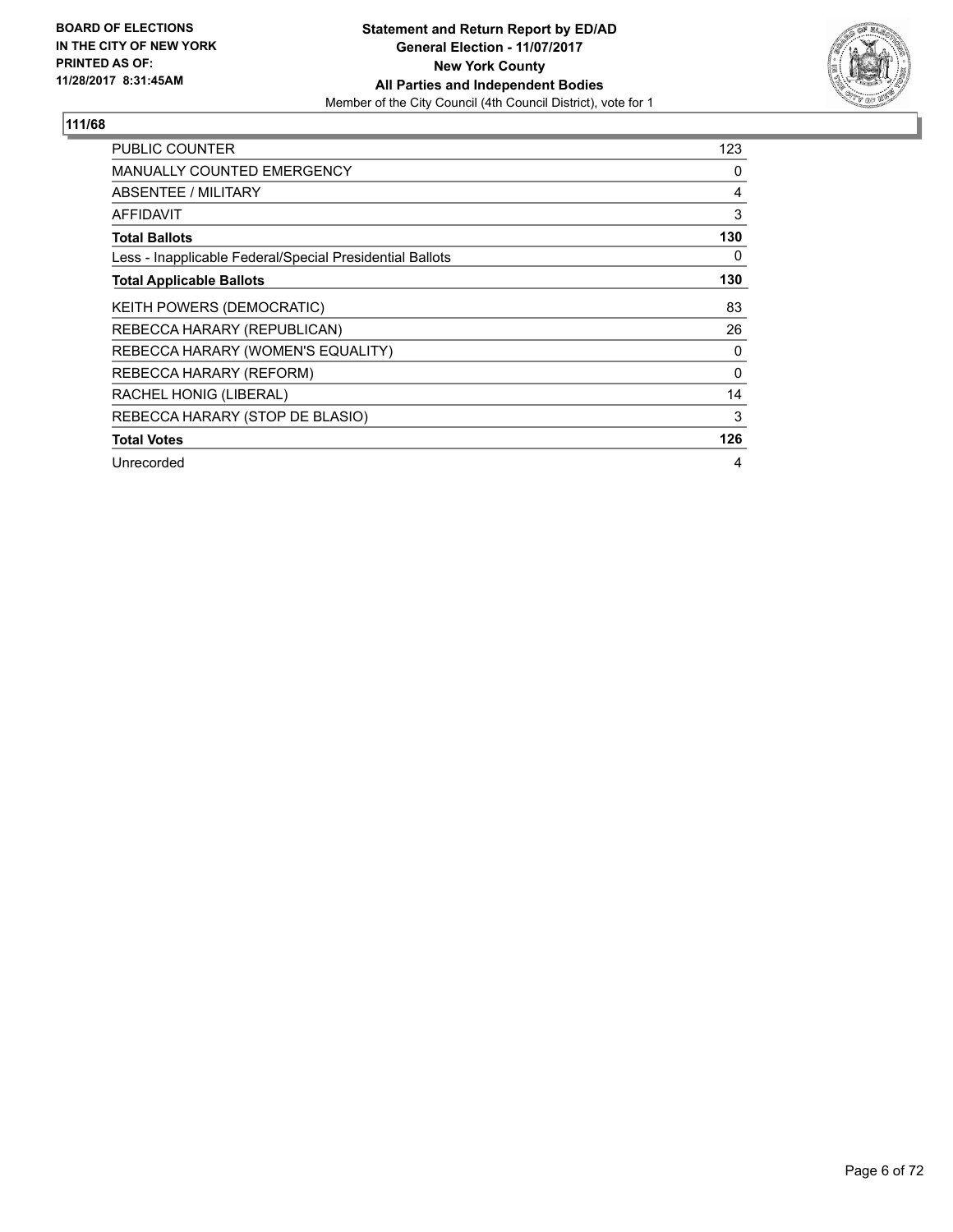BOARD OF ELECTIONS
IN THE CITY OF NEW YORK
PRINTED AS OF:
11/28/2017 8:31:45AM

**Statement and Return Report by ED/AD**
**General Election - 11/07/2017**
**New York County**
**All Parties and Independent Bodies**
Member of the City Council (4th Council District), vote for 1

## 111/68

| | |
|---|---|
| PUBLIC COUNTER | 123 |
| MANUALLY COUNTED EMERGENCY | 0 |
| ABSENTEE / MILITARY | 4 |
| AFFIDAVIT | 3 |
| **Total Ballots** | **130** |
| Less - Inapplicable Federal/Special Presidential Ballots | 0 |
| **Total Applicable Ballots** | **130** |
| KEITH POWERS (DEMOCRATIC) | 83 |
| REBECCA HARARY (REPUBLICAN) | 26 |
| REBECCA HARARY (WOMEN'S EQUALITY) | 0 |
| REBECCA HARARY (REFORM) | 0 |
| RACHEL HONIG (LIBERAL) | 14 |
| REBECCA HARARY (STOP DE BLASIO) | 3 |
| **Total Votes** | **126** |
| Unrecorded | 4 |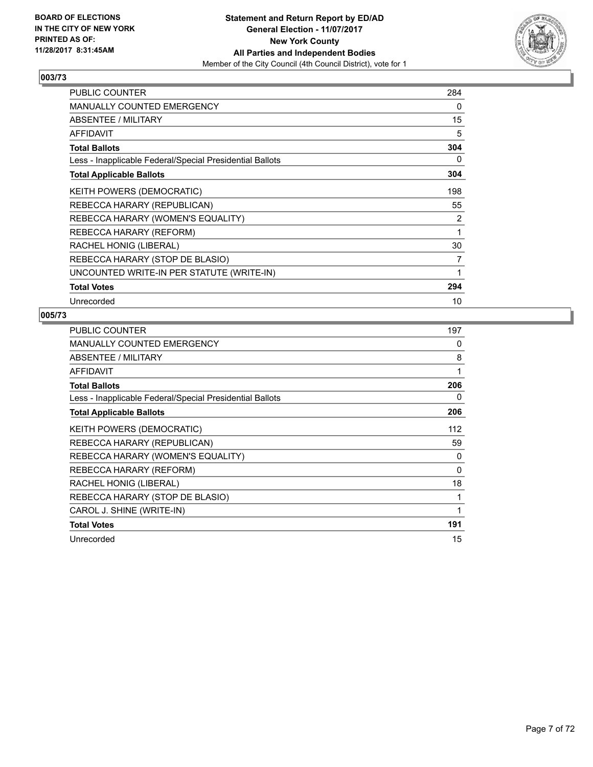**BOARD OF ELECTIONS**
**IN THE CITY OF NEW YORK**
**PRINTED AS OF:**
**11/28/2017 8:31:45AM**

**Statement and Return Report by ED/AD**
**General Election - 11/07/2017**
**New York County**
**All Parties and Independent Bodies**
Member of the City Council (4th Council District), vote for 1

## 003/73

| | |
|---|---|
| PUBLIC COUNTER | 284 |
| MANUALLY COUNTED EMERGENCY | 0 |
| ABSENTEE / MILITARY | 15 |
| AFFIDAVIT | 5 |
| **Total Ballots** | **304** |
| Less - Inapplicable Federal/Special Presidential Ballots | 0 |
| **Total Applicable Ballots** | **304** |
| KEITH POWERS (DEMOCRATIC) | 198 |
| REBECCA HARARY (REPUBLICAN) | 55 |
| REBECCA HARARY (WOMEN'S EQUALITY) | 2 |
| REBECCA HARARY (REFORM) | 1 |
| RACHEL HONIG (LIBERAL) | 30 |
| REBECCA HARARY (STOP DE BLASIO) | 7 |
| UNCOUNTED WRITE-IN PER STATUTE (WRITE-IN) | 1 |
| **Total Votes** | **294** |
| Unrecorded | 10 |

## 005/73

| | |
|---|---|
| PUBLIC COUNTER | 197 |
| MANUALLY COUNTED EMERGENCY | 0 |
| ABSENTEE / MILITARY | 8 |
| AFFIDAVIT | 1 |
| **Total Ballots** | **206** |
| Less - Inapplicable Federal/Special Presidential Ballots | 0 |
| **Total Applicable Ballots** | **206** |
| KEITH POWERS (DEMOCRATIC) | 112 |
| REBECCA HARARY (REPUBLICAN) | 59 |
| REBECCA HARARY (WOMEN'S EQUALITY) | 0 |
| REBECCA HARARY (REFORM) | 0 |
| RACHEL HONIG (LIBERAL) | 18 |
| REBECCA HARARY (STOP DE BLASIO) | 1 |
| CAROL J. SHINE (WRITE-IN) | 1 |
| **Total Votes** | **191** |
| Unrecorded | 15 |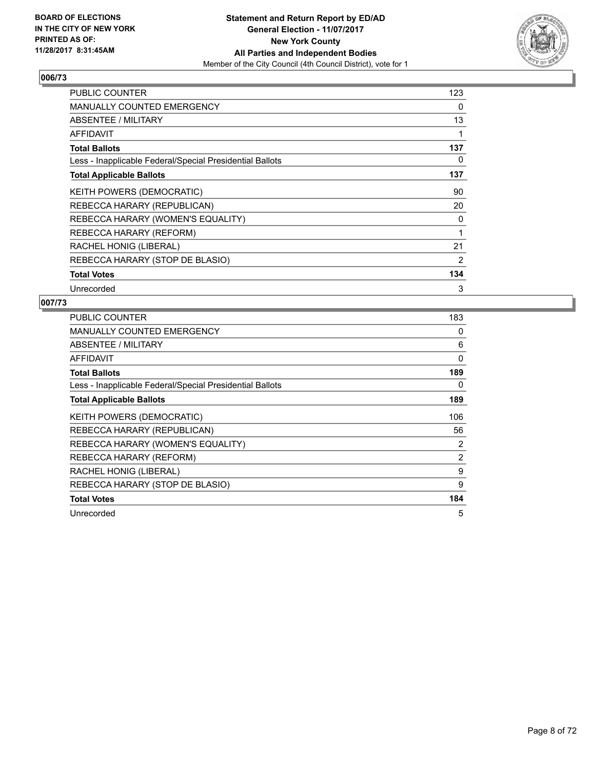**BOARD OF ELECTIONS IN THE CITY OF NEW YORK PRINTED AS OF: 11/28/2017 8:31:45AM**

**Statement and Return Report by ED/AD General Election - 11/07/2017 New York County All Parties and Independent Bodies**
Member of the City Council (4th Council District), vote for 1

## 006/73

| | |
|---|---|
| PUBLIC COUNTER | 123 |
| MANUALLY COUNTED EMERGENCY | 0 |
| ABSENTEE / MILITARY | 13 |
| AFFIDAVIT | 1 |
| **Total Ballots** | **137** |
| Less - Inapplicable Federal/Special Presidential Ballots | 0 |
| **Total Applicable Ballots** | **137** |
| KEITH POWERS (DEMOCRATIC) | 90 |
| REBECCA HARARY (REPUBLICAN) | 20 |
| REBECCA HARARY (WOMEN'S EQUALITY) | 0 |
| REBECCA HARARY (REFORM) | 1 |
| RACHEL HONIG (LIBERAL) | 21 |
| REBECCA HARARY (STOP DE BLASIO) | 2 |
| **Total Votes** | **134** |
| Unrecorded | 3 |

## 007/73

| | |
|---|---|
| PUBLIC COUNTER | 183 |
| MANUALLY COUNTED EMERGENCY | 0 |
| ABSENTEE / MILITARY | 6 |
| AFFIDAVIT | 0 |
| **Total Ballots** | **189** |
| Less - Inapplicable Federal/Special Presidential Ballots | 0 |
| **Total Applicable Ballots** | **189** |
| KEITH POWERS (DEMOCRATIC) | 106 |
| REBECCA HARARY (REPUBLICAN) | 56 |
| REBECCA HARARY (WOMEN'S EQUALITY) | 2 |
| REBECCA HARARY (REFORM) | 2 |
| RACHEL HONIG (LIBERAL) | 9 |
| REBECCA HARARY (STOP DE BLASIO) | 9 |
| **Total Votes** | **184** |
| Unrecorded | 5 |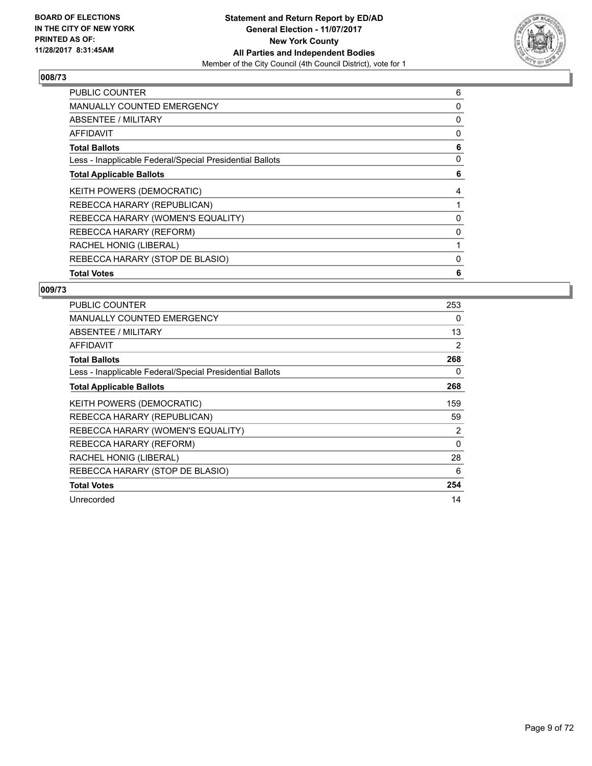BOARD OF ELECTIONS
IN THE CITY OF NEW YORK
PRINTED AS OF:
11/28/2017 8:31:45AM

**Statement and Return Report by ED/AD**
**General Election - 11/07/2017**
**New York County**
**All Parties and Independent Bodies**
Member of the City Council (4th Council District), vote for 1

## 008/73

| | |
|---|---|
| PUBLIC COUNTER | 6 |
| MANUALLY COUNTED EMERGENCY | 0 |
| ABSENTEE / MILITARY | 0 |
| AFFIDAVIT | 0 |
| **Total Ballots** | **6** |
| Less - Inapplicable Federal/Special Presidential Ballots | 0 |
| **Total Applicable Ballots** | **6** |
| KEITH POWERS (DEMOCRATIC) | 4 |
| REBECCA HARARY (REPUBLICAN) | 1 |
| REBECCA HARARY (WOMEN'S EQUALITY) | 0 |
| REBECCA HARARY (REFORM) | 0 |
| RACHEL HONIG (LIBERAL) | 1 |
| REBECCA HARARY (STOP DE BLASIO) | 0 |
| **Total Votes** | **6** |

## 009/73

| | |
|---|---|
| PUBLIC COUNTER | 253 |
| MANUALLY COUNTED EMERGENCY | 0 |
| ABSENTEE / MILITARY | 13 |
| AFFIDAVIT | 2 |
| **Total Ballots** | **268** |
| Less - Inapplicable Federal/Special Presidential Ballots | 0 |
| **Total Applicable Ballots** | **268** |
| KEITH POWERS (DEMOCRATIC) | 159 |
| REBECCA HARARY (REPUBLICAN) | 59 |
| REBECCA HARARY (WOMEN'S EQUALITY) | 2 |
| REBECCA HARARY (REFORM) | 0 |
| RACHEL HONIG (LIBERAL) | 28 |
| REBECCA HARARY (STOP DE BLASIO) | 6 |
| **Total Votes** | **254** |
| Unrecorded | 14 |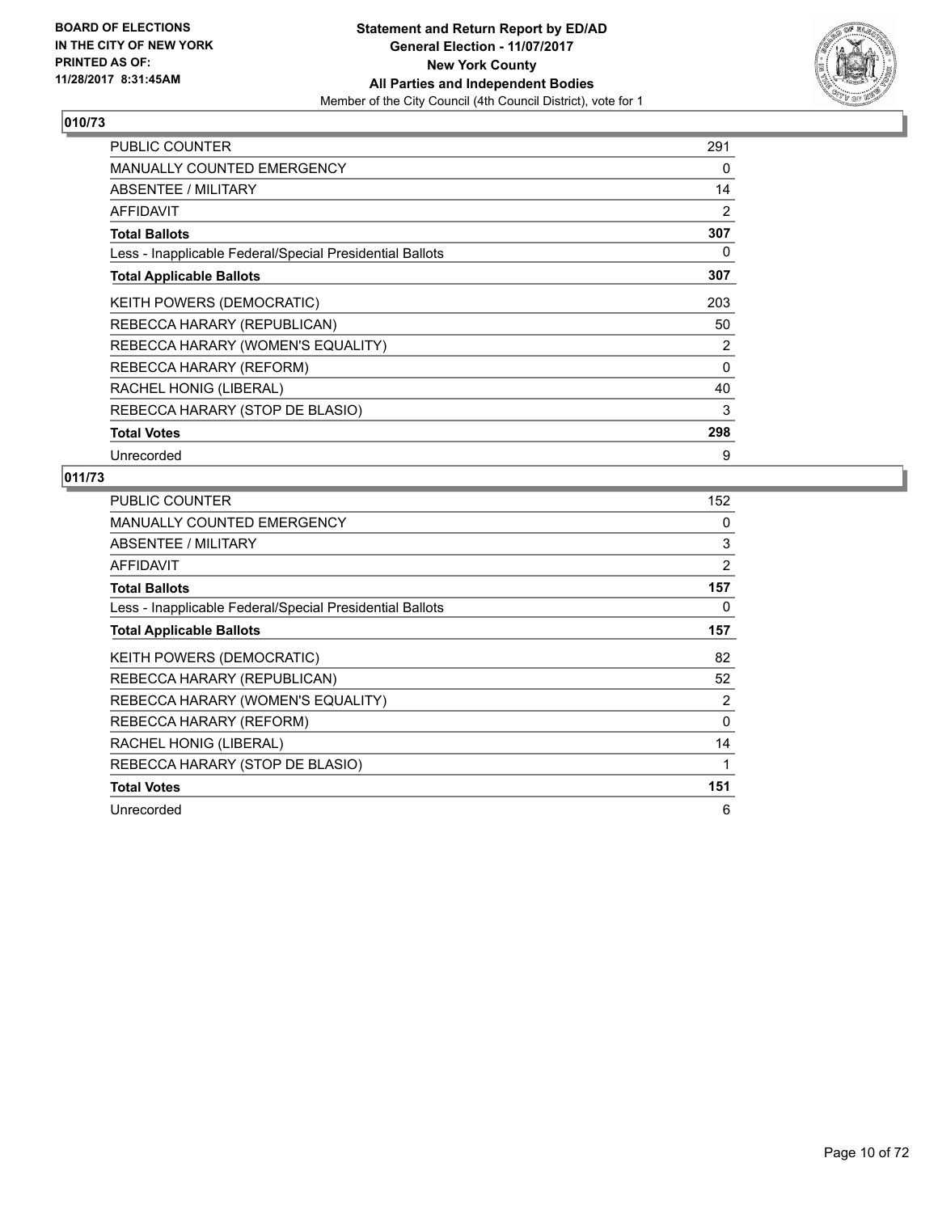**BOARD OF ELECTIONS IN THE CITY OF NEW YORK PRINTED AS OF: 11/28/2017 8:31:45AM**

**Statement and Return Report by ED/AD General Election - 11/07/2017 New York County All Parties and Independent Bodies**
Member of the City Council (4th Council District), vote for 1

## 010/73

| | |
|---|---|
| PUBLIC COUNTER | 291 |
| MANUALLY COUNTED EMERGENCY | 0 |
| ABSENTEE / MILITARY | 14 |
| AFFIDAVIT | 2 |
| **Total Ballots** | **307** |
| Less - Inapplicable Federal/Special Presidential Ballots | 0 |
| **Total Applicable Ballots** | **307** |
| KEITH POWERS (DEMOCRATIC) | 203 |
| REBECCA HARARY (REPUBLICAN) | 50 |
| REBECCA HARARY (WOMEN'S EQUALITY) | 2 |
| REBECCA HARARY (REFORM) | 0 |
| RACHEL HONIG (LIBERAL) | 40 |
| REBECCA HARARY (STOP DE BLASIO) | 3 |
| **Total Votes** | **298** |
| Unrecorded | 9 |

## 011/73

| | |
|---|---|
| PUBLIC COUNTER | 152 |
| MANUALLY COUNTED EMERGENCY | 0 |
| ABSENTEE / MILITARY | 3 |
| AFFIDAVIT | 2 |
| **Total Ballots** | **157** |
| Less - Inapplicable Federal/Special Presidential Ballots | 0 |
| **Total Applicable Ballots** | **157** |
| KEITH POWERS (DEMOCRATIC) | 82 |
| REBECCA HARARY (REPUBLICAN) | 52 |
| REBECCA HARARY (WOMEN'S EQUALITY) | 2 |
| REBECCA HARARY (REFORM) | 0 |
| RACHEL HONIG (LIBERAL) | 14 |
| REBECCA HARARY (STOP DE BLASIO) | 1 |
| **Total Votes** | **151** |
| Unrecorded | 6 |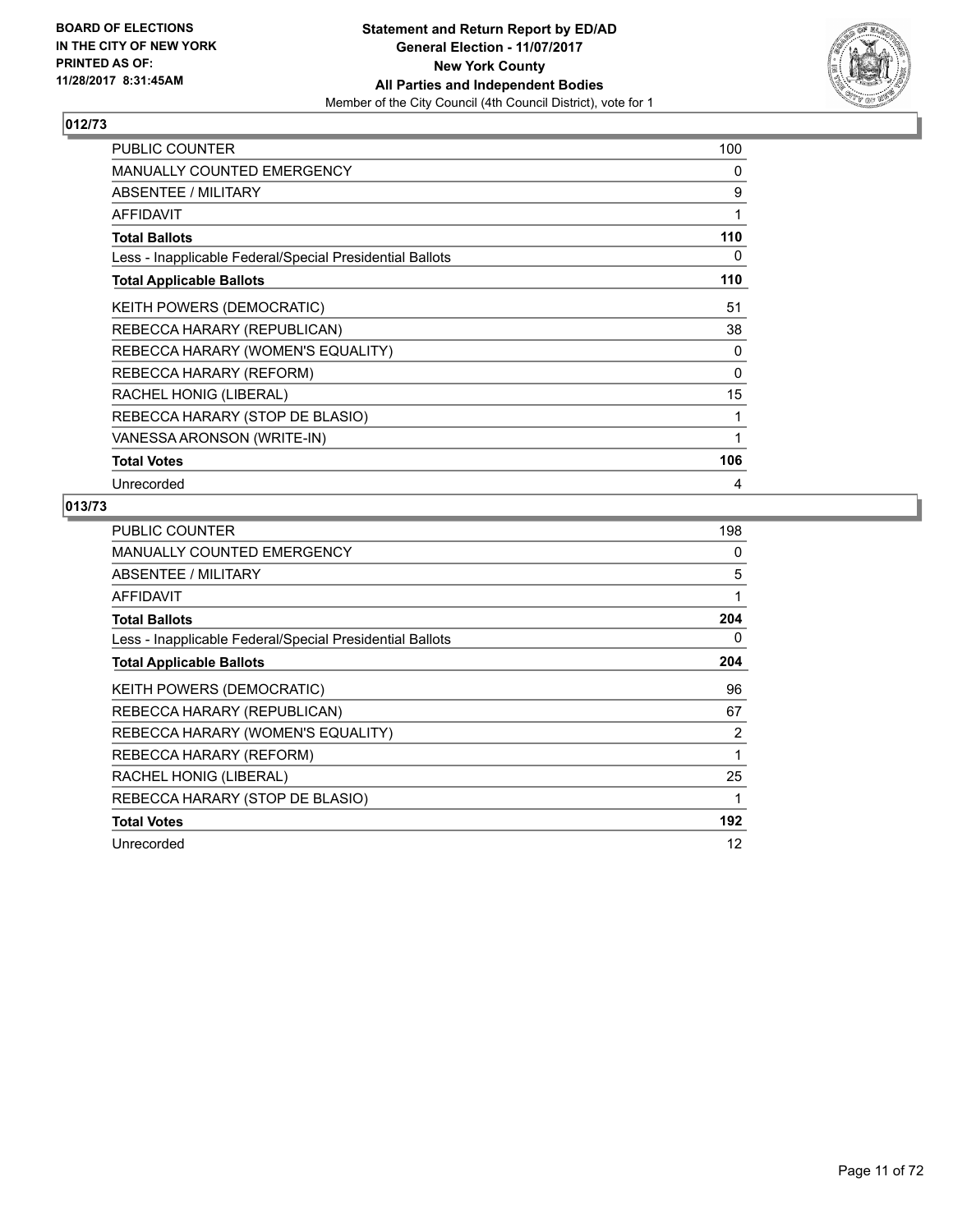**BOARD OF ELECTIONS IN THE CITY OF NEW YORK PRINTED AS OF: 11/28/2017 8:31:45AM**

**Statement and Return Report by ED/AD**
**General Election - 11/07/2017**
**New York County**
**All Parties and Independent Bodies**
Member of the City Council (4th Council District), vote for 1

## 012/73

| | |
|---|---|
| PUBLIC COUNTER | 100 |
| MANUALLY COUNTED EMERGENCY | 0 |
| ABSENTEE / MILITARY | 9 |
| AFFIDAVIT | 1 |
| **Total Ballots** | **110** |
| Less - Inapplicable Federal/Special Presidential Ballots | 0 |
| **Total Applicable Ballots** | **110** |
| KEITH POWERS (DEMOCRATIC) | 51 |
| REBECCA HARARY (REPUBLICAN) | 38 |
| REBECCA HARARY (WOMEN'S EQUALITY) | 0 |
| REBECCA HARARY (REFORM) | 0 |
| RACHEL HONIG (LIBERAL) | 15 |
| REBECCA HARARY (STOP DE BLASIO) | 1 |
| VANESSA ARONSON (WRITE-IN) | 1 |
| **Total Votes** | **106** |
| Unrecorded | 4 |

## 013/73

| | |
|---|---|
| PUBLIC COUNTER | 198 |
| MANUALLY COUNTED EMERGENCY | 0 |
| ABSENTEE / MILITARY | 5 |
| AFFIDAVIT | 1 |
| **Total Ballots** | **204** |
| Less - Inapplicable Federal/Special Presidential Ballots | 0 |
| **Total Applicable Ballots** | **204** |
| KEITH POWERS (DEMOCRATIC) | 96 |
| REBECCA HARARY (REPUBLICAN) | 67 |
| REBECCA HARARY (WOMEN'S EQUALITY) | 2 |
| REBECCA HARARY (REFORM) | 1 |
| RACHEL HONIG (LIBERAL) | 25 |
| REBECCA HARARY (STOP DE BLASIO) | 1 |
| **Total Votes** | **192** |
| Unrecorded | 12 |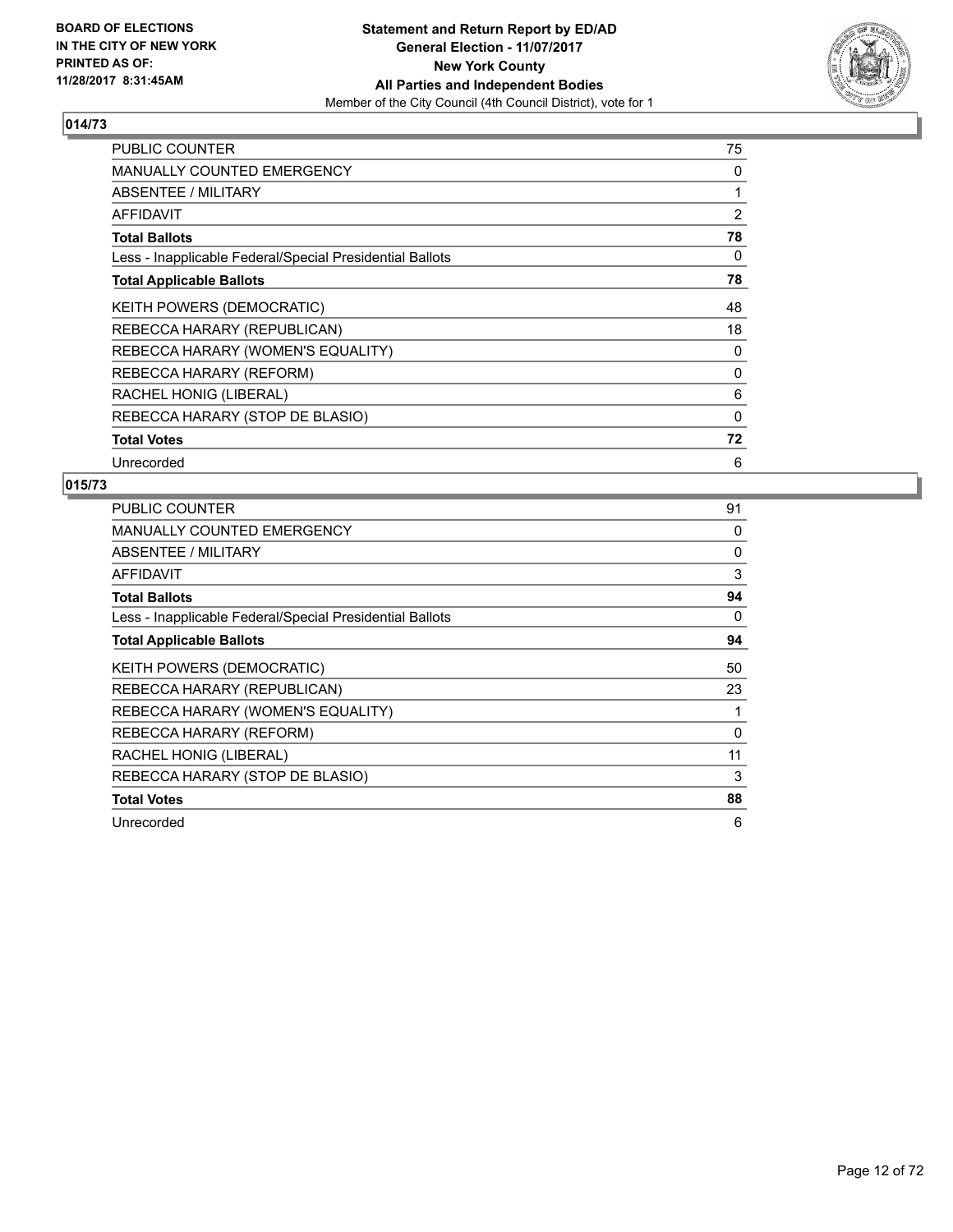BOARD OF ELECTIONS
IN THE CITY OF NEW YORK
PRINTED AS OF:
11/28/2017 8:31:45AM

**Statement and Return Report by ED/AD**
**General Election - 11/07/2017**
**New York County**
**All Parties and Independent Bodies**
Member of the City Council (4th Council District), vote for 1

## 014/73

| | |
|---|---|
| PUBLIC COUNTER | 75 |
| MANUALLY COUNTED EMERGENCY | 0 |
| ABSENTEE / MILITARY | 1 |
| AFFIDAVIT | 2 |
| **Total Ballots** | **78** |
| Less - Inapplicable Federal/Special Presidential Ballots | 0 |
| **Total Applicable Ballots** | **78** |
| KEITH POWERS (DEMOCRATIC) | 48 |
| REBECCA HARARY (REPUBLICAN) | 18 |
| REBECCA HARARY (WOMEN'S EQUALITY) | 0 |
| REBECCA HARARY (REFORM) | 0 |
| RACHEL HONIG (LIBERAL) | 6 |
| REBECCA HARARY (STOP DE BLASIO) | 0 |
| **Total Votes** | **72** |
| Unrecorded | 6 |

## 015/73

| | |
|---|---|
| PUBLIC COUNTER | 91 |
| MANUALLY COUNTED EMERGENCY | 0 |
| ABSENTEE / MILITARY | 0 |
| AFFIDAVIT | 3 |
| **Total Ballots** | **94** |
| Less - Inapplicable Federal/Special Presidential Ballots | 0 |
| **Total Applicable Ballots** | **94** |
| KEITH POWERS (DEMOCRATIC) | 50 |
| REBECCA HARARY (REPUBLICAN) | 23 |
| REBECCA HARARY (WOMEN'S EQUALITY) | 1 |
| REBECCA HARARY (REFORM) | 0 |
| RACHEL HONIG (LIBERAL) | 11 |
| REBECCA HARARY (STOP DE BLASIO) | 3 |
| **Total Votes** | **88** |
| Unrecorded | 6 |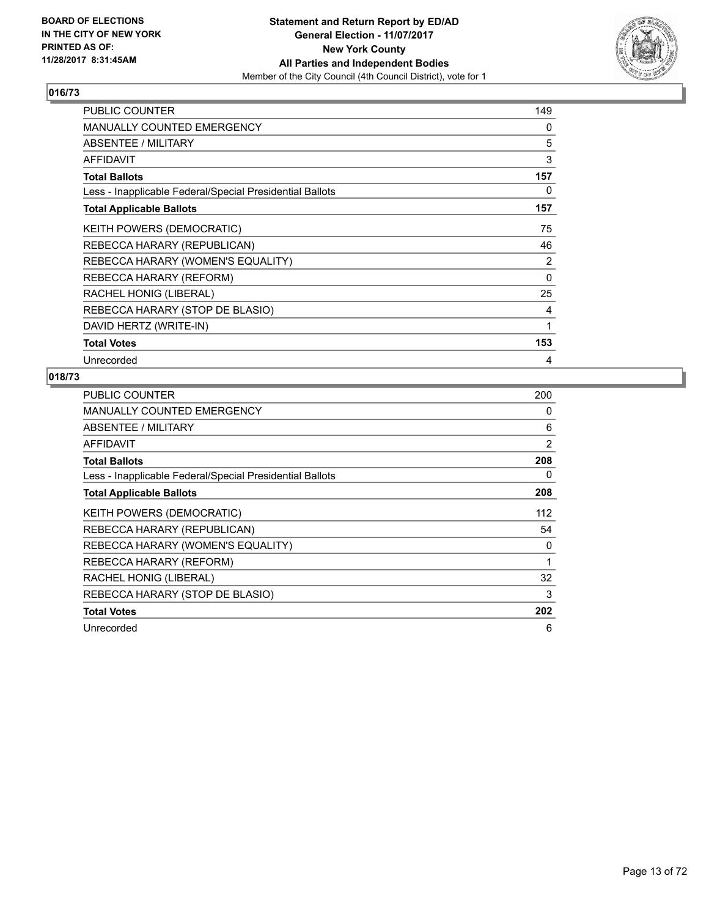**BOARD OF ELECTIONS IN THE CITY OF NEW YORK PRINTED AS OF: 11/28/2017 8:31:45AM**

**Statement and Return Report by ED/AD**
**General Election - 11/07/2017**
**New York County**
**All Parties and Independent Bodies**
Member of the City Council (4th Council District), vote for 1

## 016/73

| | |
|---|---|
| PUBLIC COUNTER | 149 |
| MANUALLY COUNTED EMERGENCY | 0 |
| ABSENTEE / MILITARY | 5 |
| AFFIDAVIT | 3 |
| **Total Ballots** | **157** |
| Less - Inapplicable Federal/Special Presidential Ballots | 0 |
| **Total Applicable Ballots** | **157** |
| KEITH POWERS (DEMOCRATIC) | 75 |
| REBECCA HARARY (REPUBLICAN) | 46 |
| REBECCA HARARY (WOMEN'S EQUALITY) | 2 |
| REBECCA HARARY (REFORM) | 0 |
| RACHEL HONIG (LIBERAL) | 25 |
| REBECCA HARARY (STOP DE BLASIO) | 4 |
| DAVID HERTZ (WRITE-IN) | 1 |
| **Total Votes** | **153** |
| Unrecorded | 4 |

## 018/73

| | |
|---|---|
| PUBLIC COUNTER | 200 |
| MANUALLY COUNTED EMERGENCY | 0 |
| ABSENTEE / MILITARY | 6 |
| AFFIDAVIT | 2 |
| **Total Ballots** | **208** |
| Less - Inapplicable Federal/Special Presidential Ballots | 0 |
| **Total Applicable Ballots** | **208** |
| KEITH POWERS (DEMOCRATIC) | 112 |
| REBECCA HARARY (REPUBLICAN) | 54 |
| REBECCA HARARY (WOMEN'S EQUALITY) | 0 |
| REBECCA HARARY (REFORM) | 1 |
| RACHEL HONIG (LIBERAL) | 32 |
| REBECCA HARARY (STOP DE BLASIO) | 3 |
| **Total Votes** | **202** |
| Unrecorded | 6 |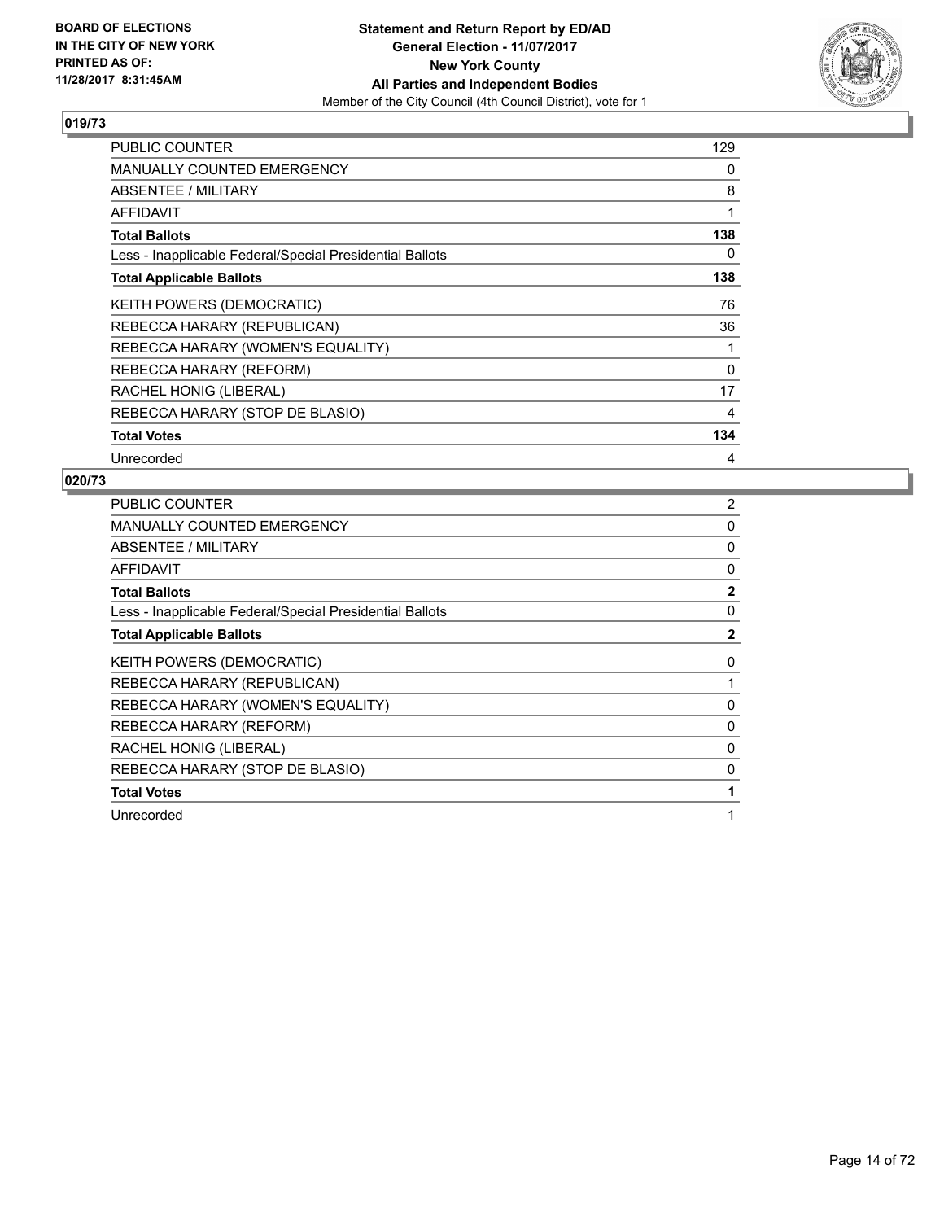BOARD OF ELECTIONS
IN THE CITY OF NEW YORK
PRINTED AS OF:
11/28/2017 8:31:45AM

**Statement and Return Report by ED/AD**
**General Election - 11/07/2017**
**New York County**
**All Parties and Independent Bodies**
Member of the City Council (4th Council District), vote for 1

### 019/73

| | |
|---|---|
| PUBLIC COUNTER | 129 |
| MANUALLY COUNTED EMERGENCY | 0 |
| ABSENTEE / MILITARY | 8 |
| AFFIDAVIT | 1 |
| **Total Ballots** | **138** |
| Less - Inapplicable Federal/Special Presidential Ballots | 0 |
| **Total Applicable Ballots** | **138** |
| KEITH POWERS (DEMOCRATIC) | 76 |
| REBECCA HARARY (REPUBLICAN) | 36 |
| REBECCA HARARY (WOMEN'S EQUALITY) | 1 |
| REBECCA HARARY (REFORM) | 0 |
| RACHEL HONIG (LIBERAL) | 17 |
| REBECCA HARARY (STOP DE BLASIO) | 4 |
| **Total Votes** | **134** |
| Unrecorded | 4 |

### 020/73

| | |
|---|---|
| PUBLIC COUNTER | 2 |
| MANUALLY COUNTED EMERGENCY | 0 |
| ABSENTEE / MILITARY | 0 |
| AFFIDAVIT | 0 |
| **Total Ballots** | **2** |
| Less - Inapplicable Federal/Special Presidential Ballots | 0 |
| **Total Applicable Ballots** | **2** |
| KEITH POWERS (DEMOCRATIC) | 0 |
| REBECCA HARARY (REPUBLICAN) | 1 |
| REBECCA HARARY (WOMEN'S EQUALITY) | 0 |
| REBECCA HARARY (REFORM) | 0 |
| RACHEL HONIG (LIBERAL) | 0 |
| REBECCA HARARY (STOP DE BLASIO) | 0 |
| **Total Votes** | **1** |
| Unrecorded | 1 |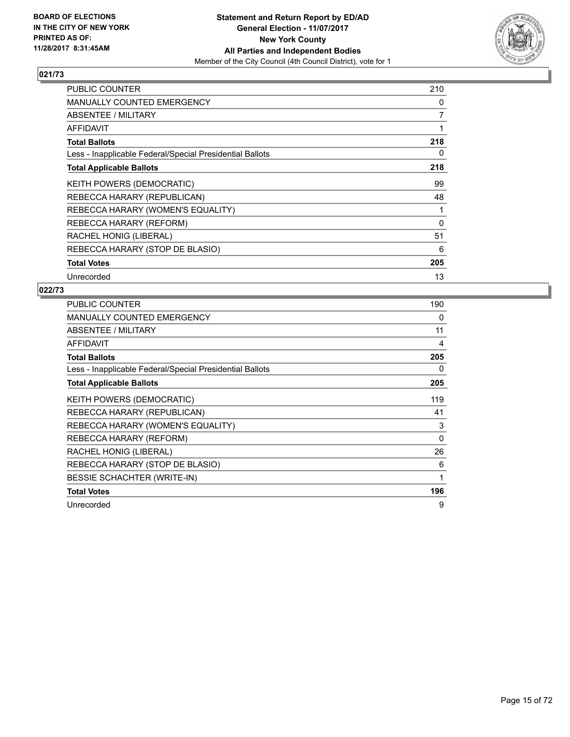**BOARD OF ELECTIONS**
**IN THE CITY OF NEW YORK**
**PRINTED AS OF:**
**11/28/2017 8:31:45AM**

**Statement and Return Report by ED/AD**
**General Election - 11/07/2017**
**New York County**
**All Parties and Independent Bodies**
Member of the City Council (4th Council District), vote for 1

## 021/73

| | |
|---|---|
| PUBLIC COUNTER | 210 |
| MANUALLY COUNTED EMERGENCY | 0 |
| ABSENTEE / MILITARY | 7 |
| AFFIDAVIT | 1 |
| **Total Ballots** | **218** |
| Less - Inapplicable Federal/Special Presidential Ballots | 0 |
| **Total Applicable Ballots** | **218** |
| KEITH POWERS (DEMOCRATIC) | 99 |
| REBECCA HARARY (REPUBLICAN) | 48 |
| REBECCA HARARY (WOMEN'S EQUALITY) | 1 |
| REBECCA HARARY (REFORM) | 0 |
| RACHEL HONIG (LIBERAL) | 51 |
| REBECCA HARARY (STOP DE BLASIO) | 6 |
| **Total Votes** | **205** |
| Unrecorded | 13 |

## 022/73

| | |
|---|---|
| PUBLIC COUNTER | 190 |
| MANUALLY COUNTED EMERGENCY | 0 |
| ABSENTEE / MILITARY | 11 |
| AFFIDAVIT | 4 |
| **Total Ballots** | **205** |
| Less - Inapplicable Federal/Special Presidential Ballots | 0 |
| **Total Applicable Ballots** | **205** |
| KEITH POWERS (DEMOCRATIC) | 119 |
| REBECCA HARARY (REPUBLICAN) | 41 |
| REBECCA HARARY (WOMEN'S EQUALITY) | 3 |
| REBECCA HARARY (REFORM) | 0 |
| RACHEL HONIG (LIBERAL) | 26 |
| REBECCA HARARY (STOP DE BLASIO) | 6 |
| BESSIE SCHACHTER (WRITE-IN) | 1 |
| **Total Votes** | **196** |
| Unrecorded | 9 |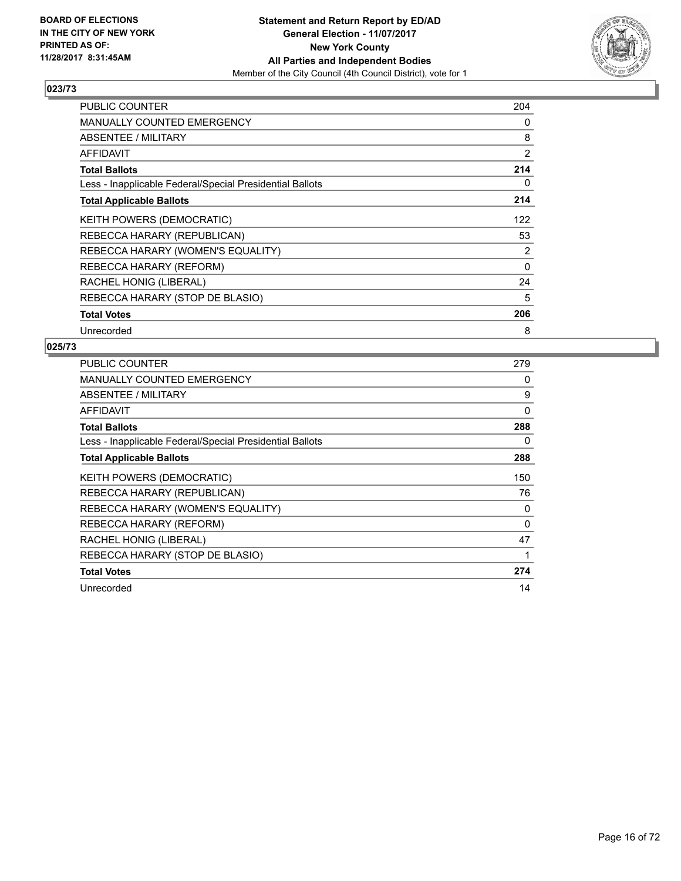BOARD OF ELECTIONS
IN THE CITY OF NEW YORK
PRINTED AS OF:
11/28/2017 8:31:45AM

**Statement and Return Report by ED/AD**
**General Election - 11/07/2017**
**New York County**
**All Parties and Independent Bodies**
Member of the City Council (4th Council District), vote for 1

## 023/73

| | |
|---|---|
| PUBLIC COUNTER | 204 |
| MANUALLY COUNTED EMERGENCY | 0 |
| ABSENTEE / MILITARY | 8 |
| AFFIDAVIT | 2 |
| **Total Ballots** | **214** |
| Less - Inapplicable Federal/Special Presidential Ballots | 0 |
| **Total Applicable Ballots** | **214** |
| KEITH POWERS (DEMOCRATIC) | 122 |
| REBECCA HARARY (REPUBLICAN) | 53 |
| REBECCA HARARY (WOMEN'S EQUALITY) | 2 |
| REBECCA HARARY (REFORM) | 0 |
| RACHEL HONIG (LIBERAL) | 24 |
| REBECCA HARARY (STOP DE BLASIO) | 5 |
| **Total Votes** | **206** |
| Unrecorded | 8 |

## 025/73

| | |
|---|---|
| PUBLIC COUNTER | 279 |
| MANUALLY COUNTED EMERGENCY | 0 |
| ABSENTEE / MILITARY | 9 |
| AFFIDAVIT | 0 |
| **Total Ballots** | **288** |
| Less - Inapplicable Federal/Special Presidential Ballots | 0 |
| **Total Applicable Ballots** | **288** |
| KEITH POWERS (DEMOCRATIC) | 150 |
| REBECCA HARARY (REPUBLICAN) | 76 |
| REBECCA HARARY (WOMEN'S EQUALITY) | 0 |
| REBECCA HARARY (REFORM) | 0 |
| RACHEL HONIG (LIBERAL) | 47 |
| REBECCA HARARY (STOP DE BLASIO) | 1 |
| **Total Votes** | **274** |
| Unrecorded | 14 |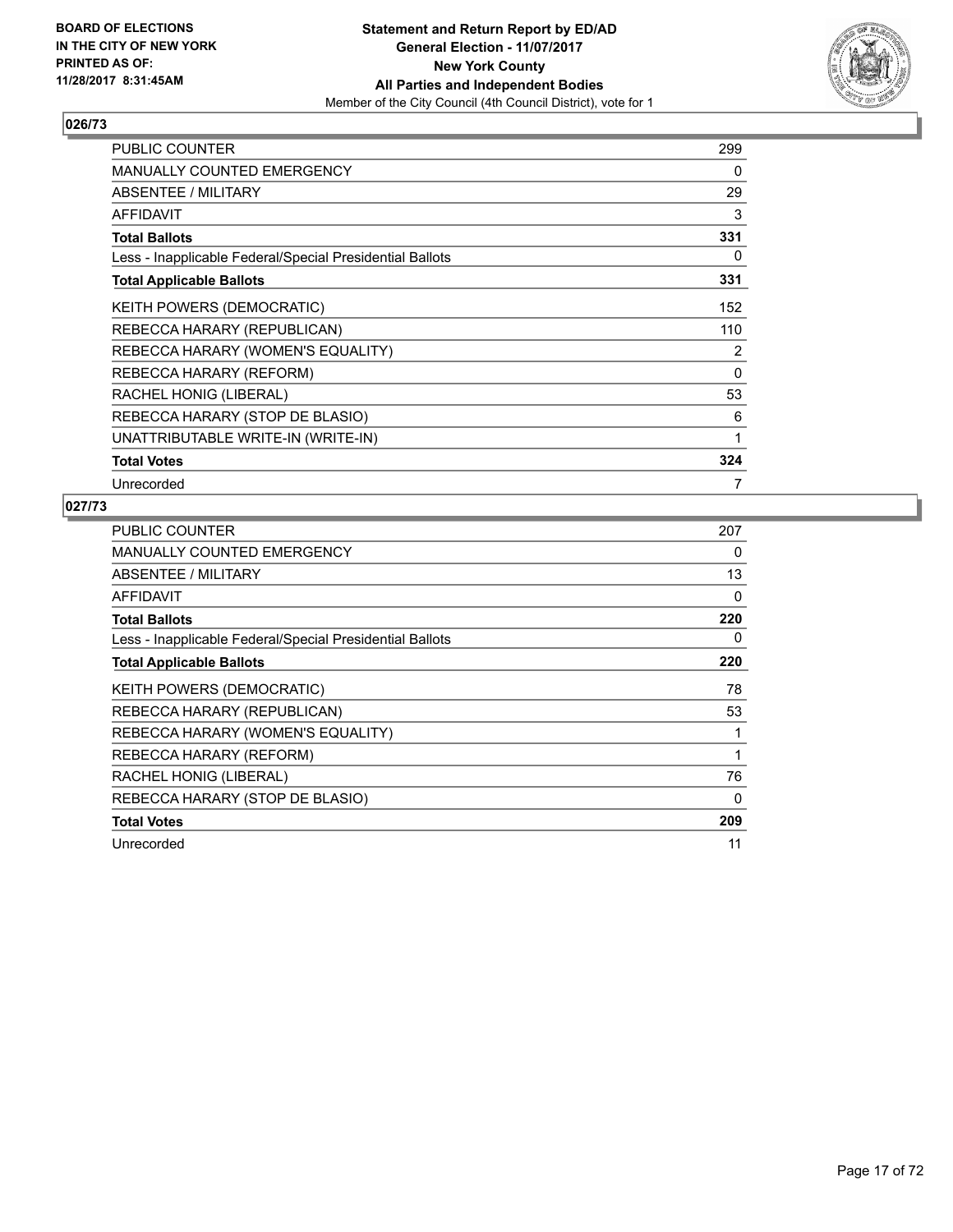## 026/73

| | |
|---|---|
| PUBLIC COUNTER | 299 |
| MANUALLY COUNTED EMERGENCY | 0 |
| ABSENTEE / MILITARY | 29 |
| AFFIDAVIT | 3 |
| **Total Ballots** | **331** |
| Less - Inapplicable Federal/Special Presidential Ballots | 0 |
| **Total Applicable Ballots** | **331** |
| KEITH POWERS (DEMOCRATIC) | 152 |
| REBECCA HARARY (REPUBLICAN) | 110 |
| REBECCA HARARY (WOMEN'S EQUALITY) | 2 |
| REBECCA HARARY (REFORM) | 0 |
| RACHEL HONIG (LIBERAL) | 53 |
| REBECCA HARARY (STOP DE BLASIO) | 6 |
| UNATTRIBUTABLE WRITE-IN (WRITE-IN) | 1 |
| **Total Votes** | **324** |
| Unrecorded | 7 |

## 027/73

| | |
|---|---|
| PUBLIC COUNTER | 207 |
| MANUALLY COUNTED EMERGENCY | 0 |
| ABSENTEE / MILITARY | 13 |
| AFFIDAVIT | 0 |
| **Total Ballots** | **220** |
| Less - Inapplicable Federal/Special Presidential Ballots | 0 |
| **Total Applicable Ballots** | **220** |
| KEITH POWERS (DEMOCRATIC) | 78 |
| REBECCA HARARY (REPUBLICAN) | 53 |
| REBECCA HARARY (WOMEN'S EQUALITY) | 1 |
| REBECCA HARARY (REFORM) | 1 |
| RACHEL HONIG (LIBERAL) | 76 |
| REBECCA HARARY (STOP DE BLASIO) | 0 |
| **Total Votes** | **209** |
| Unrecorded | 11 |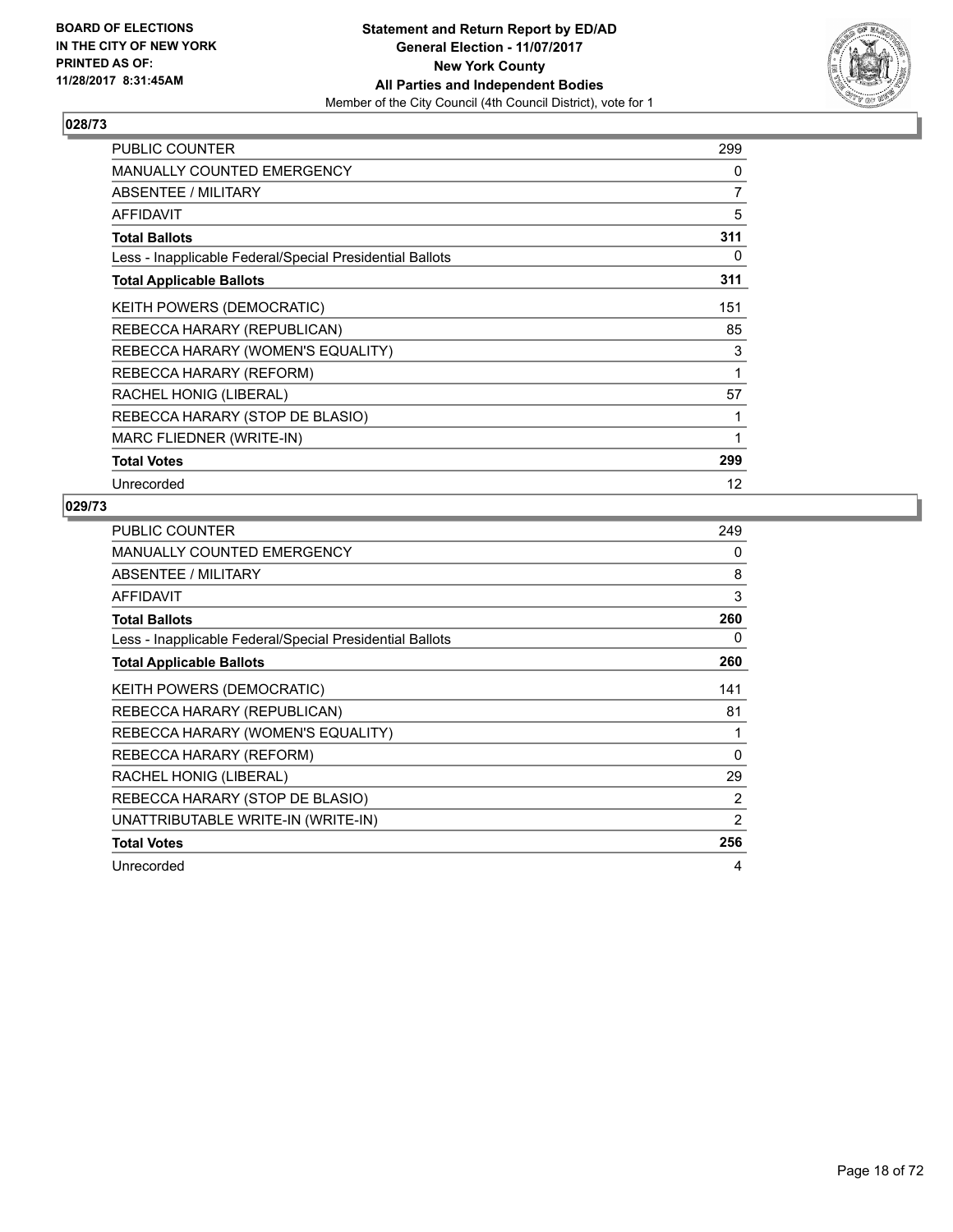**BOARD OF ELECTIONS IN THE CITY OF NEW YORK PRINTED AS OF: 11/28/2017 8:31:45AM**

**Statement and Return Report by ED/AD General Election - 11/07/2017 New York County All Parties and Independent Bodies**
Member of the City Council (4th Council District), vote for 1

## 028/73

| | |
|---|---|
| PUBLIC COUNTER | 299 |
| MANUALLY COUNTED EMERGENCY | 0 |
| ABSENTEE / MILITARY | 7 |
| AFFIDAVIT | 5 |
| **Total Ballots** | **311** |
| Less - Inapplicable Federal/Special Presidential Ballots | 0 |
| **Total Applicable Ballots** | **311** |
| KEITH POWERS (DEMOCRATIC) | 151 |
| REBECCA HARARY (REPUBLICAN) | 85 |
| REBECCA HARARY (WOMEN'S EQUALITY) | 3 |
| REBECCA HARARY (REFORM) | 1 |
| RACHEL HONIG (LIBERAL) | 57 |
| REBECCA HARARY (STOP DE BLASIO) | 1 |
| MARC FLIEDNER (WRITE-IN) | 1 |
| **Total Votes** | **299** |
| Unrecorded | 12 |

## 029/73

| | |
|---|---|
| PUBLIC COUNTER | 249 |
| MANUALLY COUNTED EMERGENCY | 0 |
| ABSENTEE / MILITARY | 8 |
| AFFIDAVIT | 3 |
| **Total Ballots** | **260** |
| Less - Inapplicable Federal/Special Presidential Ballots | 0 |
| **Total Applicable Ballots** | **260** |
| KEITH POWERS (DEMOCRATIC) | 141 |
| REBECCA HARARY (REPUBLICAN) | 81 |
| REBECCA HARARY (WOMEN'S EQUALITY) | 1 |
| REBECCA HARARY (REFORM) | 0 |
| RACHEL HONIG (LIBERAL) | 29 |
| REBECCA HARARY (STOP DE BLASIO) | 2 |
| UNATTRIBUTABLE WRITE-IN (WRITE-IN) | 2 |
| **Total Votes** | **256** |
| Unrecorded | 4 |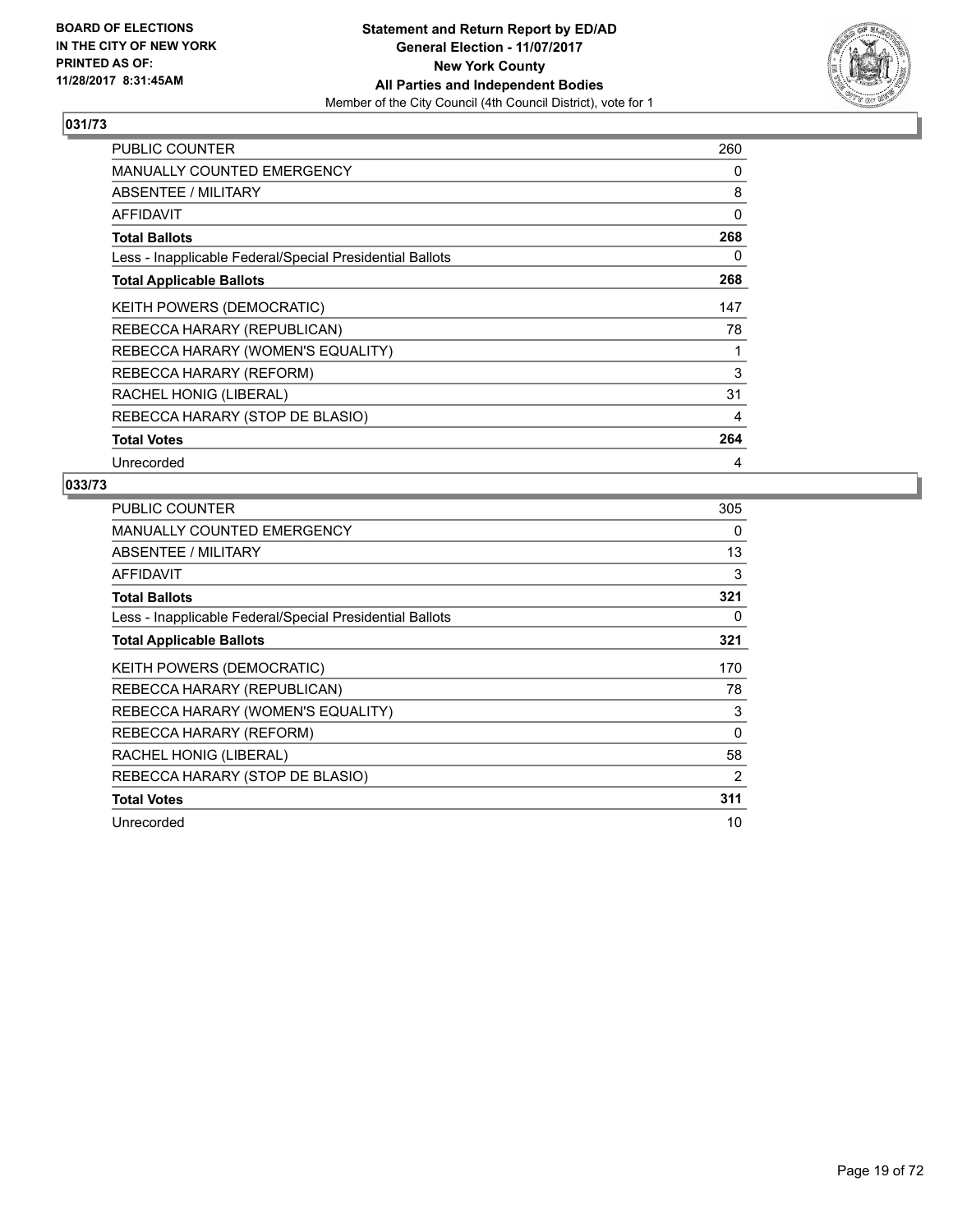**BOARD OF ELECTIONS IN THE CITY OF NEW YORK PRINTED AS OF: 11/28/2017 8:31:45AM**

**Statement and Return Report by ED/AD General Election - 11/07/2017 New York County All Parties and Independent Bodies**

Member of the City Council (4th Council District), vote for 1

## 031/73

| | |
|---|---|
| PUBLIC COUNTER | 260 |
| MANUALLY COUNTED EMERGENCY | 0 |
| ABSENTEE / MILITARY | 8 |
| AFFIDAVIT | 0 |
| **Total Ballots** | **268** |
| Less - Inapplicable Federal/Special Presidential Ballots | 0 |
| **Total Applicable Ballots** | **268** |
| KEITH POWERS (DEMOCRATIC) | 147 |
| REBECCA HARARY (REPUBLICAN) | 78 |
| REBECCA HARARY (WOMEN'S EQUALITY) | 1 |
| REBECCA HARARY (REFORM) | 3 |
| RACHEL HONIG (LIBERAL) | 31 |
| REBECCA HARARY (STOP DE BLASIO) | 4 |
| **Total Votes** | **264** |
| Unrecorded | 4 |

## 033/73

| | |
|---|---|
| PUBLIC COUNTER | 305 |
| MANUALLY COUNTED EMERGENCY | 0 |
| ABSENTEE / MILITARY | 13 |
| AFFIDAVIT | 3 |
| **Total Ballots** | **321** |
| Less - Inapplicable Federal/Special Presidential Ballots | 0 |
| **Total Applicable Ballots** | **321** |
| KEITH POWERS (DEMOCRATIC) | 170 |
| REBECCA HARARY (REPUBLICAN) | 78 |
| REBECCA HARARY (WOMEN'S EQUALITY) | 3 |
| REBECCA HARARY (REFORM) | 0 |
| RACHEL HONIG (LIBERAL) | 58 |
| REBECCA HARARY (STOP DE BLASIO) | 2 |
| **Total Votes** | **311** |
| Unrecorded | 10 |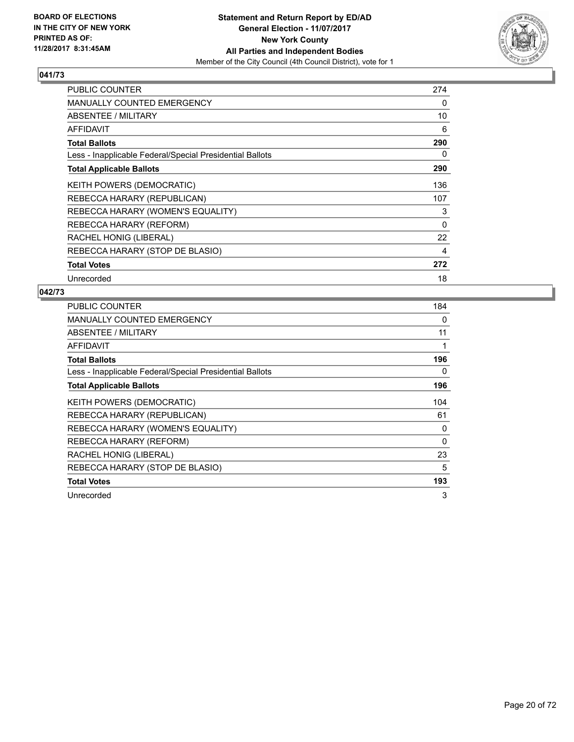BOARD OF ELECTIONS
IN THE CITY OF NEW YORK
PRINTED AS OF:
11/28/2017 8:31:45AM

**Statement and Return Report by ED/AD**
**General Election - 11/07/2017**
**New York County**
**All Parties and Independent Bodies**
Member of the City Council (4th Council District), vote for 1

### 041/73

| | |
|---|---|
| PUBLIC COUNTER | 274 |
| MANUALLY COUNTED EMERGENCY | 0 |
| ABSENTEE / MILITARY | 10 |
| AFFIDAVIT | 6 |
| **Total Ballots** | **290** |
| Less - Inapplicable Federal/Special Presidential Ballots | 0 |
| **Total Applicable Ballots** | **290** |
| KEITH POWERS (DEMOCRATIC) | 136 |
| REBECCA HARARY (REPUBLICAN) | 107 |
| REBECCA HARARY (WOMEN'S EQUALITY) | 3 |
| REBECCA HARARY (REFORM) | 0 |
| RACHEL HONIG (LIBERAL) | 22 |
| REBECCA HARARY (STOP DE BLASIO) | 4 |
| **Total Votes** | **272** |
| Unrecorded | 18 |

### 042/73

| | |
|---|---|
| PUBLIC COUNTER | 184 |
| MANUALLY COUNTED EMERGENCY | 0 |
| ABSENTEE / MILITARY | 11 |
| AFFIDAVIT | 1 |
| **Total Ballots** | **196** |
| Less - Inapplicable Federal/Special Presidential Ballots | 0 |
| **Total Applicable Ballots** | **196** |
| KEITH POWERS (DEMOCRATIC) | 104 |
| REBECCA HARARY (REPUBLICAN) | 61 |
| REBECCA HARARY (WOMEN'S EQUALITY) | 0 |
| REBECCA HARARY (REFORM) | 0 |
| RACHEL HONIG (LIBERAL) | 23 |
| REBECCA HARARY (STOP DE BLASIO) | 5 |
| **Total Votes** | **193** |
| Unrecorded | 3 |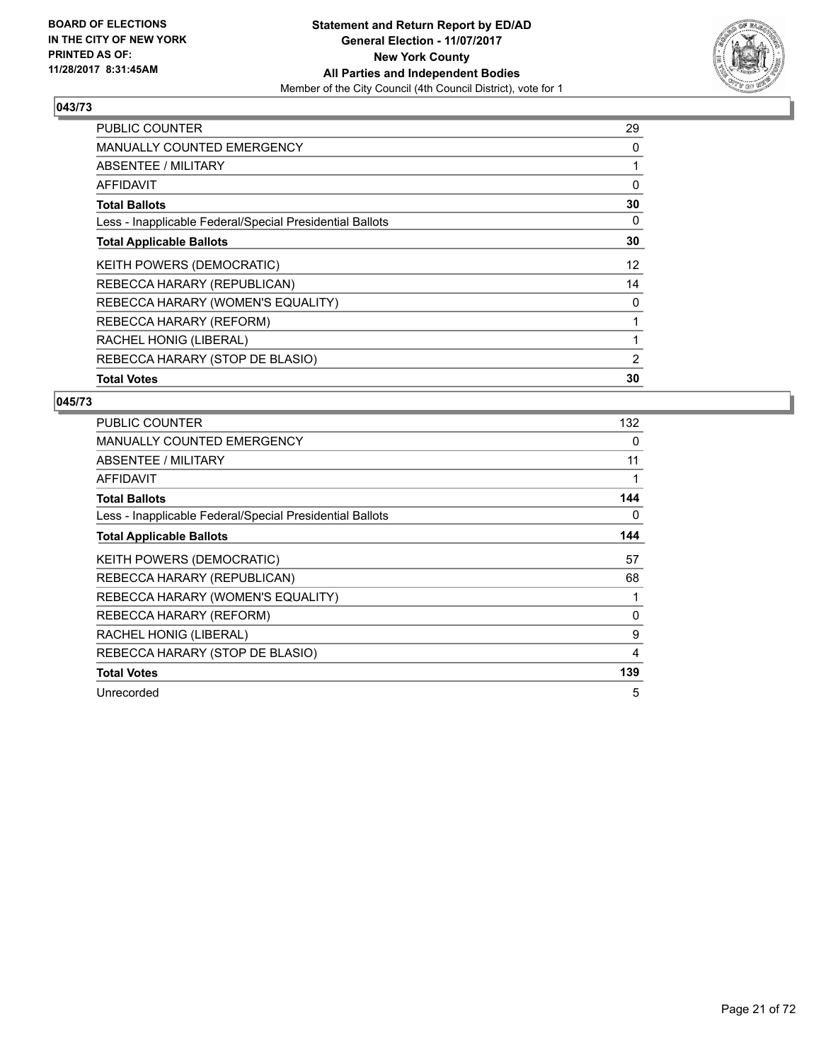**BOARD OF ELECTIONS IN THE CITY OF NEW YORK PRINTED AS OF: 11/28/2017 8:31:45AM**

**Statement and Return Report by ED/AD**
**General Election - 11/07/2017**
**New York County**
**All Parties and Independent Bodies**
Member of the City Council (4th Council District), vote for 1

## 043/73

| | |
|---|---|
| PUBLIC COUNTER | 29 |
| MANUALLY COUNTED EMERGENCY | 0 |
| ABSENTEE / MILITARY | 1 |
| AFFIDAVIT | 0 |
| **Total Ballots** | **30** |
| Less - Inapplicable Federal/Special Presidential Ballots | 0 |
| **Total Applicable Ballots** | **30** |
| KEITH POWERS (DEMOCRATIC) | 12 |
| REBECCA HARARY (REPUBLICAN) | 14 |
| REBECCA HARARY (WOMEN'S EQUALITY) | 0 |
| REBECCA HARARY (REFORM) | 1 |
| RACHEL HONIG (LIBERAL) | 1 |
| REBECCA HARARY (STOP DE BLASIO) | 2 |
| **Total Votes** | **30** |

## 045/73

| | |
|---|---|
| PUBLIC COUNTER | 132 |
| MANUALLY COUNTED EMERGENCY | 0 |
| ABSENTEE / MILITARY | 11 |
| AFFIDAVIT | 1 |
| **Total Ballots** | **144** |
| Less - Inapplicable Federal/Special Presidential Ballots | 0 |
| **Total Applicable Ballots** | **144** |
| KEITH POWERS (DEMOCRATIC) | 57 |
| REBECCA HARARY (REPUBLICAN) | 68 |
| REBECCA HARARY (WOMEN'S EQUALITY) | 1 |
| REBECCA HARARY (REFORM) | 0 |
| RACHEL HONIG (LIBERAL) | 9 |
| REBECCA HARARY (STOP DE BLASIO) | 4 |
| **Total Votes** | **139** |
| Unrecorded | 5 |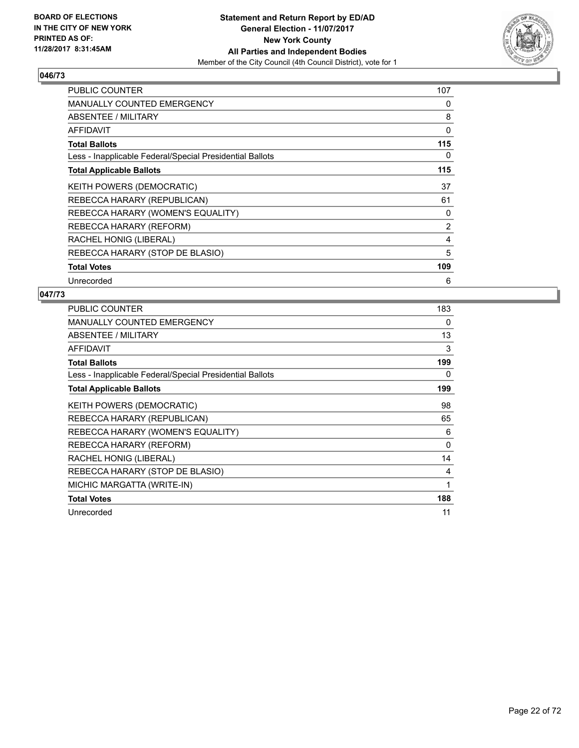**Statement and Return Report by ED/AD**
**General Election - 11/07/2017**
**New York County**
**All Parties and Independent Bodies**
Member of the City Council (4th Council District), vote for 1

BOARD OF ELECTIONS
IN THE CITY OF NEW YORK
PRINTED AS OF:
11/28/2017 8:31:45AM

## 046/73

| | |
|---|---|
| PUBLIC COUNTER | 107 |
| MANUALLY COUNTED EMERGENCY | 0 |
| ABSENTEE / MILITARY | 8 |
| AFFIDAVIT | 0 |
| **Total Ballots** | **115** |
| Less - Inapplicable Federal/Special Presidential Ballots | 0 |
| **Total Applicable Ballots** | **115** |
| KEITH POWERS (DEMOCRATIC) | 37 |
| REBECCA HARARY (REPUBLICAN) | 61 |
| REBECCA HARARY (WOMEN'S EQUALITY) | 0 |
| REBECCA HARARY (REFORM) | 2 |
| RACHEL HONIG (LIBERAL) | 4 |
| REBECCA HARARY (STOP DE BLASIO) | 5 |
| **Total Votes** | **109** |
| Unrecorded | 6 |

## 047/73

| | |
|---|---|
| PUBLIC COUNTER | 183 |
| MANUALLY COUNTED EMERGENCY | 0 |
| ABSENTEE / MILITARY | 13 |
| AFFIDAVIT | 3 |
| **Total Ballots** | **199** |
| Less - Inapplicable Federal/Special Presidential Ballots | 0 |
| **Total Applicable Ballots** | **199** |
| KEITH POWERS (DEMOCRATIC) | 98 |
| REBECCA HARARY (REPUBLICAN) | 65 |
| REBECCA HARARY (WOMEN'S EQUALITY) | 6 |
| REBECCA HARARY (REFORM) | 0 |
| RACHEL HONIG (LIBERAL) | 14 |
| REBECCA HARARY (STOP DE BLASIO) | 4 |
| MICHIC MARGATTA (WRITE-IN) | 1 |
| **Total Votes** | **188** |
| Unrecorded | 11 |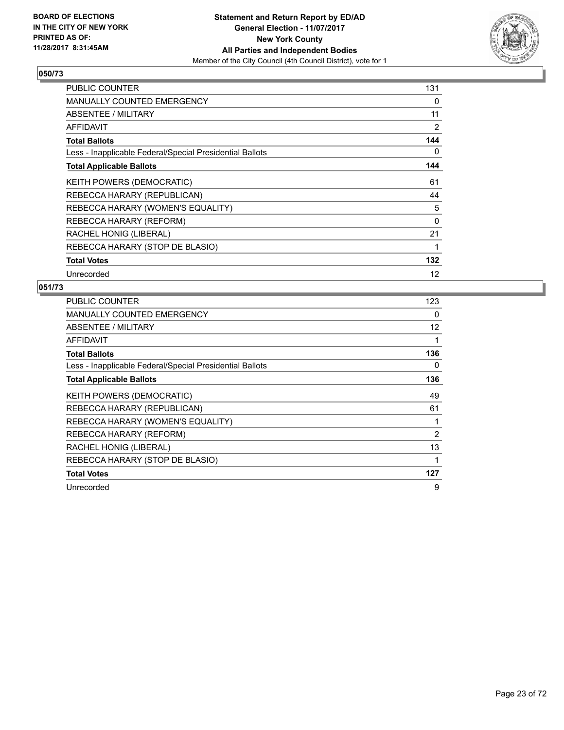**BOARD OF ELECTIONS IN THE CITY OF NEW YORK PRINTED AS OF: 11/28/2017 8:31:45AM**

**Statement and Return Report by ED/AD**
**General Election - 11/07/2017**
**New York County**
**All Parties and Independent Bodies**
Member of the City Council (4th Council District), vote for 1

## 050/73

| | |
|---|---|
| PUBLIC COUNTER | 131 |
| MANUALLY COUNTED EMERGENCY | 0 |
| ABSENTEE / MILITARY | 11 |
| AFFIDAVIT | 2 |
| **Total Ballots** | **144** |
| Less - Inapplicable Federal/Special Presidential Ballots | 0 |
| **Total Applicable Ballots** | **144** |
| KEITH POWERS (DEMOCRATIC) | 61 |
| REBECCA HARARY (REPUBLICAN) | 44 |
| REBECCA HARARY (WOMEN'S EQUALITY) | 5 |
| REBECCA HARARY (REFORM) | 0 |
| RACHEL HONIG (LIBERAL) | 21 |
| REBECCA HARARY (STOP DE BLASIO) | 1 |
| **Total Votes** | **132** |
| Unrecorded | 12 |

## 051/73

| | |
|---|---|
| PUBLIC COUNTER | 123 |
| MANUALLY COUNTED EMERGENCY | 0 |
| ABSENTEE / MILITARY | 12 |
| AFFIDAVIT | 1 |
| **Total Ballots** | **136** |
| Less - Inapplicable Federal/Special Presidential Ballots | 0 |
| **Total Applicable Ballots** | **136** |
| KEITH POWERS (DEMOCRATIC) | 49 |
| REBECCA HARARY (REPUBLICAN) | 61 |
| REBECCA HARARY (WOMEN'S EQUALITY) | 1 |
| REBECCA HARARY (REFORM) | 2 |
| RACHEL HONIG (LIBERAL) | 13 |
| REBECCA HARARY (STOP DE BLASIO) | 1 |
| **Total Votes** | **127** |
| Unrecorded | 9 |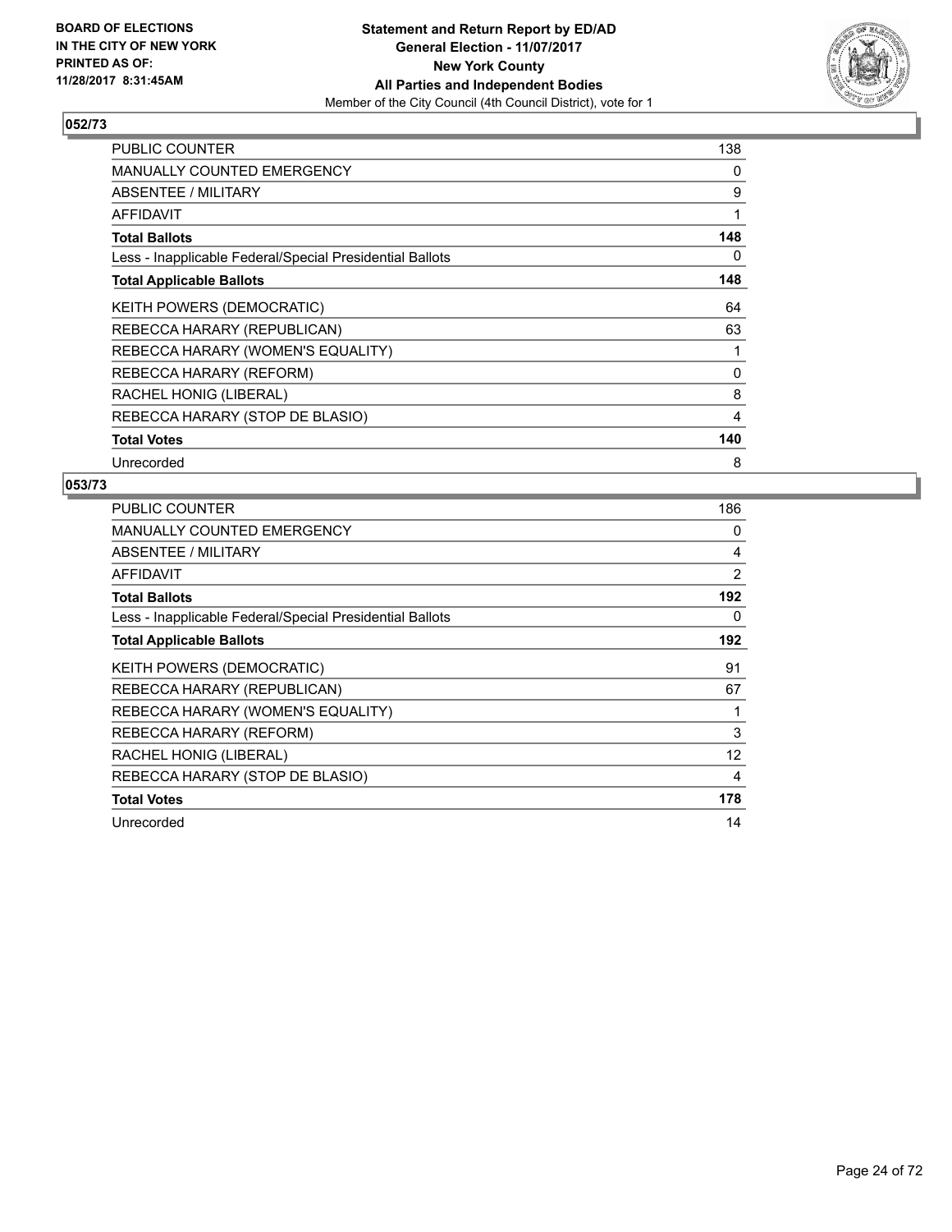BOARD OF ELECTIONS
IN THE CITY OF NEW YORK
PRINTED AS OF:
11/28/2017 8:31:45AM

**Statement and Return Report by ED/AD**
**General Election - 11/07/2017**
**New York County**
**All Parties and Independent Bodies**
Member of the City Council (4th Council District), vote for 1

### 052/73

| | |
|---|---|
| PUBLIC COUNTER | 138 |
| MANUALLY COUNTED EMERGENCY | 0 |
| ABSENTEE / MILITARY | 9 |
| AFFIDAVIT | 1 |
| **Total Ballots** | **148** |
| Less - Inapplicable Federal/Special Presidential Ballots | 0 |
| **Total Applicable Ballots** | **148** |
| KEITH POWERS (DEMOCRATIC) | 64 |
| REBECCA HARARY (REPUBLICAN) | 63 |
| REBECCA HARARY (WOMEN'S EQUALITY) | 1 |
| REBECCA HARARY (REFORM) | 0 |
| RACHEL HONIG (LIBERAL) | 8 |
| REBECCA HARARY (STOP DE BLASIO) | 4 |
| **Total Votes** | **140** |
| Unrecorded | 8 |

### 053/73

| | |
|---|---|
| PUBLIC COUNTER | 186 |
| MANUALLY COUNTED EMERGENCY | 0 |
| ABSENTEE / MILITARY | 4 |
| AFFIDAVIT | 2 |
| **Total Ballots** | **192** |
| Less - Inapplicable Federal/Special Presidential Ballots | 0 |
| **Total Applicable Ballots** | **192** |
| KEITH POWERS (DEMOCRATIC) | 91 |
| REBECCA HARARY (REPUBLICAN) | 67 |
| REBECCA HARARY (WOMEN'S EQUALITY) | 1 |
| REBECCA HARARY (REFORM) | 3 |
| RACHEL HONIG (LIBERAL) | 12 |
| REBECCA HARARY (STOP DE BLASIO) | 4 |
| **Total Votes** | **178** |
| Unrecorded | 14 |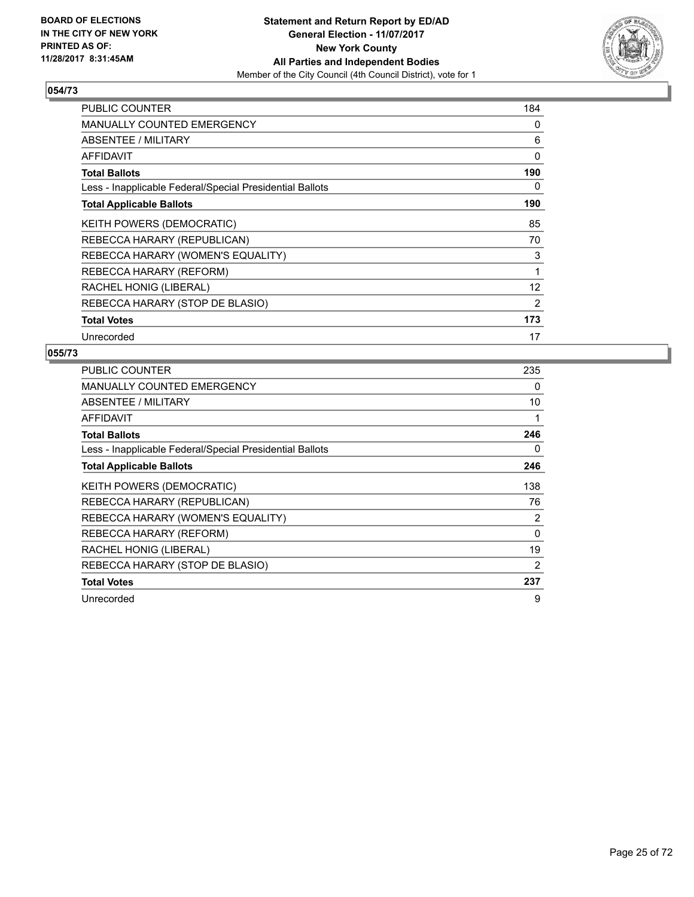**Statement and Return Report by ED/AD**
**General Election - 11/07/2017**
**New York County**
**All Parties and Independent Bodies**
Member of the City Council (4th Council District), vote for 1

BOARD OF ELECTIONS IN THE CITY OF NEW YORK PRINTED AS OF: 11/28/2017 8:31:45AM

## 054/73

| | |
|---|---|
| PUBLIC COUNTER | 184 |
| MANUALLY COUNTED EMERGENCY | 0 |
| ABSENTEE / MILITARY | 6 |
| AFFIDAVIT | 0 |
| **Total Ballots** | **190** |
| Less - Inapplicable Federal/Special Presidential Ballots | 0 |
| **Total Applicable Ballots** | **190** |
| KEITH POWERS (DEMOCRATIC) | 85 |
| REBECCA HARARY (REPUBLICAN) | 70 |
| REBECCA HARARY (WOMEN'S EQUALITY) | 3 |
| REBECCA HARARY (REFORM) | 1 |
| RACHEL HONIG (LIBERAL) | 12 |
| REBECCA HARARY (STOP DE BLASIO) | 2 |
| **Total Votes** | **173** |
| Unrecorded | 17 |

## 055/73

| | |
|---|---|
| PUBLIC COUNTER | 235 |
| MANUALLY COUNTED EMERGENCY | 0 |
| ABSENTEE / MILITARY | 10 |
| AFFIDAVIT | 1 |
| **Total Ballots** | **246** |
| Less - Inapplicable Federal/Special Presidential Ballots | 0 |
| **Total Applicable Ballots** | **246** |
| KEITH POWERS (DEMOCRATIC) | 138 |
| REBECCA HARARY (REPUBLICAN) | 76 |
| REBECCA HARARY (WOMEN'S EQUALITY) | 2 |
| REBECCA HARARY (REFORM) | 0 |
| RACHEL HONIG (LIBERAL) | 19 |
| REBECCA HARARY (STOP DE BLASIO) | 2 |
| **Total Votes** | **237** |
| Unrecorded | 9 |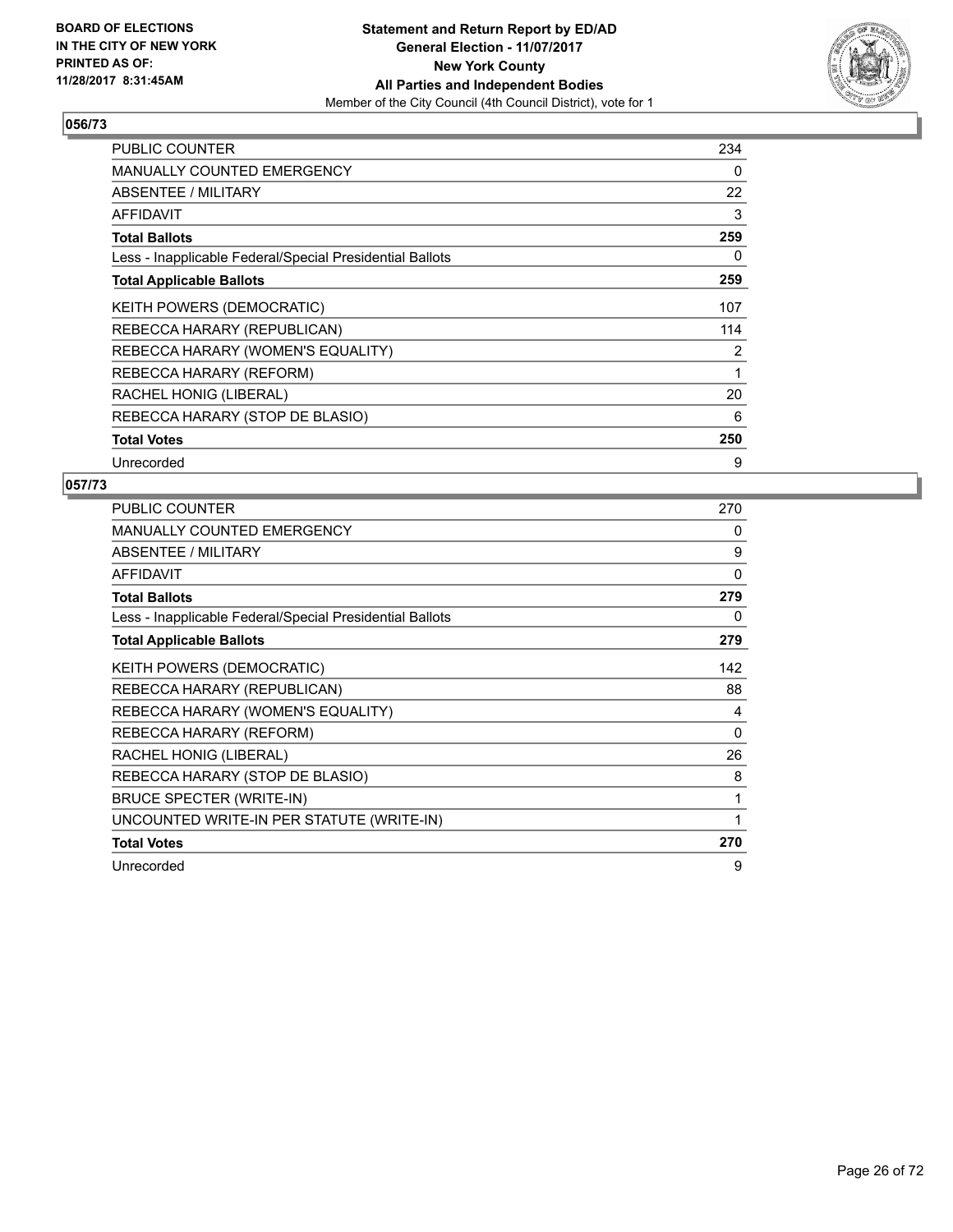BOARD OF ELECTIONS
IN THE CITY OF NEW YORK
PRINTED AS OF:
11/28/2017 8:31:45AM

**Statement and Return Report by ED/AD**
**General Election - 11/07/2017**
**New York County**
**All Parties and Independent Bodies**
Member of the City Council (4th Council District), vote for 1

### 056/73

| | |
|---|---|
| PUBLIC COUNTER | 234 |
| MANUALLY COUNTED EMERGENCY | 0 |
| ABSENTEE / MILITARY | 22 |
| AFFIDAVIT | 3 |
| **Total Ballots** | **259** |
| Less - Inapplicable Federal/Special Presidential Ballots | 0 |
| **Total Applicable Ballots** | **259** |
| KEITH POWERS (DEMOCRATIC) | 107 |
| REBECCA HARARY (REPUBLICAN) | 114 |
| REBECCA HARARY (WOMEN'S EQUALITY) | 2 |
| REBECCA HARARY (REFORM) | 1 |
| RACHEL HONIG (LIBERAL) | 20 |
| REBECCA HARARY (STOP DE BLASIO) | 6 |
| **Total Votes** | **250** |
| Unrecorded | 9 |

### 057/73

| | |
|---|---|
| PUBLIC COUNTER | 270 |
| MANUALLY COUNTED EMERGENCY | 0 |
| ABSENTEE / MILITARY | 9 |
| AFFIDAVIT | 0 |
| **Total Ballots** | **279** |
| Less - Inapplicable Federal/Special Presidential Ballots | 0 |
| **Total Applicable Ballots** | **279** |
| KEITH POWERS (DEMOCRATIC) | 142 |
| REBECCA HARARY (REPUBLICAN) | 88 |
| REBECCA HARARY (WOMEN'S EQUALITY) | 4 |
| REBECCA HARARY (REFORM) | 0 |
| RACHEL HONIG (LIBERAL) | 26 |
| REBECCA HARARY (STOP DE BLASIO) | 8 |
| BRUCE SPECTER (WRITE-IN) | 1 |
| UNCOUNTED WRITE-IN PER STATUTE (WRITE-IN) | 1 |
| **Total Votes** | **270** |
| Unrecorded | 9 |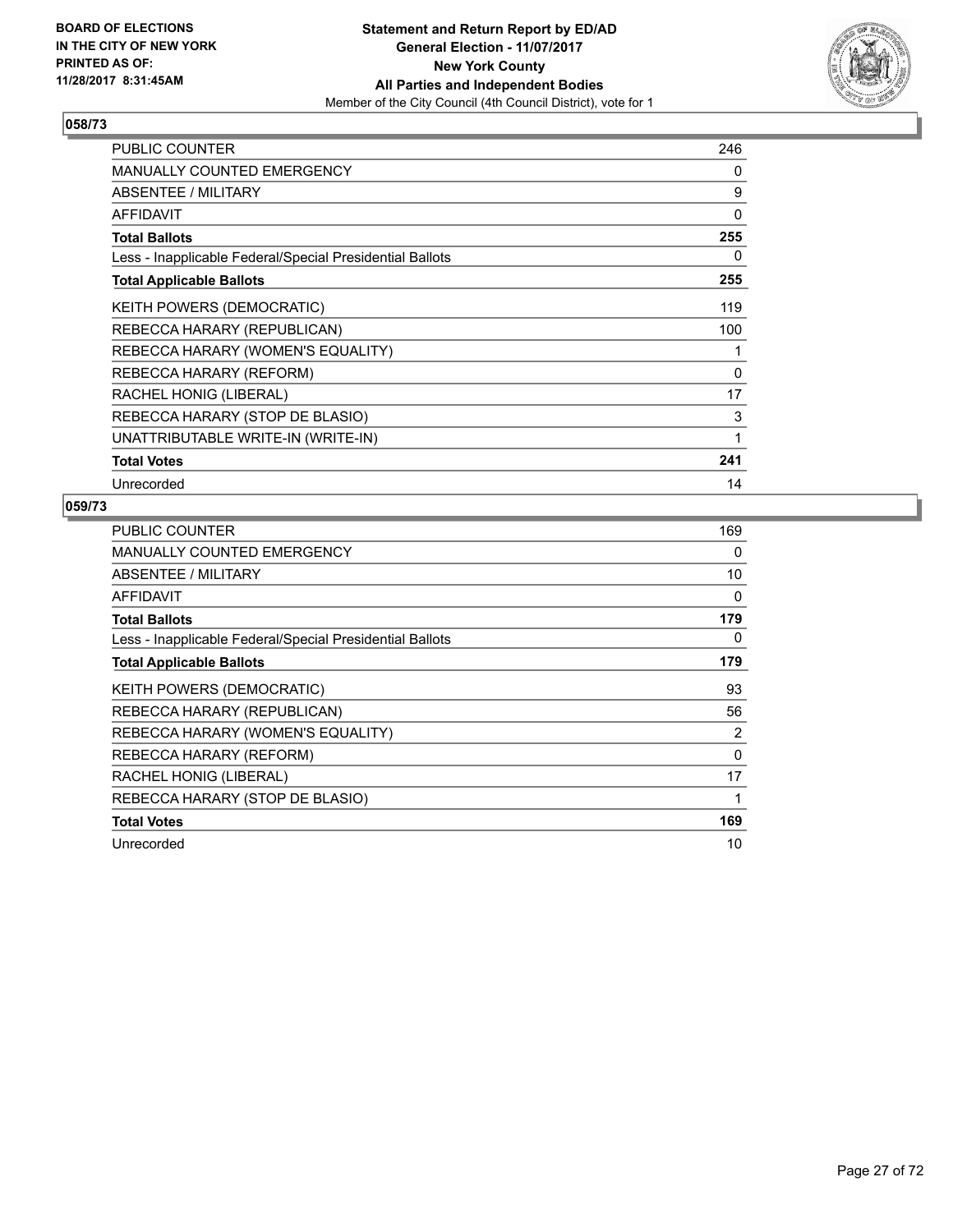**BOARD OF ELECTIONS IN THE CITY OF NEW YORK PRINTED AS OF: 11/28/2017 8:31:45AM**

**Statement and Return Report by ED/AD General Election - 11/07/2017 New York County All Parties and Independent Bodies**

Member of the City Council (4th Council District), vote for 1

## 058/73

| | |
|---|---|
| PUBLIC COUNTER | 246 |
| MANUALLY COUNTED EMERGENCY | 0 |
| ABSENTEE / MILITARY | 9 |
| AFFIDAVIT | 0 |
| **Total Ballots** | **255** |
| Less - Inapplicable Federal/Special Presidential Ballots | 0 |
| **Total Applicable Ballots** | **255** |
| KEITH POWERS (DEMOCRATIC) | 119 |
| REBECCA HARARY (REPUBLICAN) | 100 |
| REBECCA HARARY (WOMEN'S EQUALITY) | 1 |
| REBECCA HARARY (REFORM) | 0 |
| RACHEL HONIG (LIBERAL) | 17 |
| REBECCA HARARY (STOP DE BLASIO) | 3 |
| UNATTRIBUTABLE WRITE-IN (WRITE-IN) | 1 |
| **Total Votes** | **241** |
| Unrecorded | 14 |

## 059/73

| | |
|---|---|
| PUBLIC COUNTER | 169 |
| MANUALLY COUNTED EMERGENCY | 0 |
| ABSENTEE / MILITARY | 10 |
| AFFIDAVIT | 0 |
| **Total Ballots** | **179** |
| Less - Inapplicable Federal/Special Presidential Ballots | 0 |
| **Total Applicable Ballots** | **179** |
| KEITH POWERS (DEMOCRATIC) | 93 |
| REBECCA HARARY (REPUBLICAN) | 56 |
| REBECCA HARARY (WOMEN'S EQUALITY) | 2 |
| REBECCA HARARY (REFORM) | 0 |
| RACHEL HONIG (LIBERAL) | 17 |
| REBECCA HARARY (STOP DE BLASIO) | 1 |
| **Total Votes** | **169** |
| Unrecorded | 10 |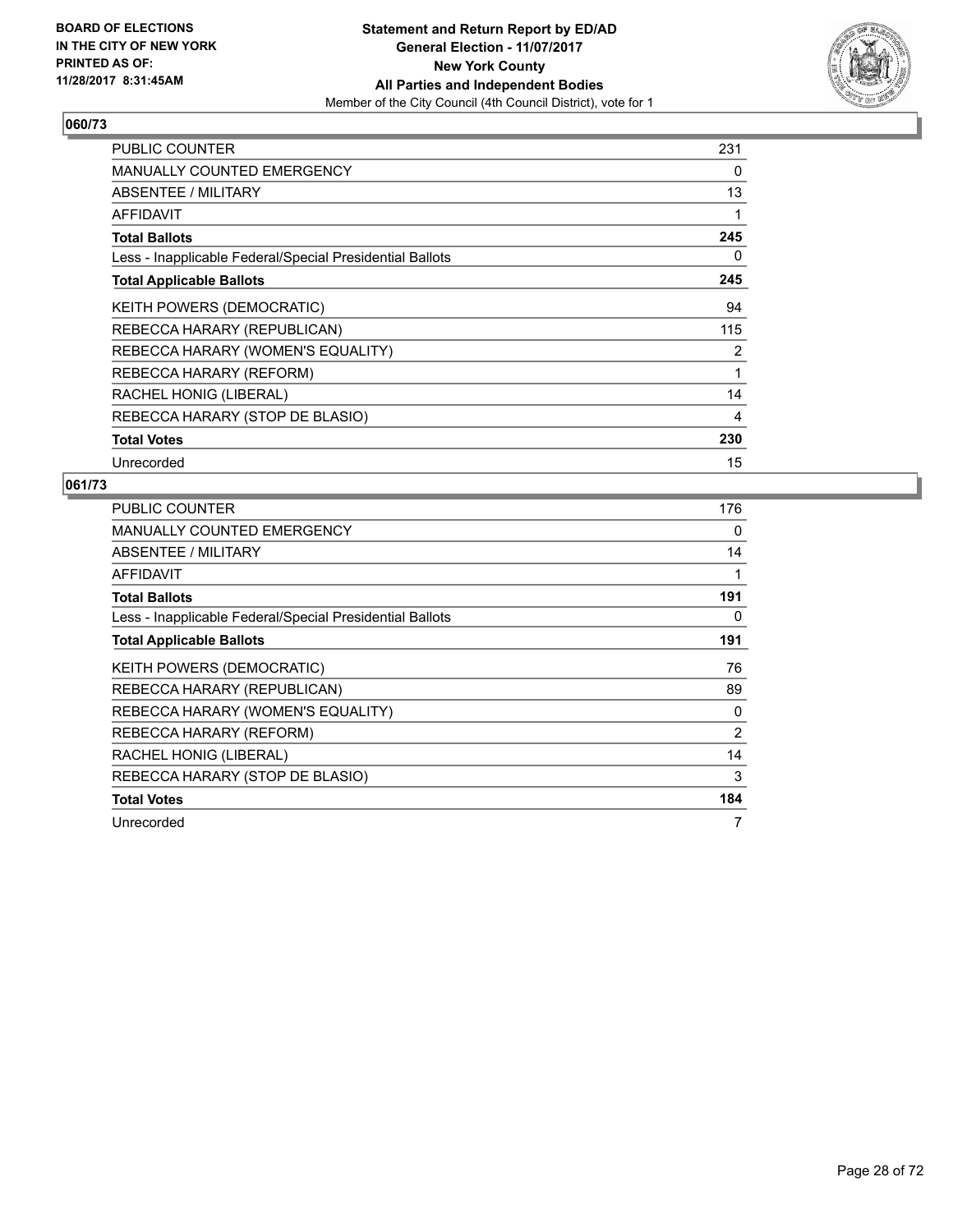BOARD OF ELECTIONS
IN THE CITY OF NEW YORK
PRINTED AS OF:
11/28/2017 8:31:45AM

**Statement and Return Report by ED/AD**
**General Election - 11/07/2017**
**New York County**
**All Parties and Independent Bodies**
Member of the City Council (4th Council District), vote for 1

### 060/73

| | |
|---|---|
| PUBLIC COUNTER | 231 |
| MANUALLY COUNTED EMERGENCY | 0 |
| ABSENTEE / MILITARY | 13 |
| AFFIDAVIT | 1 |
| **Total Ballots** | **245** |
| Less - Inapplicable Federal/Special Presidential Ballots | 0 |
| **Total Applicable Ballots** | **245** |
| KEITH POWERS (DEMOCRATIC) | 94 |
| REBECCA HARARY (REPUBLICAN) | 115 |
| REBECCA HARARY (WOMEN'S EQUALITY) | 2 |
| REBECCA HARARY (REFORM) | 1 |
| RACHEL HONIG (LIBERAL) | 14 |
| REBECCA HARARY (STOP DE BLASIO) | 4 |
| **Total Votes** | **230** |
| Unrecorded | 15 |

### 061/73

| | |
|---|---|
| PUBLIC COUNTER | 176 |
| MANUALLY COUNTED EMERGENCY | 0 |
| ABSENTEE / MILITARY | 14 |
| AFFIDAVIT | 1 |
| **Total Ballots** | **191** |
| Less - Inapplicable Federal/Special Presidential Ballots | 0 |
| **Total Applicable Ballots** | **191** |
| KEITH POWERS (DEMOCRATIC) | 76 |
| REBECCA HARARY (REPUBLICAN) | 89 |
| REBECCA HARARY (WOMEN'S EQUALITY) | 0 |
| REBECCA HARARY (REFORM) | 2 |
| RACHEL HONIG (LIBERAL) | 14 |
| REBECCA HARARY (STOP DE BLASIO) | 3 |
| **Total Votes** | **184** |
| Unrecorded | 7 |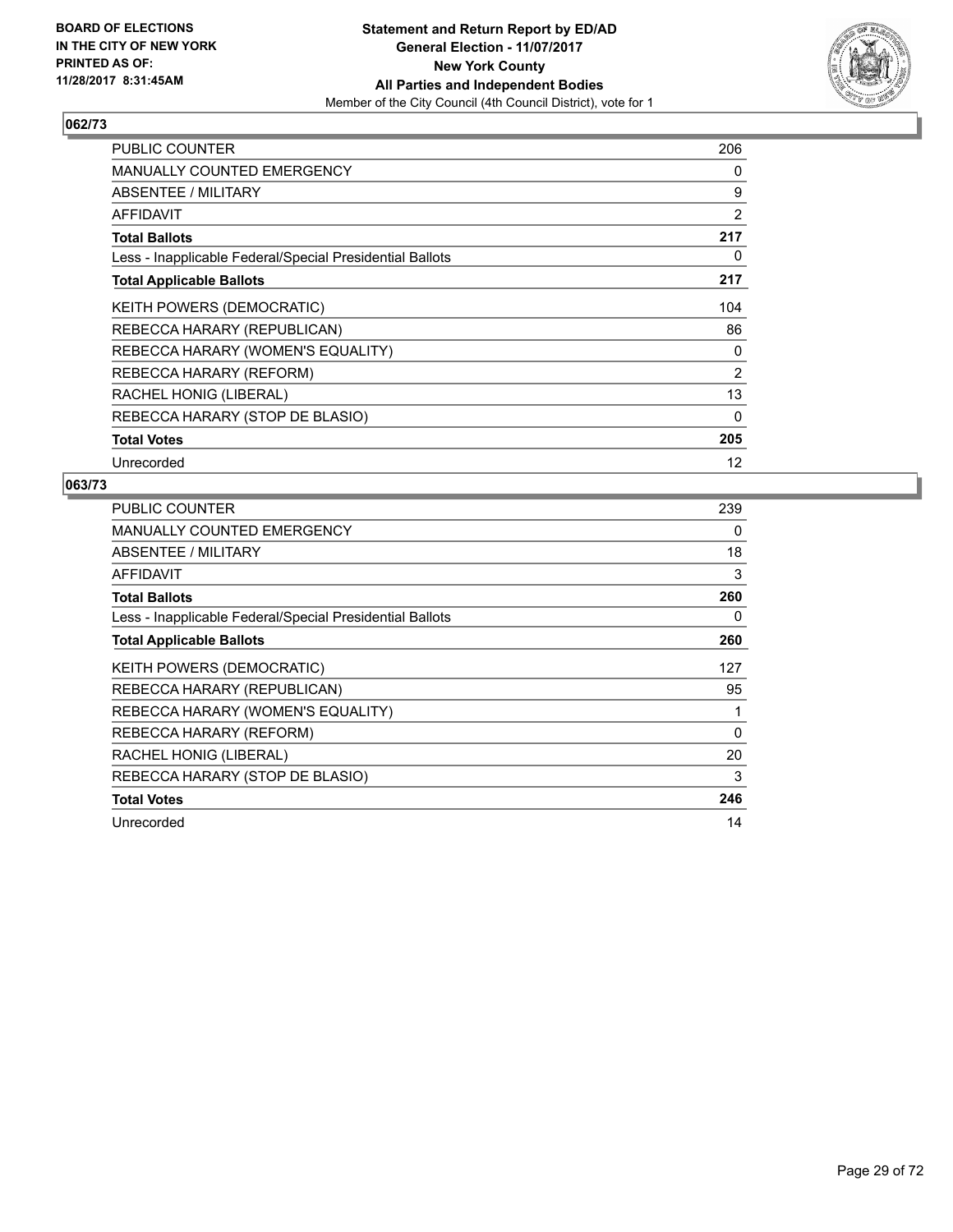## 062/73

| | |
|---|---|
| PUBLIC COUNTER | 206 |
| MANUALLY COUNTED EMERGENCY | 0 |
| ABSENTEE / MILITARY | 9 |
| AFFIDAVIT | 2 |
| **Total Ballots** | **217** |
| Less - Inapplicable Federal/Special Presidential Ballots | 0 |
| **Total Applicable Ballots** | **217** |
| KEITH POWERS (DEMOCRATIC) | 104 |
| REBECCA HARARY (REPUBLICAN) | 86 |
| REBECCA HARARY (WOMEN'S EQUALITY) | 0 |
| REBECCA HARARY (REFORM) | 2 |
| RACHEL HONIG (LIBERAL) | 13 |
| REBECCA HARARY (STOP DE BLASIO) | 0 |
| **Total Votes** | **205** |
| Unrecorded | 12 |

## 063/73

| | |
|---|---|
| PUBLIC COUNTER | 239 |
| MANUALLY COUNTED EMERGENCY | 0 |
| ABSENTEE / MILITARY | 18 |
| AFFIDAVIT | 3 |
| **Total Ballots** | **260** |
| Less - Inapplicable Federal/Special Presidential Ballots | 0 |
| **Total Applicable Ballots** | **260** |
| KEITH POWERS (DEMOCRATIC) | 127 |
| REBECCA HARARY (REPUBLICAN) | 95 |
| REBECCA HARARY (WOMEN'S EQUALITY) | 1 |
| REBECCA HARARY (REFORM) | 0 |
| RACHEL HONIG (LIBERAL) | 20 |
| REBECCA HARARY (STOP DE BLASIO) | 3 |
| **Total Votes** | **246** |
| Unrecorded | 14 |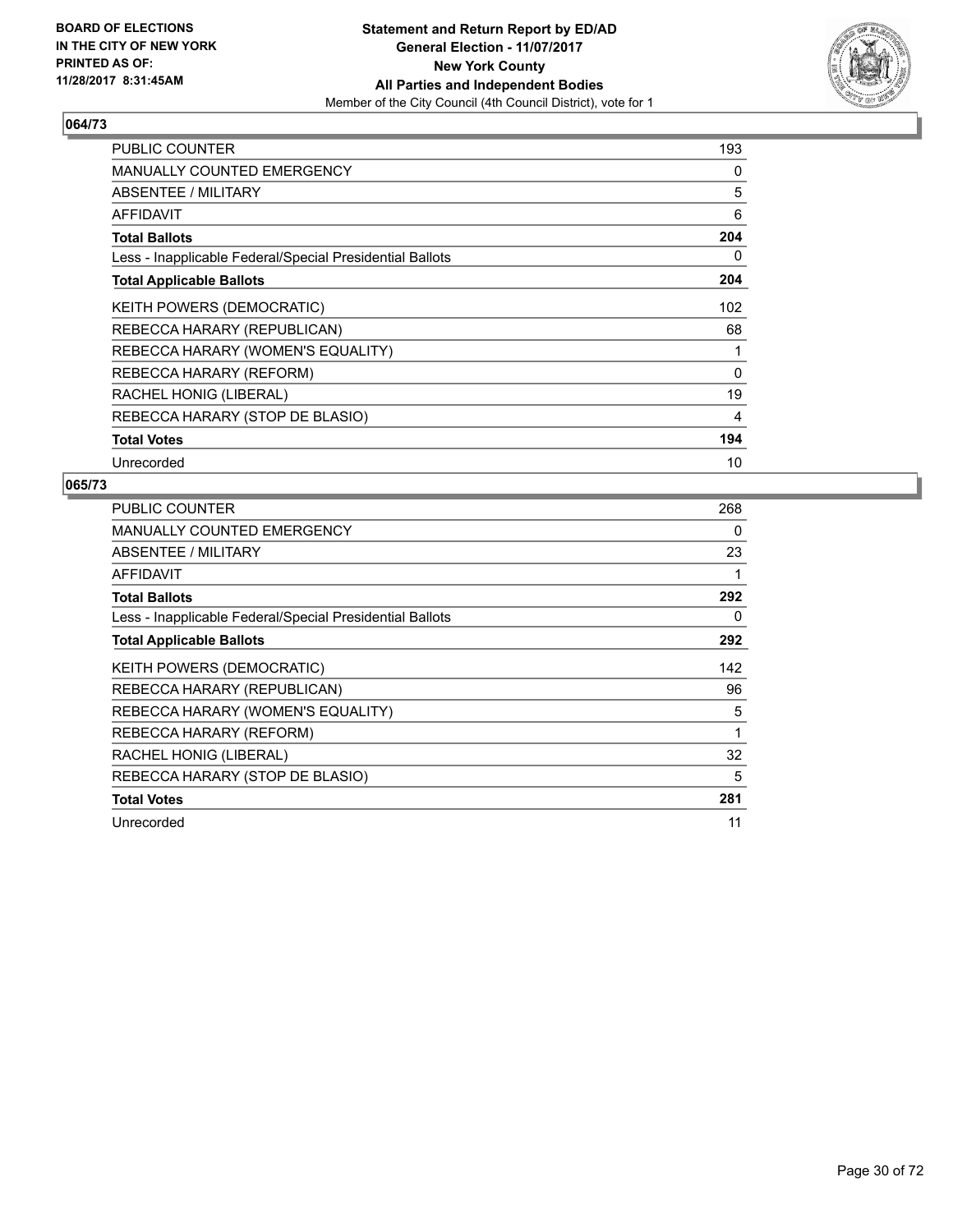**BOARD OF ELECTIONS**
**IN THE CITY OF NEW YORK**
**PRINTED AS OF:**
**11/28/2017 8:31:45AM**

**Statement and Return Report by ED/AD**
**General Election - 11/07/2017**
**New York County**
**All Parties and Independent Bodies**
Member of the City Council (4th Council District), vote for 1

## 064/73

| | |
|---|---|
| PUBLIC COUNTER | 193 |
| MANUALLY COUNTED EMERGENCY | 0 |
| ABSENTEE / MILITARY | 5 |
| AFFIDAVIT | 6 |
| **Total Ballots** | **204** |
| Less - Inapplicable Federal/Special Presidential Ballots | 0 |
| **Total Applicable Ballots** | **204** |
| KEITH POWERS (DEMOCRATIC) | 102 |
| REBECCA HARARY (REPUBLICAN) | 68 |
| REBECCA HARARY (WOMEN'S EQUALITY) | 1 |
| REBECCA HARARY (REFORM) | 0 |
| RACHEL HONIG (LIBERAL) | 19 |
| REBECCA HARARY (STOP DE BLASIO) | 4 |
| **Total Votes** | **194** |
| Unrecorded | 10 |

## 065/73

| | |
|---|---|
| PUBLIC COUNTER | 268 |
| MANUALLY COUNTED EMERGENCY | 0 |
| ABSENTEE / MILITARY | 23 |
| AFFIDAVIT | 1 |
| **Total Ballots** | **292** |
| Less - Inapplicable Federal/Special Presidential Ballots | 0 |
| **Total Applicable Ballots** | **292** |
| KEITH POWERS (DEMOCRATIC) | 142 |
| REBECCA HARARY (REPUBLICAN) | 96 |
| REBECCA HARARY (WOMEN'S EQUALITY) | 5 |
| REBECCA HARARY (REFORM) | 1 |
| RACHEL HONIG (LIBERAL) | 32 |
| REBECCA HARARY (STOP DE BLASIO) | 5 |
| **Total Votes** | **281** |
| Unrecorded | 11 |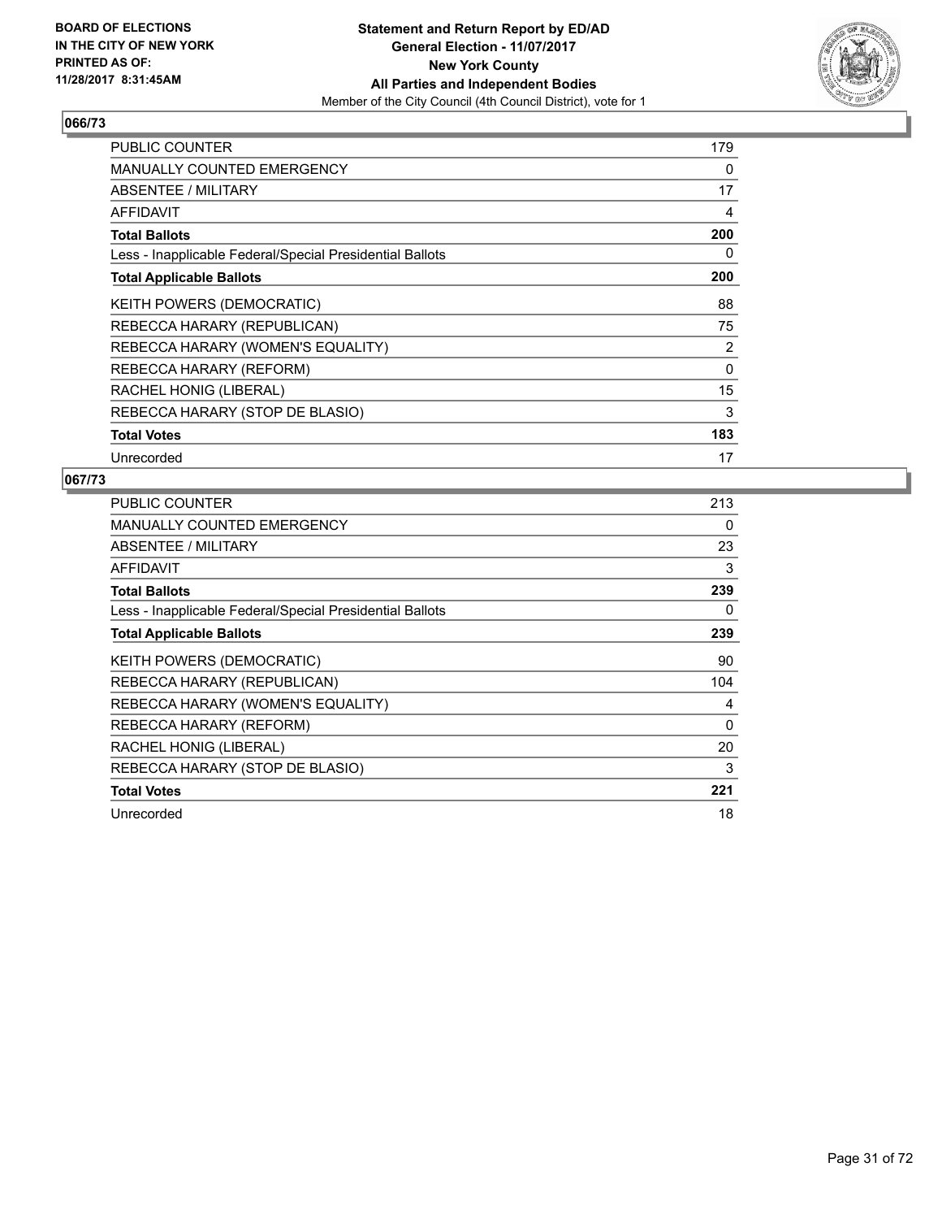BOARD OF ELECTIONS
IN THE CITY OF NEW YORK
PRINTED AS OF:
11/28/2017 8:31:45AM

**Statement and Return Report by ED/AD**
**General Election - 11/07/2017**
**New York County**
**All Parties and Independent Bodies**
Member of the City Council (4th Council District), vote for 1

## 066/73

| | |
|---|---|
| PUBLIC COUNTER | 179 |
| MANUALLY COUNTED EMERGENCY | 0 |
| ABSENTEE / MILITARY | 17 |
| AFFIDAVIT | 4 |
| **Total Ballots** | **200** |
| Less - Inapplicable Federal/Special Presidential Ballots | 0 |
| **Total Applicable Ballots** | **200** |
| KEITH POWERS (DEMOCRATIC) | 88 |
| REBECCA HARARY (REPUBLICAN) | 75 |
| REBECCA HARARY (WOMEN'S EQUALITY) | 2 |
| REBECCA HARARY (REFORM) | 0 |
| RACHEL HONIG (LIBERAL) | 15 |
| REBECCA HARARY (STOP DE BLASIO) | 3 |
| **Total Votes** | **183** |
| Unrecorded | 17 |

## 067/73

| | |
|---|---|
| PUBLIC COUNTER | 213 |
| MANUALLY COUNTED EMERGENCY | 0 |
| ABSENTEE / MILITARY | 23 |
| AFFIDAVIT | 3 |
| **Total Ballots** | **239** |
| Less - Inapplicable Federal/Special Presidential Ballots | 0 |
| **Total Applicable Ballots** | **239** |
| KEITH POWERS (DEMOCRATIC) | 90 |
| REBECCA HARARY (REPUBLICAN) | 104 |
| REBECCA HARARY (WOMEN'S EQUALITY) | 4 |
| REBECCA HARARY (REFORM) | 0 |
| RACHEL HONIG (LIBERAL) | 20 |
| REBECCA HARARY (STOP DE BLASIO) | 3 |
| **Total Votes** | **221** |
| Unrecorded | 18 |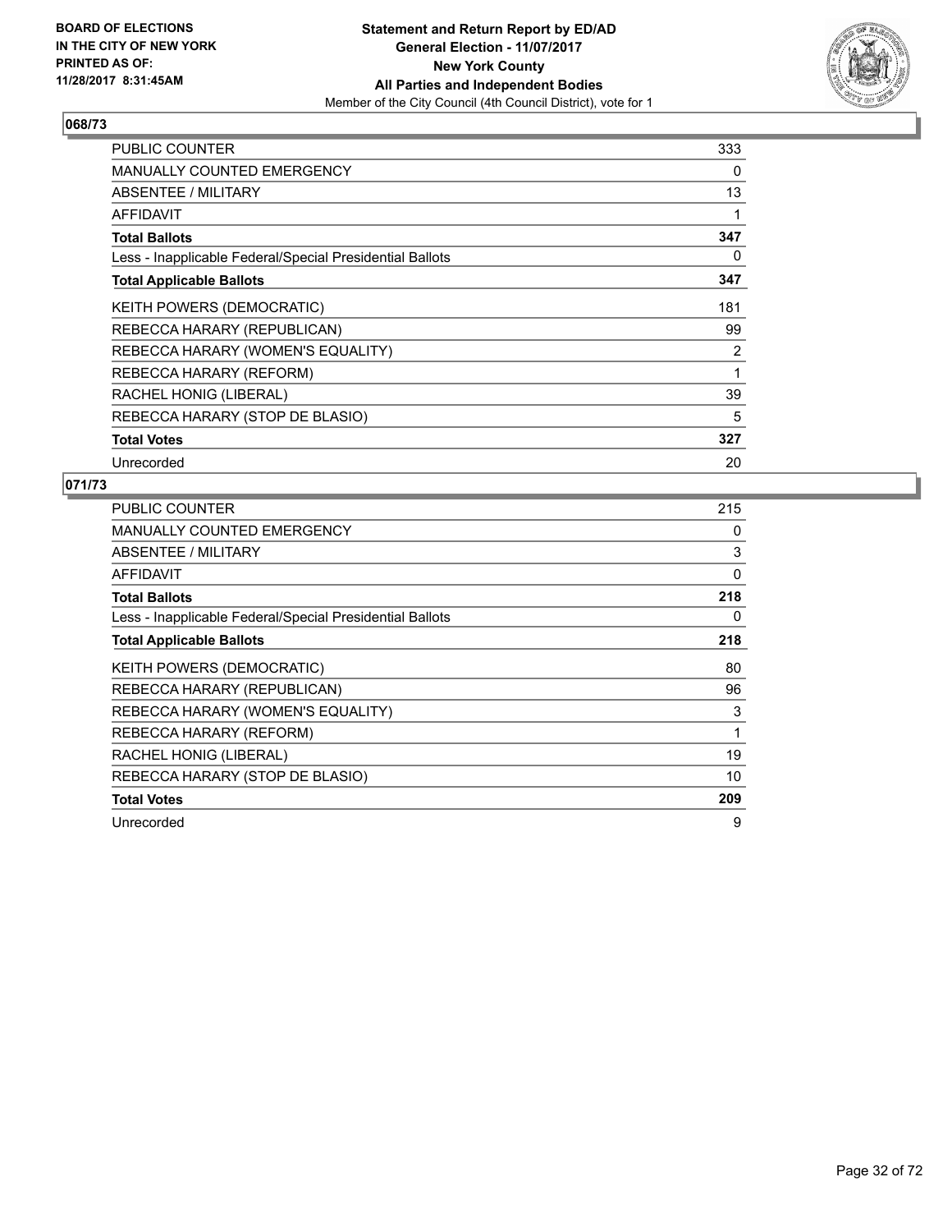BOARD OF ELECTIONS
IN THE CITY OF NEW YORK
PRINTED AS OF:
11/28/2017 8:31:45AM

**Statement and Return Report by ED/AD**
**General Election - 11/07/2017**
**New York County**
**All Parties and Independent Bodies**
Member of the City Council (4th Council District), vote for 1

### 068/73

| | |
|---|---|
| PUBLIC COUNTER | 333 |
| MANUALLY COUNTED EMERGENCY | 0 |
| ABSENTEE / MILITARY | 13 |
| AFFIDAVIT | 1 |
| **Total Ballots** | **347** |
| Less - Inapplicable Federal/Special Presidential Ballots | 0 |
| **Total Applicable Ballots** | **347** |
| KEITH POWERS (DEMOCRATIC) | 181 |
| REBECCA HARARY (REPUBLICAN) | 99 |
| REBECCA HARARY (WOMEN'S EQUALITY) | 2 |
| REBECCA HARARY (REFORM) | 1 |
| RACHEL HONIG (LIBERAL) | 39 |
| REBECCA HARARY (STOP DE BLASIO) | 5 |
| **Total Votes** | **327** |
| Unrecorded | 20 |

### 071/73

| | |
|---|---|
| PUBLIC COUNTER | 215 |
| MANUALLY COUNTED EMERGENCY | 0 |
| ABSENTEE / MILITARY | 3 |
| AFFIDAVIT | 0 |
| **Total Ballots** | **218** |
| Less - Inapplicable Federal/Special Presidential Ballots | 0 |
| **Total Applicable Ballots** | **218** |
| KEITH POWERS (DEMOCRATIC) | 80 |
| REBECCA HARARY (REPUBLICAN) | 96 |
| REBECCA HARARY (WOMEN'S EQUALITY) | 3 |
| REBECCA HARARY (REFORM) | 1 |
| RACHEL HONIG (LIBERAL) | 19 |
| REBECCA HARARY (STOP DE BLASIO) | 10 |
| **Total Votes** | **209** |
| Unrecorded | 9 |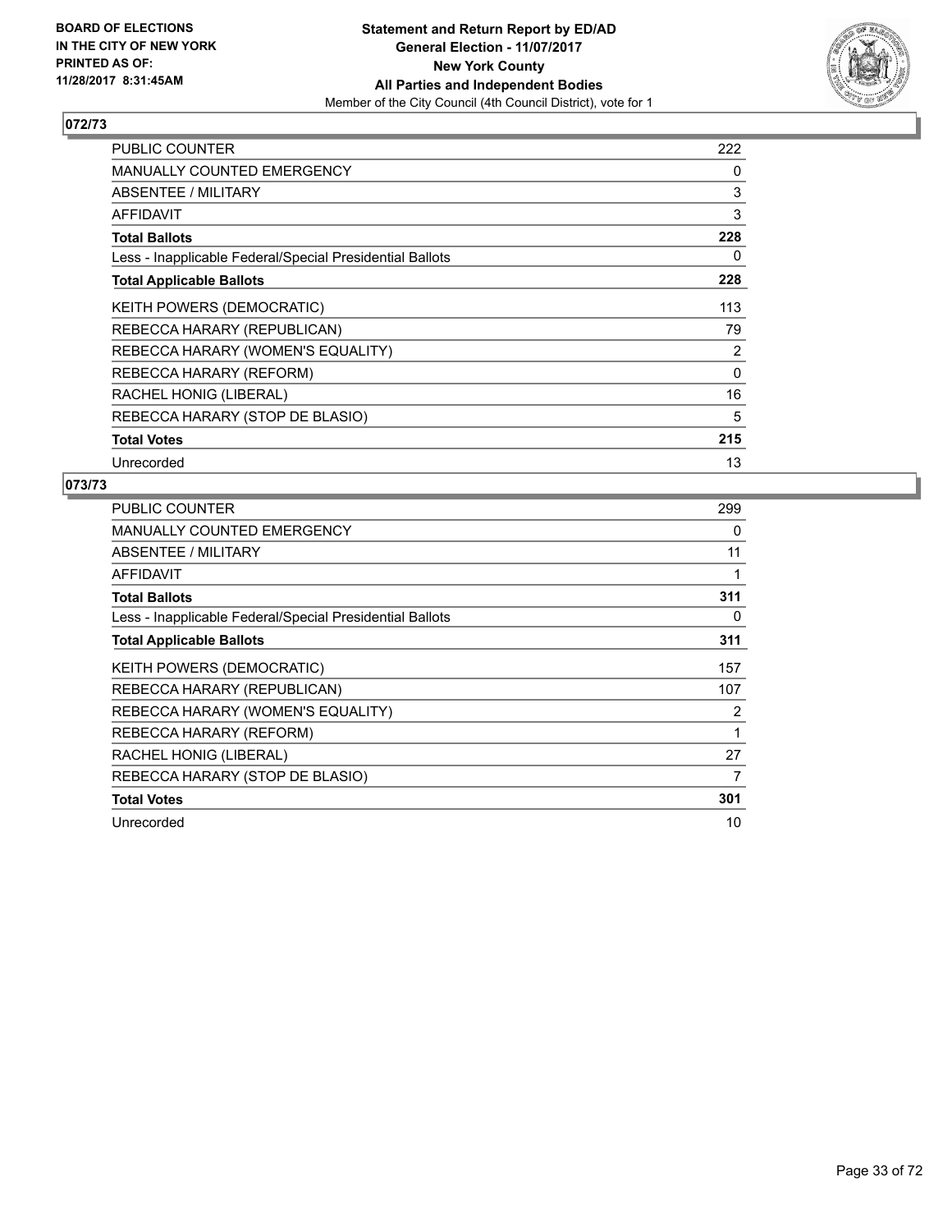**BOARD OF ELECTIONS IN THE CITY OF NEW YORK PRINTED AS OF: 11/28/2017 8:31:45AM**

**Statement and Return Report by ED/AD**
**General Election - 11/07/2017**
**New York County**
**All Parties and Independent Bodies**
Member of the City Council (4th Council District), vote for 1

### 072/73

| | |
|---|---|
| PUBLIC COUNTER | 222 |
| MANUALLY COUNTED EMERGENCY | 0 |
| ABSENTEE / MILITARY | 3 |
| AFFIDAVIT | 3 |
| **Total Ballots** | **228** |
| Less - Inapplicable Federal/Special Presidential Ballots | 0 |
| **Total Applicable Ballots** | **228** |
| KEITH POWERS (DEMOCRATIC) | 113 |
| REBECCA HARARY (REPUBLICAN) | 79 |
| REBECCA HARARY (WOMEN'S EQUALITY) | 2 |
| REBECCA HARARY (REFORM) | 0 |
| RACHEL HONIG (LIBERAL) | 16 |
| REBECCA HARARY (STOP DE BLASIO) | 5 |
| **Total Votes** | **215** |
| Unrecorded | 13 |

### 073/73

| | |
|---|---|
| PUBLIC COUNTER | 299 |
| MANUALLY COUNTED EMERGENCY | 0 |
| ABSENTEE / MILITARY | 11 |
| AFFIDAVIT | 1 |
| **Total Ballots** | **311** |
| Less - Inapplicable Federal/Special Presidential Ballots | 0 |
| **Total Applicable Ballots** | **311** |
| KEITH POWERS (DEMOCRATIC) | 157 |
| REBECCA HARARY (REPUBLICAN) | 107 |
| REBECCA HARARY (WOMEN'S EQUALITY) | 2 |
| REBECCA HARARY (REFORM) | 1 |
| RACHEL HONIG (LIBERAL) | 27 |
| REBECCA HARARY (STOP DE BLASIO) | 7 |
| **Total Votes** | **301** |
| Unrecorded | 10 |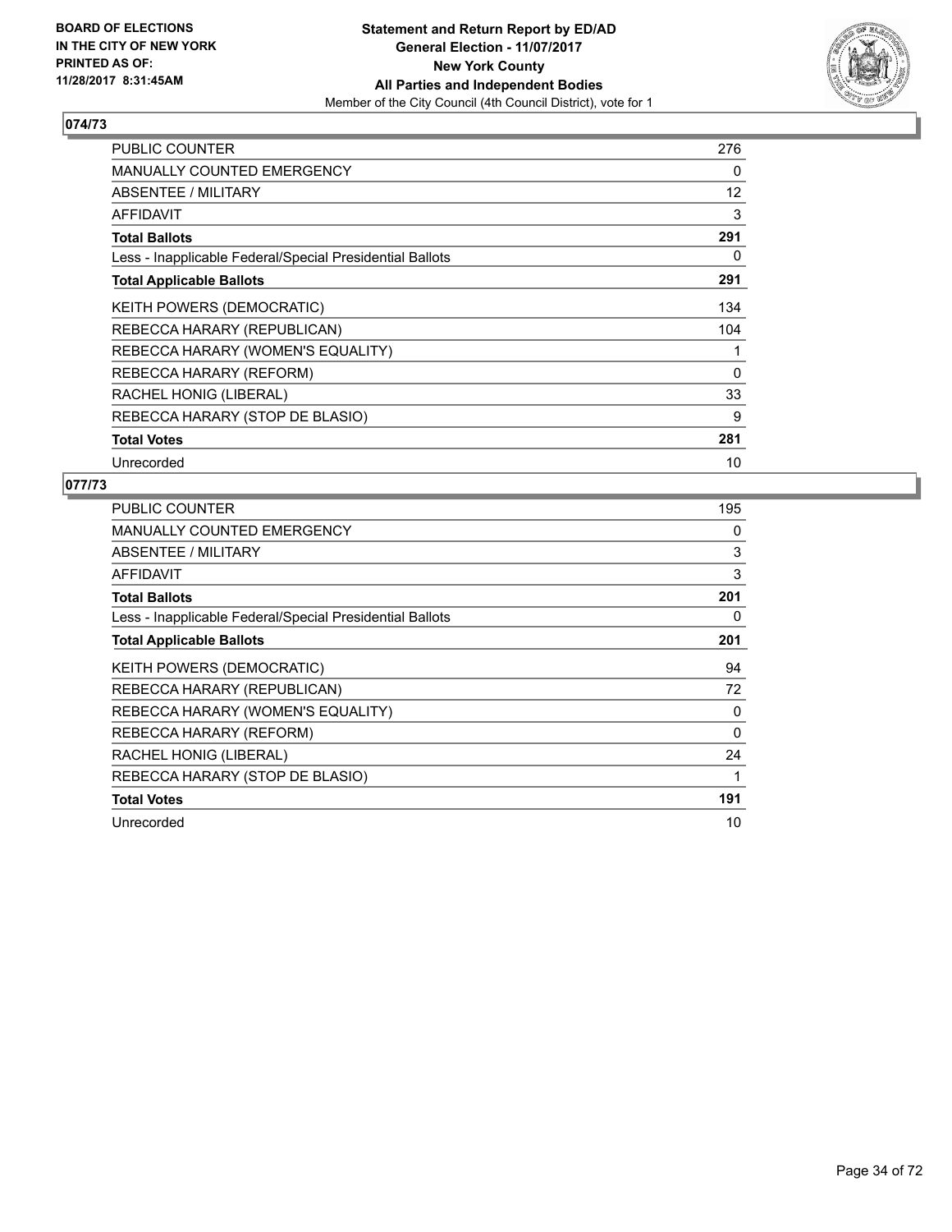## 074/73

| | |
|---|---|
| PUBLIC COUNTER | 276 |
| MANUALLY COUNTED EMERGENCY | 0 |
| ABSENTEE / MILITARY | 12 |
| AFFIDAVIT | 3 |
| **Total Ballots** | **291** |
| Less - Inapplicable Federal/Special Presidential Ballots | 0 |
| **Total Applicable Ballots** | **291** |
| KEITH POWERS (DEMOCRATIC) | 134 |
| REBECCA HARARY (REPUBLICAN) | 104 |
| REBECCA HARARY (WOMEN'S EQUALITY) | 1 |
| REBECCA HARARY (REFORM) | 0 |
| RACHEL HONIG (LIBERAL) | 33 |
| REBECCA HARARY (STOP DE BLASIO) | 9 |
| **Total Votes** | **281** |
| Unrecorded | 10 |

## 077/73

| | |
|---|---|
| PUBLIC COUNTER | 195 |
| MANUALLY COUNTED EMERGENCY | 0 |
| ABSENTEE / MILITARY | 3 |
| AFFIDAVIT | 3 |
| **Total Ballots** | **201** |
| Less - Inapplicable Federal/Special Presidential Ballots | 0 |
| **Total Applicable Ballots** | **201** |
| KEITH POWERS (DEMOCRATIC) | 94 |
| REBECCA HARARY (REPUBLICAN) | 72 |
| REBECCA HARARY (WOMEN'S EQUALITY) | 0 |
| REBECCA HARARY (REFORM) | 0 |
| RACHEL HONIG (LIBERAL) | 24 |
| REBECCA HARARY (STOP DE BLASIO) | 1 |
| **Total Votes** | **191** |
| Unrecorded | 10 |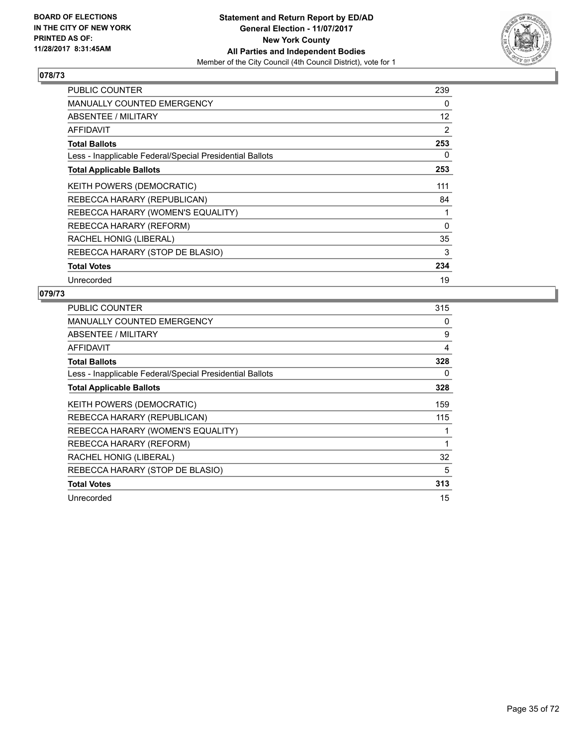**BOARD OF ELECTIONS IN THE CITY OF NEW YORK PRINTED AS OF: 11/28/2017 8:31:45AM**

**Statement and Return Report by ED/AD**
**General Election - 11/07/2017**
**New York County**
**All Parties and Independent Bodies**
Member of the City Council (4th Council District), vote for 1

## 078/73

| | |
|---|---|
| PUBLIC COUNTER | 239 |
| MANUALLY COUNTED EMERGENCY | 0 |
| ABSENTEE / MILITARY | 12 |
| AFFIDAVIT | 2 |
| **Total Ballots** | **253** |
| Less - Inapplicable Federal/Special Presidential Ballots | 0 |
| **Total Applicable Ballots** | **253** |
| KEITH POWERS (DEMOCRATIC) | 111 |
| REBECCA HARARY (REPUBLICAN) | 84 |
| REBECCA HARARY (WOMEN'S EQUALITY) | 1 |
| REBECCA HARARY (REFORM) | 0 |
| RACHEL HONIG (LIBERAL) | 35 |
| REBECCA HARARY (STOP DE BLASIO) | 3 |
| **Total Votes** | **234** |
| Unrecorded | 19 |

## 079/73

| | |
|---|---|
| PUBLIC COUNTER | 315 |
| MANUALLY COUNTED EMERGENCY | 0 |
| ABSENTEE / MILITARY | 9 |
| AFFIDAVIT | 4 |
| **Total Ballots** | **328** |
| Less - Inapplicable Federal/Special Presidential Ballots | 0 |
| **Total Applicable Ballots** | **328** |
| KEITH POWERS (DEMOCRATIC) | 159 |
| REBECCA HARARY (REPUBLICAN) | 115 |
| REBECCA HARARY (WOMEN'S EQUALITY) | 1 |
| REBECCA HARARY (REFORM) | 1 |
| RACHEL HONIG (LIBERAL) | 32 |
| REBECCA HARARY (STOP DE BLASIO) | 5 |
| **Total Votes** | **313** |
| Unrecorded | 15 |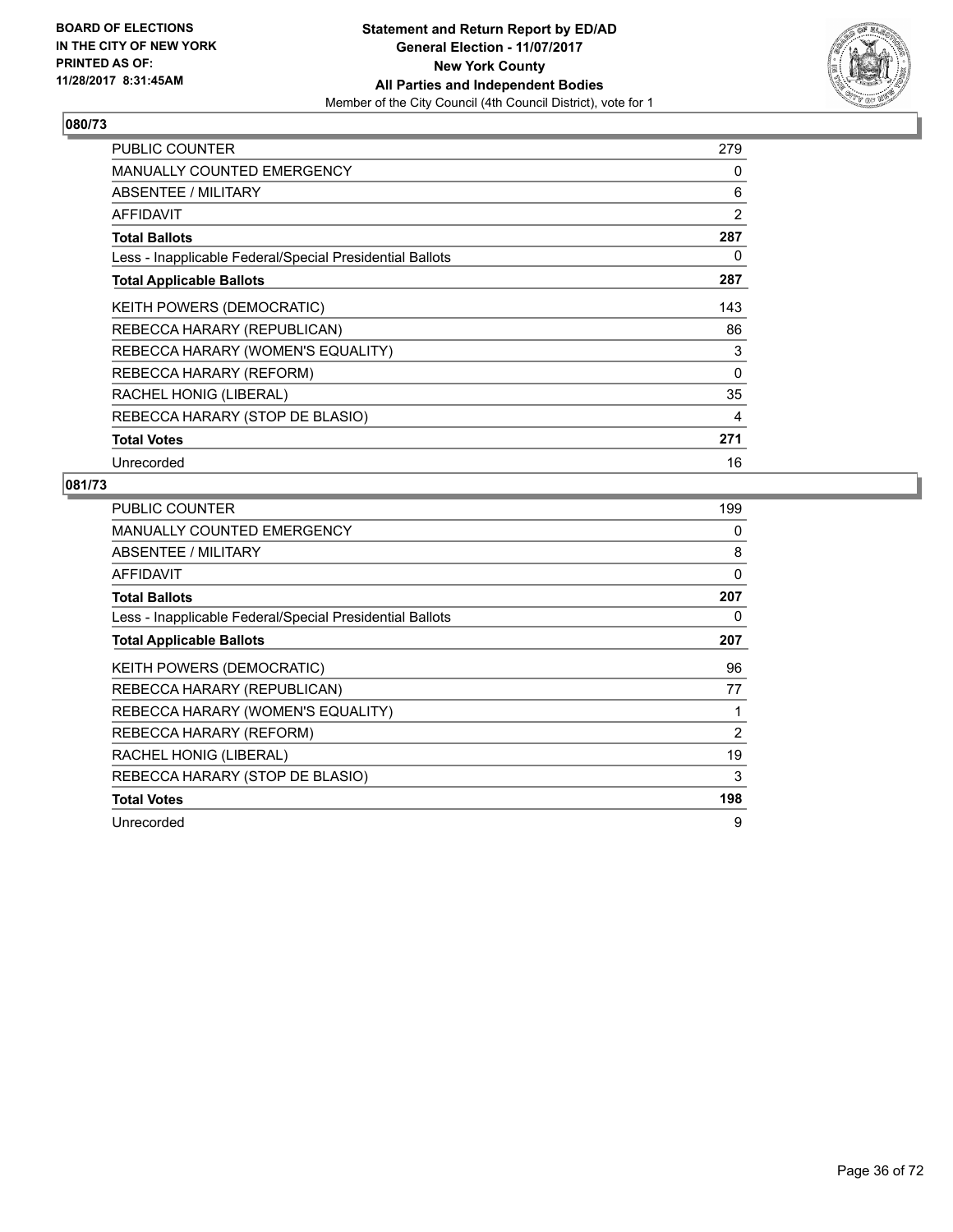BOARD OF ELECTIONS
IN THE CITY OF NEW YORK
PRINTED AS OF:
11/28/2017 8:31:45AM

**Statement and Return Report by ED/AD**
**General Election - 11/07/2017**
**New York County**
**All Parties and Independent Bodies**
Member of the City Council (4th Council District), vote for 1

## 080/73

| | |
|---|---|
| PUBLIC COUNTER | 279 |
| MANUALLY COUNTED EMERGENCY | 0 |
| ABSENTEE / MILITARY | 6 |
| AFFIDAVIT | 2 |
| **Total Ballots** | **287** |
| Less - Inapplicable Federal/Special Presidential Ballots | 0 |
| **Total Applicable Ballots** | **287** |
| KEITH POWERS (DEMOCRATIC) | 143 |
| REBECCA HARARY (REPUBLICAN) | 86 |
| REBECCA HARARY (WOMEN'S EQUALITY) | 3 |
| REBECCA HARARY (REFORM) | 0 |
| RACHEL HONIG (LIBERAL) | 35 |
| REBECCA HARARY (STOP DE BLASIO) | 4 |
| **Total Votes** | **271** |
| Unrecorded | 16 |

## 081/73

| | |
|---|---|
| PUBLIC COUNTER | 199 |
| MANUALLY COUNTED EMERGENCY | 0 |
| ABSENTEE / MILITARY | 8 |
| AFFIDAVIT | 0 |
| **Total Ballots** | **207** |
| Less - Inapplicable Federal/Special Presidential Ballots | 0 |
| **Total Applicable Ballots** | **207** |
| KEITH POWERS (DEMOCRATIC) | 96 |
| REBECCA HARARY (REPUBLICAN) | 77 |
| REBECCA HARARY (WOMEN'S EQUALITY) | 1 |
| REBECCA HARARY (REFORM) | 2 |
| RACHEL HONIG (LIBERAL) | 19 |
| REBECCA HARARY (STOP DE BLASIO) | 3 |
| **Total Votes** | **198** |
| Unrecorded | 9 |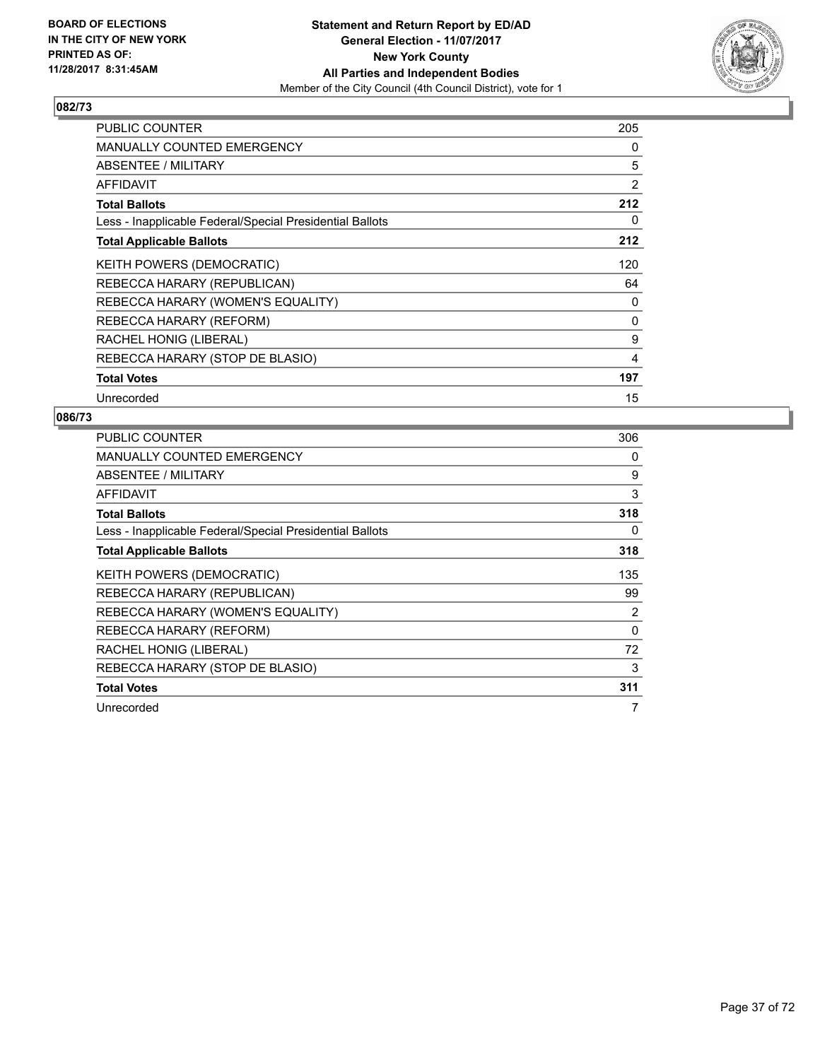**BOARD OF ELECTIONS IN THE CITY OF NEW YORK PRINTED AS OF: 11/28/2017 8:31:45AM**

**Statement and Return Report by ED/AD**
**General Election - 11/07/2017**
**New York County**
**All Parties and Independent Bodies**
Member of the City Council (4th Council District), vote for 1

## 082/73

| | |
|---|---|
| PUBLIC COUNTER | 205 |
| MANUALLY COUNTED EMERGENCY | 0 |
| ABSENTEE / MILITARY | 5 |
| AFFIDAVIT | 2 |
| **Total Ballots** | **212** |
| Less - Inapplicable Federal/Special Presidential Ballots | 0 |
| **Total Applicable Ballots** | **212** |
| KEITH POWERS (DEMOCRATIC) | 120 |
| REBECCA HARARY (REPUBLICAN) | 64 |
| REBECCA HARARY (WOMEN'S EQUALITY) | 0 |
| REBECCA HARARY (REFORM) | 0 |
| RACHEL HONIG (LIBERAL) | 9 |
| REBECCA HARARY (STOP DE BLASIO) | 4 |
| **Total Votes** | **197** |
| Unrecorded | 15 |

## 086/73

| | |
|---|---|
| PUBLIC COUNTER | 306 |
| MANUALLY COUNTED EMERGENCY | 0 |
| ABSENTEE / MILITARY | 9 |
| AFFIDAVIT | 3 |
| **Total Ballots** | **318** |
| Less - Inapplicable Federal/Special Presidential Ballots | 0 |
| **Total Applicable Ballots** | **318** |
| KEITH POWERS (DEMOCRATIC) | 135 |
| REBECCA HARARY (REPUBLICAN) | 99 |
| REBECCA HARARY (WOMEN'S EQUALITY) | 2 |
| REBECCA HARARY (REFORM) | 0 |
| RACHEL HONIG (LIBERAL) | 72 |
| REBECCA HARARY (STOP DE BLASIO) | 3 |
| **Total Votes** | **311** |
| Unrecorded | 7 |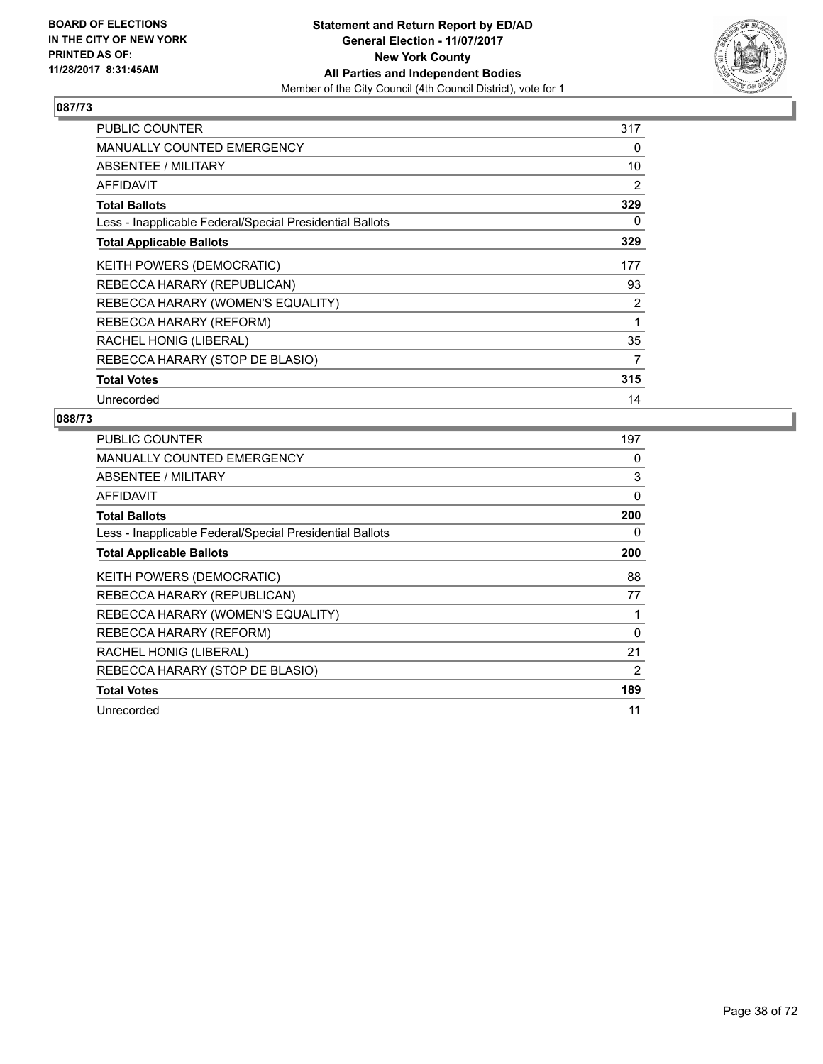BOARD OF ELECTIONS
IN THE CITY OF NEW YORK
PRINTED AS OF:
11/28/2017 8:31:45AM

**Statement and Return Report by ED/AD**
**General Election - 11/07/2017**
**New York County**
**All Parties and Independent Bodies**
Member of the City Council (4th Council District), vote for 1

### 087/73

| | |
|---|---|
| PUBLIC COUNTER | 317 |
| MANUALLY COUNTED EMERGENCY | 0 |
| ABSENTEE / MILITARY | 10 |
| AFFIDAVIT | 2 |
| **Total Ballots** | **329** |
| Less - Inapplicable Federal/Special Presidential Ballots | 0 |
| **Total Applicable Ballots** | **329** |
| KEITH POWERS (DEMOCRATIC) | 177 |
| REBECCA HARARY (REPUBLICAN) | 93 |
| REBECCA HARARY (WOMEN'S EQUALITY) | 2 |
| REBECCA HARARY (REFORM) | 1 |
| RACHEL HONIG (LIBERAL) | 35 |
| REBECCA HARARY (STOP DE BLASIO) | 7 |
| **Total Votes** | **315** |
| Unrecorded | 14 |

### 088/73

| | |
|---|---|
| PUBLIC COUNTER | 197 |
| MANUALLY COUNTED EMERGENCY | 0 |
| ABSENTEE / MILITARY | 3 |
| AFFIDAVIT | 0 |
| **Total Ballots** | **200** |
| Less - Inapplicable Federal/Special Presidential Ballots | 0 |
| **Total Applicable Ballots** | **200** |
| KEITH POWERS (DEMOCRATIC) | 88 |
| REBECCA HARARY (REPUBLICAN) | 77 |
| REBECCA HARARY (WOMEN'S EQUALITY) | 1 |
| REBECCA HARARY (REFORM) | 0 |
| RACHEL HONIG (LIBERAL) | 21 |
| REBECCA HARARY (STOP DE BLASIO) | 2 |
| **Total Votes** | **189** |
| Unrecorded | 11 |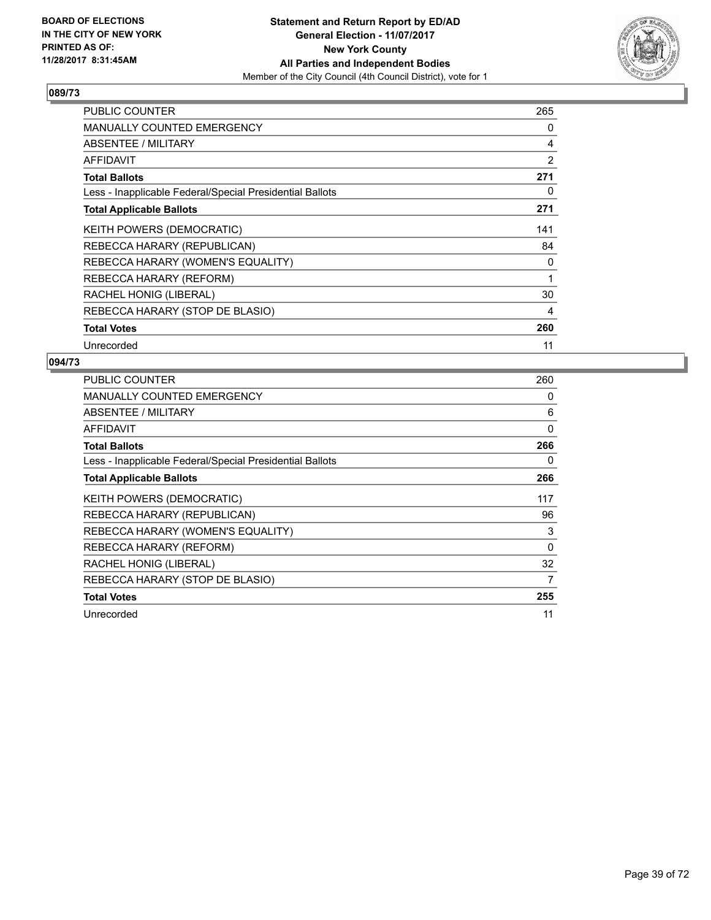BOARD OF ELECTIONS
IN THE CITY OF NEW YORK
PRINTED AS OF:
11/28/2017 8:31:45AM

**Statement and Return Report by ED/AD**
**General Election - 11/07/2017**
**New York County**
**All Parties and Independent Bodies**
Member of the City Council (4th Council District), vote for 1

### 089/73

| | |
|---|---|
| PUBLIC COUNTER | 265 |
| MANUALLY COUNTED EMERGENCY | 0 |
| ABSENTEE / MILITARY | 4 |
| AFFIDAVIT | 2 |
| **Total Ballots** | **271** |
| Less - Inapplicable Federal/Special Presidential Ballots | 0 |
| **Total Applicable Ballots** | **271** |
| KEITH POWERS (DEMOCRATIC) | 141 |
| REBECCA HARARY (REPUBLICAN) | 84 |
| REBECCA HARARY (WOMEN'S EQUALITY) | 0 |
| REBECCA HARARY (REFORM) | 1 |
| RACHEL HONIG (LIBERAL) | 30 |
| REBECCA HARARY (STOP DE BLASIO) | 4 |
| **Total Votes** | **260** |
| Unrecorded | 11 |

### 094/73

| | |
|---|---|
| PUBLIC COUNTER | 260 |
| MANUALLY COUNTED EMERGENCY | 0 |
| ABSENTEE / MILITARY | 6 |
| AFFIDAVIT | 0 |
| **Total Ballots** | **266** |
| Less - Inapplicable Federal/Special Presidential Ballots | 0 |
| **Total Applicable Ballots** | **266** |
| KEITH POWERS (DEMOCRATIC) | 117 |
| REBECCA HARARY (REPUBLICAN) | 96 |
| REBECCA HARARY (WOMEN'S EQUALITY) | 3 |
| REBECCA HARARY (REFORM) | 0 |
| RACHEL HONIG (LIBERAL) | 32 |
| REBECCA HARARY (STOP DE BLASIO) | 7 |
| **Total Votes** | **255** |
| Unrecorded | 11 |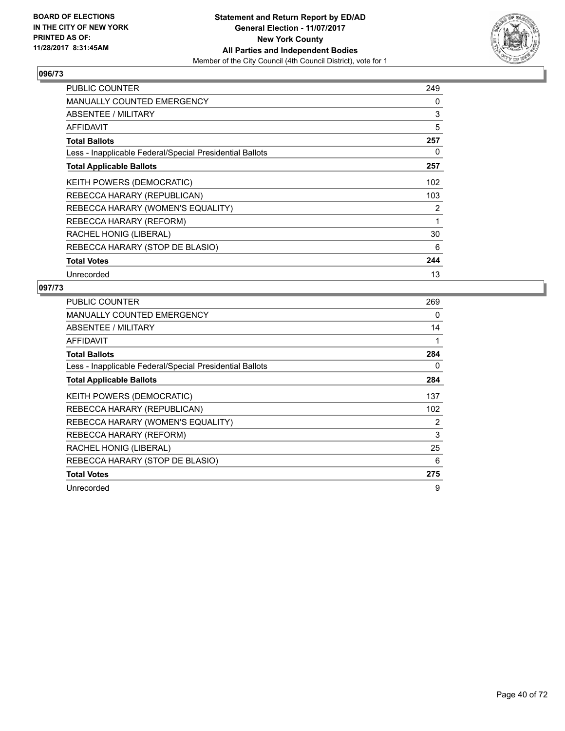**BOARD OF ELECTIONS IN THE CITY OF NEW YORK PRINTED AS OF: 11/28/2017 8:31:45AM**

**Statement and Return Report by ED/AD**
**General Election - 11/07/2017**
**New York County**
**All Parties and Independent Bodies**
Member of the City Council (4th Council District), vote for 1

### 096/73

| | |
|---|---|
| PUBLIC COUNTER | 249 |
| MANUALLY COUNTED EMERGENCY | 0 |
| ABSENTEE / MILITARY | 3 |
| AFFIDAVIT | 5 |
| **Total Ballots** | **257** |
| Less - Inapplicable Federal/Special Presidential Ballots | 0 |
| **Total Applicable Ballots** | **257** |
| KEITH POWERS (DEMOCRATIC) | 102 |
| REBECCA HARARY (REPUBLICAN) | 103 |
| REBECCA HARARY (WOMEN'S EQUALITY) | 2 |
| REBECCA HARARY (REFORM) | 1 |
| RACHEL HONIG (LIBERAL) | 30 |
| REBECCA HARARY (STOP DE BLASIO) | 6 |
| **Total Votes** | **244** |
| Unrecorded | 13 |

### 097/73

| | |
|---|---|
| PUBLIC COUNTER | 269 |
| MANUALLY COUNTED EMERGENCY | 0 |
| ABSENTEE / MILITARY | 14 |
| AFFIDAVIT | 1 |
| **Total Ballots** | **284** |
| Less - Inapplicable Federal/Special Presidential Ballots | 0 |
| **Total Applicable Ballots** | **284** |
| KEITH POWERS (DEMOCRATIC) | 137 |
| REBECCA HARARY (REPUBLICAN) | 102 |
| REBECCA HARARY (WOMEN'S EQUALITY) | 2 |
| REBECCA HARARY (REFORM) | 3 |
| RACHEL HONIG (LIBERAL) | 25 |
| REBECCA HARARY (STOP DE BLASIO) | 6 |
| **Total Votes** | **275** |
| Unrecorded | 9 |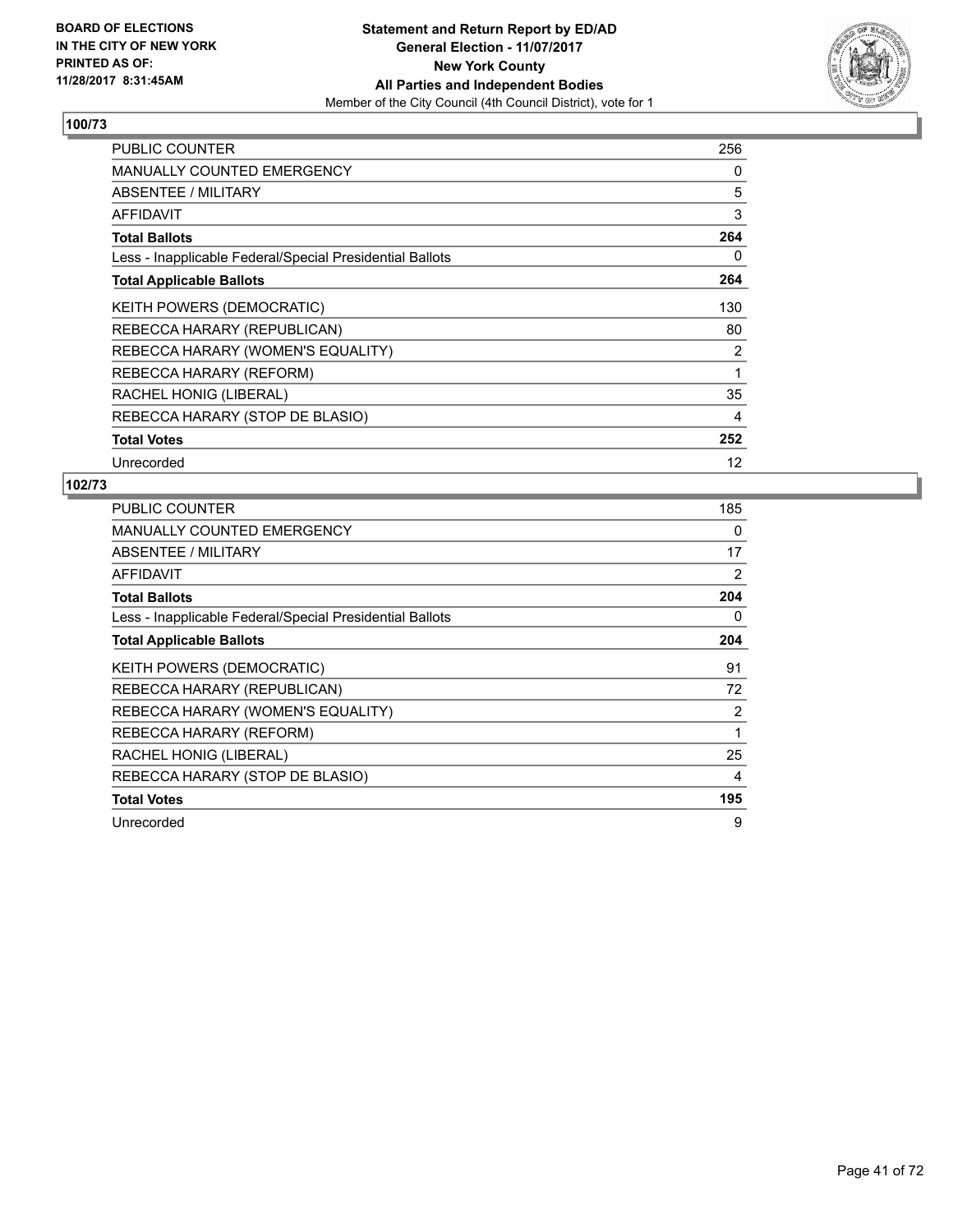**BOARD OF ELECTIONS IN THE CITY OF NEW YORK PRINTED AS OF: 11/28/2017 8:31:45AM**

**Statement and Return Report by ED/AD General Election - 11/07/2017 New York County All Parties and Independent Bodies**
Member of the City Council (4th Council District), vote for 1

## 100/73

| | |
|---|---|
| PUBLIC COUNTER | 256 |
| MANUALLY COUNTED EMERGENCY | 0 |
| ABSENTEE / MILITARY | 5 |
| AFFIDAVIT | 3 |
| **Total Ballots** | **264** |
| Less - Inapplicable Federal/Special Presidential Ballots | 0 |
| **Total Applicable Ballots** | **264** |
| KEITH POWERS (DEMOCRATIC) | 130 |
| REBECCA HARARY (REPUBLICAN) | 80 |
| REBECCA HARARY (WOMEN'S EQUALITY) | 2 |
| REBECCA HARARY (REFORM) | 1 |
| RACHEL HONIG (LIBERAL) | 35 |
| REBECCA HARARY (STOP DE BLASIO) | 4 |
| **Total Votes** | **252** |
| Unrecorded | 12 |

## 102/73

| | |
|---|---|
| PUBLIC COUNTER | 185 |
| MANUALLY COUNTED EMERGENCY | 0 |
| ABSENTEE / MILITARY | 17 |
| AFFIDAVIT | 2 |
| **Total Ballots** | **204** |
| Less - Inapplicable Federal/Special Presidential Ballots | 0 |
| **Total Applicable Ballots** | **204** |
| KEITH POWERS (DEMOCRATIC) | 91 |
| REBECCA HARARY (REPUBLICAN) | 72 |
| REBECCA HARARY (WOMEN'S EQUALITY) | 2 |
| REBECCA HARARY (REFORM) | 1 |
| RACHEL HONIG (LIBERAL) | 25 |
| REBECCA HARARY (STOP DE BLASIO) | 4 |
| **Total Votes** | **195** |
| Unrecorded | 9 |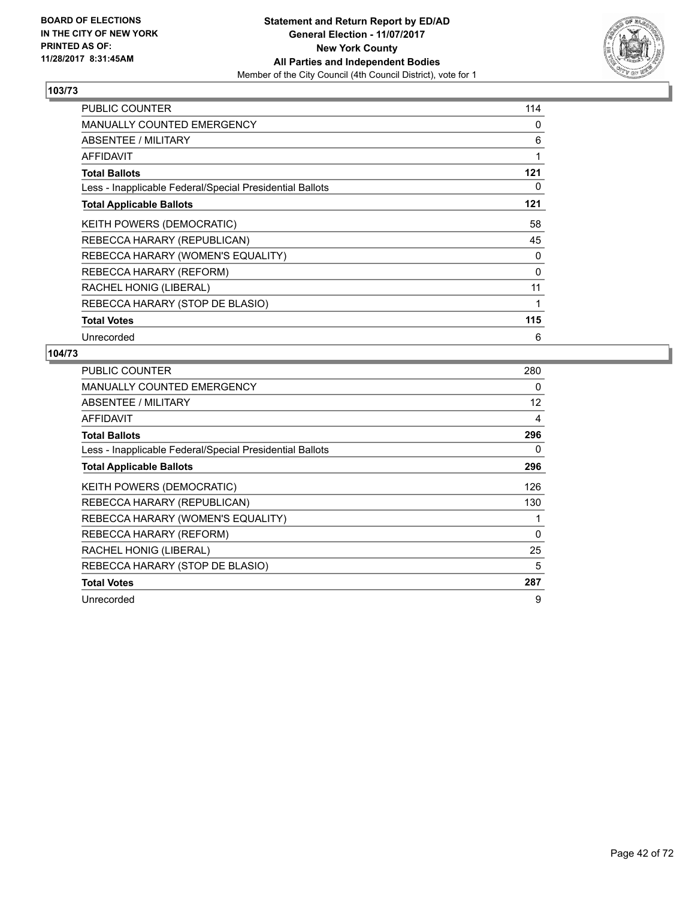BOARD OF ELECTIONS
IN THE CITY OF NEW YORK
PRINTED AS OF:
11/28/2017 8:31:45AM

**Statement and Return Report by ED/AD**
**General Election - 11/07/2017**
**New York County**
**All Parties and Independent Bodies**
Member of the City Council (4th Council District), vote for 1

## 103/73

| | |
|---|---|
| PUBLIC COUNTER | 114 |
| MANUALLY COUNTED EMERGENCY | 0 |
| ABSENTEE / MILITARY | 6 |
| AFFIDAVIT | 1 |
| **Total Ballots** | **121** |
| Less - Inapplicable Federal/Special Presidential Ballots | 0 |
| **Total Applicable Ballots** | **121** |
| KEITH POWERS (DEMOCRATIC) | 58 |
| REBECCA HARARY (REPUBLICAN) | 45 |
| REBECCA HARARY (WOMEN'S EQUALITY) | 0 |
| REBECCA HARARY (REFORM) | 0 |
| RACHEL HONIG (LIBERAL) | 11 |
| REBECCA HARARY (STOP DE BLASIO) | 1 |
| **Total Votes** | **115** |
| Unrecorded | 6 |

## 104/73

| | |
|---|---|
| PUBLIC COUNTER | 280 |
| MANUALLY COUNTED EMERGENCY | 0 |
| ABSENTEE / MILITARY | 12 |
| AFFIDAVIT | 4 |
| **Total Ballots** | **296** |
| Less - Inapplicable Federal/Special Presidential Ballots | 0 |
| **Total Applicable Ballots** | **296** |
| KEITH POWERS (DEMOCRATIC) | 126 |
| REBECCA HARARY (REPUBLICAN) | 130 |
| REBECCA HARARY (WOMEN'S EQUALITY) | 1 |
| REBECCA HARARY (REFORM) | 0 |
| RACHEL HONIG (LIBERAL) | 25 |
| REBECCA HARARY (STOP DE BLASIO) | 5 |
| **Total Votes** | **287** |
| Unrecorded | 9 |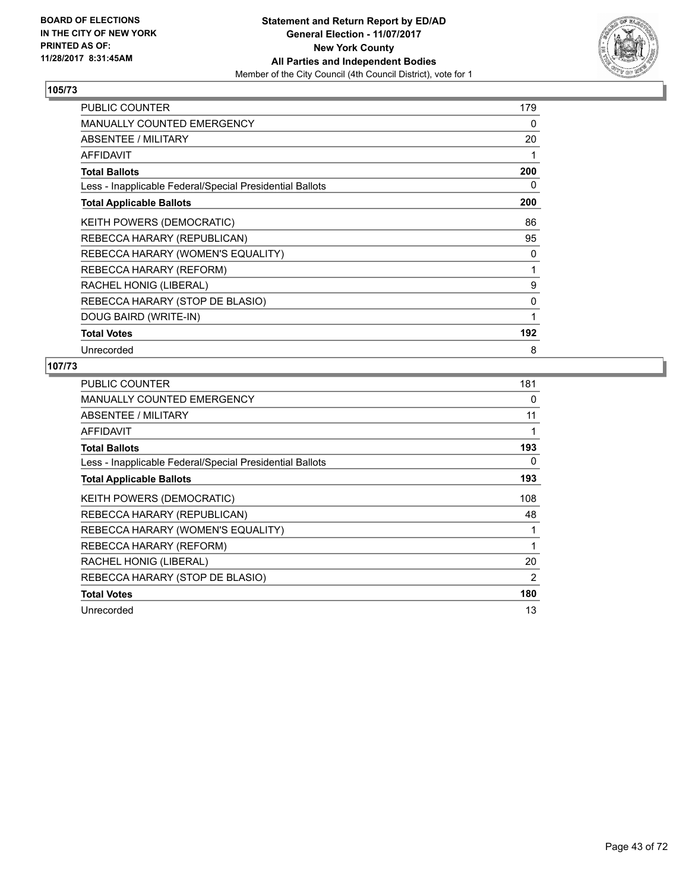BOARD OF ELECTIONS
IN THE CITY OF NEW YORK
PRINTED AS OF:
11/28/2017 8:31:45AM

**Statement and Return Report by ED/AD**
**General Election - 11/07/2017**
**New York County**
**All Parties and Independent Bodies**
Member of the City Council (4th Council District), vote for 1

## 105/73

| | |
|---|---|
| PUBLIC COUNTER | 179 |
| MANUALLY COUNTED EMERGENCY | 0 |
| ABSENTEE / MILITARY | 20 |
| AFFIDAVIT | 1 |
| **Total Ballots** | **200** |
| Less - Inapplicable Federal/Special Presidential Ballots | 0 |
| **Total Applicable Ballots** | **200** |
| KEITH POWERS (DEMOCRATIC) | 86 |
| REBECCA HARARY (REPUBLICAN) | 95 |
| REBECCA HARARY (WOMEN'S EQUALITY) | 0 |
| REBECCA HARARY (REFORM) | 1 |
| RACHEL HONIG (LIBERAL) | 9 |
| REBECCA HARARY (STOP DE BLASIO) | 0 |
| DOUG BAIRD (WRITE-IN) | 1 |
| **Total Votes** | **192** |
| Unrecorded | 8 |

## 107/73

| | |
|---|---|
| PUBLIC COUNTER | 181 |
| MANUALLY COUNTED EMERGENCY | 0 |
| ABSENTEE / MILITARY | 11 |
| AFFIDAVIT | 1 |
| **Total Ballots** | **193** |
| Less - Inapplicable Federal/Special Presidential Ballots | 0 |
| **Total Applicable Ballots** | **193** |
| KEITH POWERS (DEMOCRATIC) | 108 |
| REBECCA HARARY (REPUBLICAN) | 48 |
| REBECCA HARARY (WOMEN'S EQUALITY) | 1 |
| REBECCA HARARY (REFORM) | 1 |
| RACHEL HONIG (LIBERAL) | 20 |
| REBECCA HARARY (STOP DE BLASIO) | 2 |
| **Total Votes** | **180** |
| Unrecorded | 13 |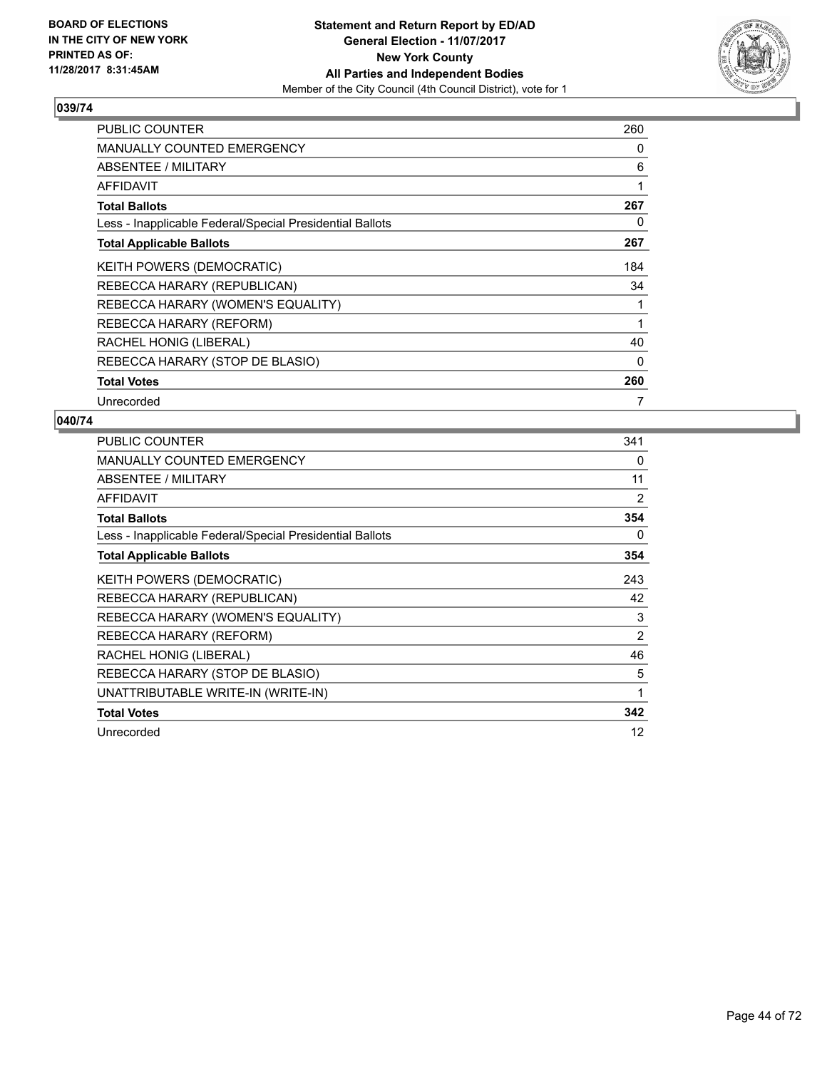BOARD OF ELECTIONS
IN THE CITY OF NEW YORK
PRINTED AS OF:
11/28/2017 8:31:45AM

**Statement and Return Report by ED/AD**
**General Election - 11/07/2017**
**New York County**
**All Parties and Independent Bodies**
Member of the City Council (4th Council District), vote for 1

### 039/74

| | |
|---|---|
| PUBLIC COUNTER | 260 |
| MANUALLY COUNTED EMERGENCY | 0 |
| ABSENTEE / MILITARY | 6 |
| AFFIDAVIT | 1 |
| **Total Ballots** | **267** |
| Less - Inapplicable Federal/Special Presidential Ballots | 0 |
| **Total Applicable Ballots** | **267** |
| KEITH POWERS (DEMOCRATIC) | 184 |
| REBECCA HARARY (REPUBLICAN) | 34 |
| REBECCA HARARY (WOMEN'S EQUALITY) | 1 |
| REBECCA HARARY (REFORM) | 1 |
| RACHEL HONIG (LIBERAL) | 40 |
| REBECCA HARARY (STOP DE BLASIO) | 0 |
| **Total Votes** | **260** |
| Unrecorded | 7 |

### 040/74

| | |
|---|---|
| PUBLIC COUNTER | 341 |
| MANUALLY COUNTED EMERGENCY | 0 |
| ABSENTEE / MILITARY | 11 |
| AFFIDAVIT | 2 |
| **Total Ballots** | **354** |
| Less - Inapplicable Federal/Special Presidential Ballots | 0 |
| **Total Applicable Ballots** | **354** |
| KEITH POWERS (DEMOCRATIC) | 243 |
| REBECCA HARARY (REPUBLICAN) | 42 |
| REBECCA HARARY (WOMEN'S EQUALITY) | 3 |
| REBECCA HARARY (REFORM) | 2 |
| RACHEL HONIG (LIBERAL) | 46 |
| REBECCA HARARY (STOP DE BLASIO) | 5 |
| UNATTRIBUTABLE WRITE-IN (WRITE-IN) | 1 |
| **Total Votes** | **342** |
| Unrecorded | 12 |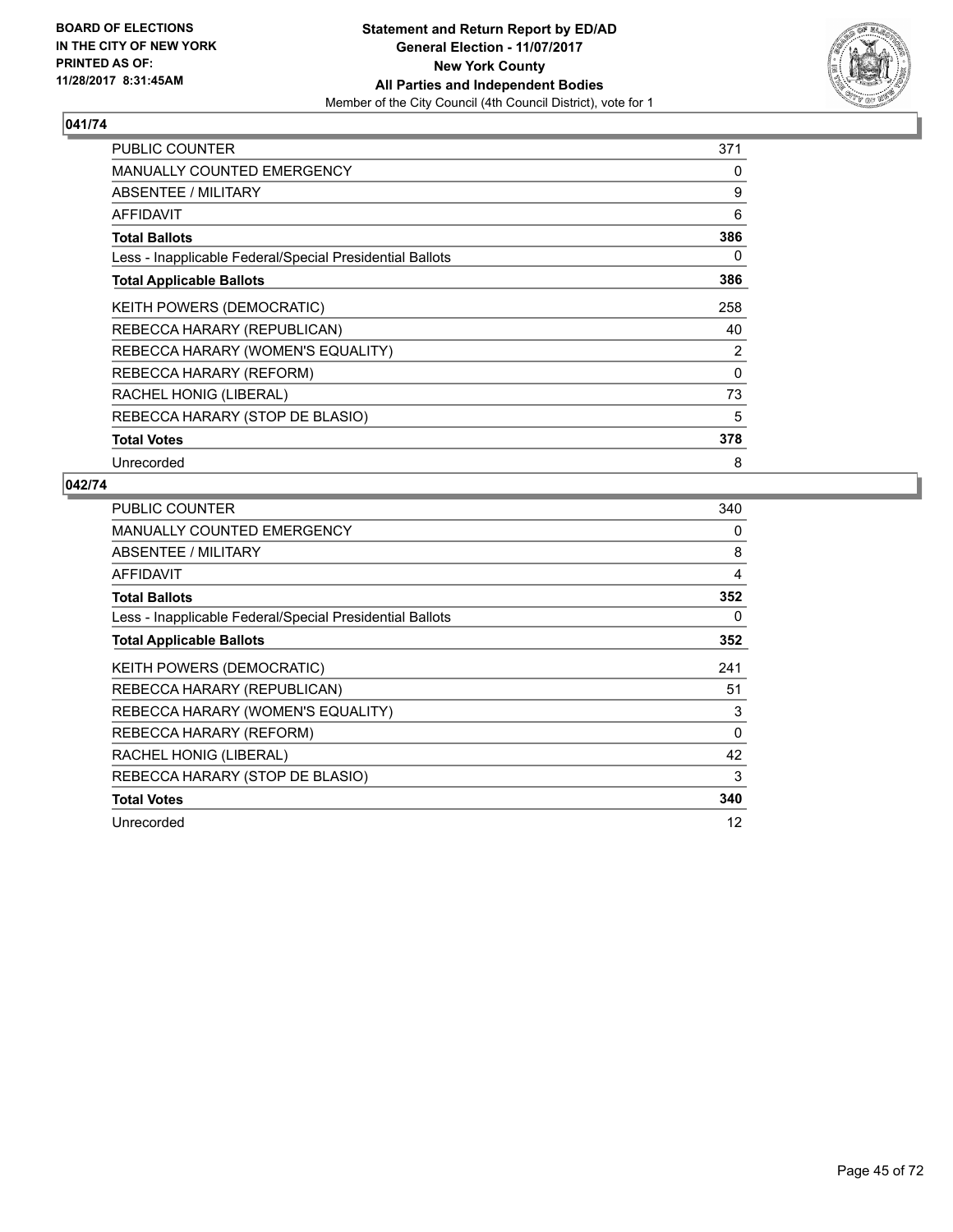BOARD OF ELECTIONS
IN THE CITY OF NEW YORK
PRINTED AS OF:
11/28/2017 8:31:45AM

**Statement and Return Report by ED/AD**
**General Election - 11/07/2017**
**New York County**
**All Parties and Independent Bodies**
Member of the City Council (4th Council District), vote for 1

## 041/74

| | |
|---|---|
| PUBLIC COUNTER | 371 |
| MANUALLY COUNTED EMERGENCY | 0 |
| ABSENTEE / MILITARY | 9 |
| AFFIDAVIT | 6 |
| **Total Ballots** | **386** |
| Less - Inapplicable Federal/Special Presidential Ballots | 0 |
| **Total Applicable Ballots** | **386** |
| KEITH POWERS (DEMOCRATIC) | 258 |
| REBECCA HARARY (REPUBLICAN) | 40 |
| REBECCA HARARY (WOMEN'S EQUALITY) | 2 |
| REBECCA HARARY (REFORM) | 0 |
| RACHEL HONIG (LIBERAL) | 73 |
| REBECCA HARARY (STOP DE BLASIO) | 5 |
| **Total Votes** | **378** |
| Unrecorded | 8 |

## 042/74

| | |
|---|---|
| PUBLIC COUNTER | 340 |
| MANUALLY COUNTED EMERGENCY | 0 |
| ABSENTEE / MILITARY | 8 |
| AFFIDAVIT | 4 |
| **Total Ballots** | **352** |
| Less - Inapplicable Federal/Special Presidential Ballots | 0 |
| **Total Applicable Ballots** | **352** |
| KEITH POWERS (DEMOCRATIC) | 241 |
| REBECCA HARARY (REPUBLICAN) | 51 |
| REBECCA HARARY (WOMEN'S EQUALITY) | 3 |
| REBECCA HARARY (REFORM) | 0 |
| RACHEL HONIG (LIBERAL) | 42 |
| REBECCA HARARY (STOP DE BLASIO) | 3 |
| **Total Votes** | **340** |
| Unrecorded | 12 |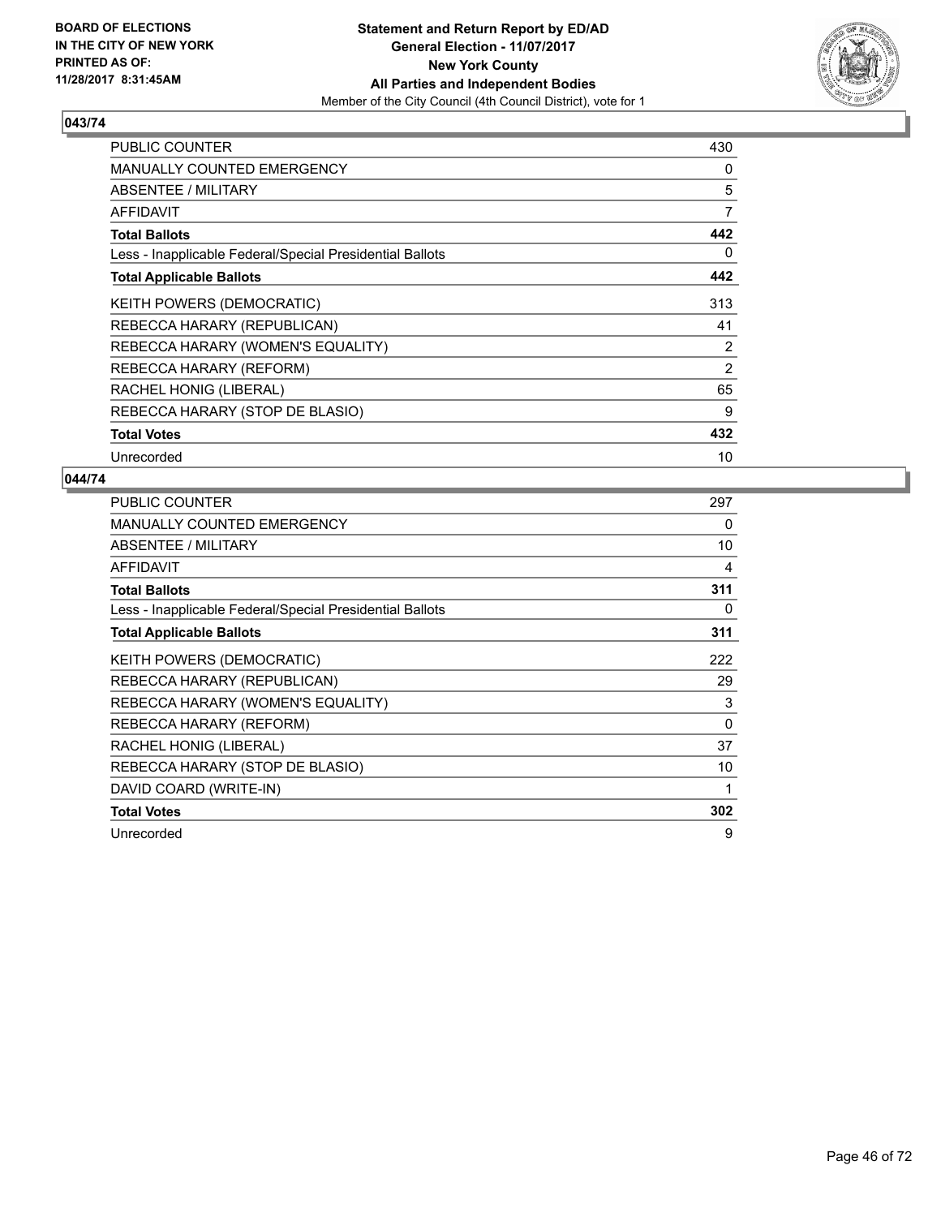BOARD OF ELECTIONS
IN THE CITY OF NEW YORK
PRINTED AS OF:
11/28/2017 8:31:45AM

**Statement and Return Report by ED/AD**
**General Election - 11/07/2017**
**New York County**
**All Parties and Independent Bodies**
Member of the City Council (4th Council District), vote for 1

### 043/74

| | |
|---|---|
| PUBLIC COUNTER | 430 |
| MANUALLY COUNTED EMERGENCY | 0 |
| ABSENTEE / MILITARY | 5 |
| AFFIDAVIT | 7 |
| **Total Ballots** | **442** |
| Less - Inapplicable Federal/Special Presidential Ballots | 0 |
| **Total Applicable Ballots** | **442** |
| KEITH POWERS (DEMOCRATIC) | 313 |
| REBECCA HARARY (REPUBLICAN) | 41 |
| REBECCA HARARY (WOMEN'S EQUALITY) | 2 |
| REBECCA HARARY (REFORM) | 2 |
| RACHEL HONIG (LIBERAL) | 65 |
| REBECCA HARARY (STOP DE BLASIO) | 9 |
| **Total Votes** | **432** |
| Unrecorded | 10 |

### 044/74

| | |
|---|---|
| PUBLIC COUNTER | 297 |
| MANUALLY COUNTED EMERGENCY | 0 |
| ABSENTEE / MILITARY | 10 |
| AFFIDAVIT | 4 |
| **Total Ballots** | **311** |
| Less - Inapplicable Federal/Special Presidential Ballots | 0 |
| **Total Applicable Ballots** | **311** |
| KEITH POWERS (DEMOCRATIC) | 222 |
| REBECCA HARARY (REPUBLICAN) | 29 |
| REBECCA HARARY (WOMEN'S EQUALITY) | 3 |
| REBECCA HARARY (REFORM) | 0 |
| RACHEL HONIG (LIBERAL) | 37 |
| REBECCA HARARY (STOP DE BLASIO) | 10 |
| DAVID COARD (WRITE-IN) | 1 |
| **Total Votes** | **302** |
| Unrecorded | 9 |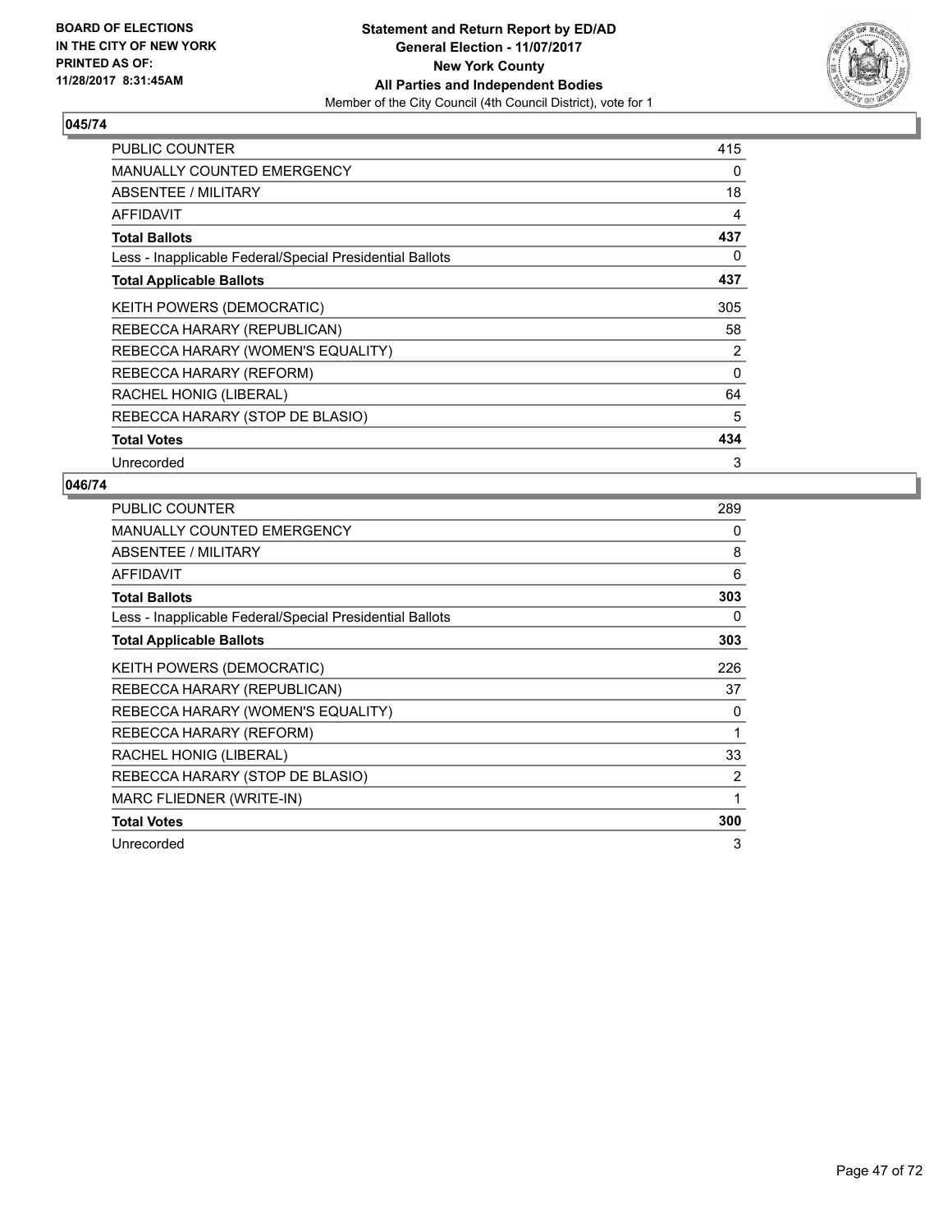BOARD OF ELECTIONS
IN THE CITY OF NEW YORK
PRINTED AS OF:
11/28/2017 8:31:45AM

**Statement and Return Report by ED/AD**
**General Election - 11/07/2017**
**New York County**
**All Parties and Independent Bodies**
Member of the City Council (4th Council District), vote for 1

## 045/74

| | |
|---|---|
| PUBLIC COUNTER | 415 |
| MANUALLY COUNTED EMERGENCY | 0 |
| ABSENTEE / MILITARY | 18 |
| AFFIDAVIT | 4 |
| **Total Ballots** | **437** |
| Less - Inapplicable Federal/Special Presidential Ballots | 0 |
| **Total Applicable Ballots** | **437** |
| KEITH POWERS (DEMOCRATIC) | 305 |
| REBECCA HARARY (REPUBLICAN) | 58 |
| REBECCA HARARY (WOMEN'S EQUALITY) | 2 |
| REBECCA HARARY (REFORM) | 0 |
| RACHEL HONIG (LIBERAL) | 64 |
| REBECCA HARARY (STOP DE BLASIO) | 5 |
| **Total Votes** | **434** |
| Unrecorded | 3 |

## 046/74

| | |
|---|---|
| PUBLIC COUNTER | 289 |
| MANUALLY COUNTED EMERGENCY | 0 |
| ABSENTEE / MILITARY | 8 |
| AFFIDAVIT | 6 |
| **Total Ballots** | **303** |
| Less - Inapplicable Federal/Special Presidential Ballots | 0 |
| **Total Applicable Ballots** | **303** |
| KEITH POWERS (DEMOCRATIC) | 226 |
| REBECCA HARARY (REPUBLICAN) | 37 |
| REBECCA HARARY (WOMEN'S EQUALITY) | 0 |
| REBECCA HARARY (REFORM) | 1 |
| RACHEL HONIG (LIBERAL) | 33 |
| REBECCA HARARY (STOP DE BLASIO) | 2 |
| MARC FLIEDNER (WRITE-IN) | 1 |
| **Total Votes** | **300** |
| Unrecorded | 3 |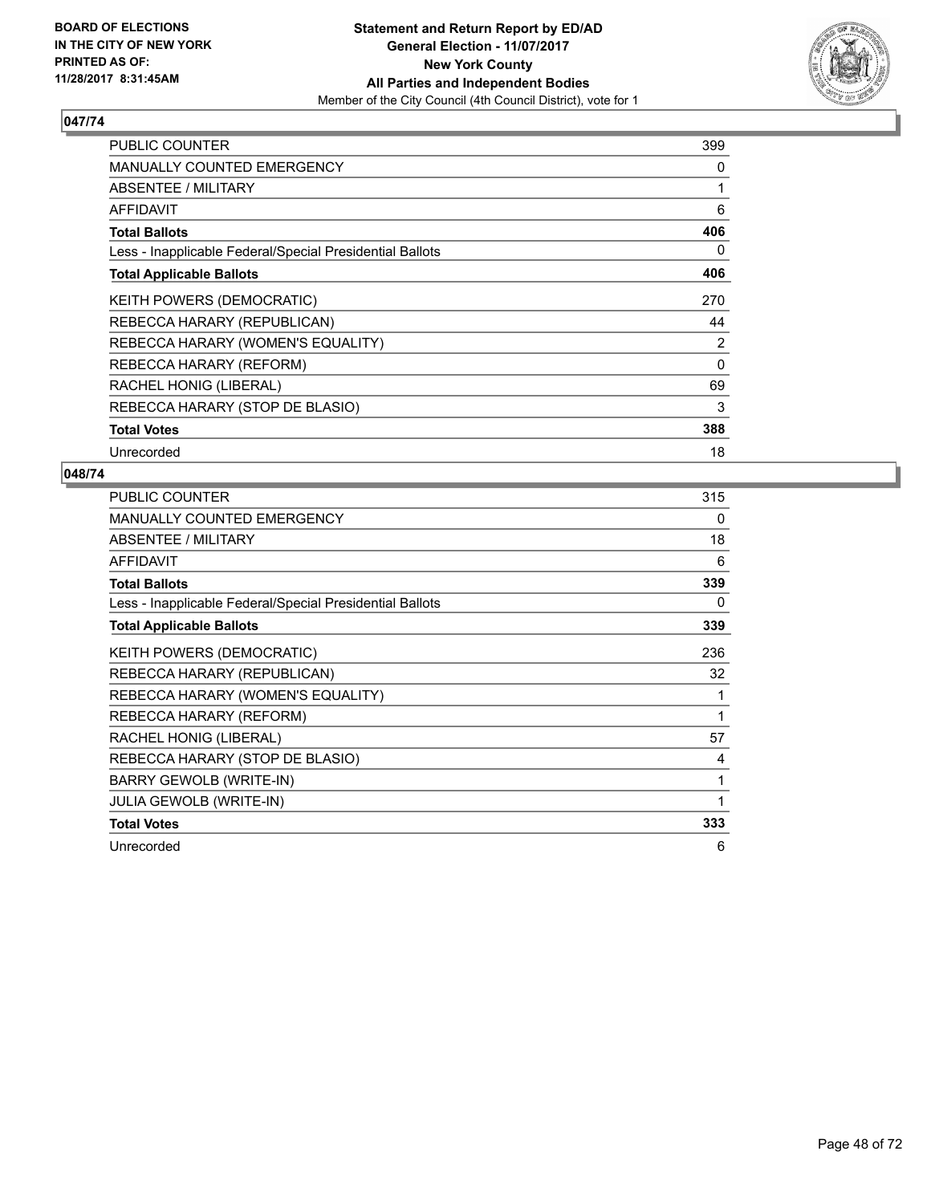BOARD OF ELECTIONS
IN THE CITY OF NEW YORK
PRINTED AS OF:
11/28/2017 8:31:45AM

**Statement and Return Report by ED/AD**
**General Election - 11/07/2017**
**New York County**
**All Parties and Independent Bodies**
Member of the City Council (4th Council District), vote for 1

## 047/74

| | |
|---|---|
| PUBLIC COUNTER | 399 |
| MANUALLY COUNTED EMERGENCY | 0 |
| ABSENTEE / MILITARY | 1 |
| AFFIDAVIT | 6 |
| **Total Ballots** | **406** |
| Less - Inapplicable Federal/Special Presidential Ballots | 0 |
| **Total Applicable Ballots** | **406** |
| KEITH POWERS (DEMOCRATIC) | 270 |
| REBECCA HARARY (REPUBLICAN) | 44 |
| REBECCA HARARY (WOMEN'S EQUALITY) | 2 |
| REBECCA HARARY (REFORM) | 0 |
| RACHEL HONIG (LIBERAL) | 69 |
| REBECCA HARARY (STOP DE BLASIO) | 3 |
| **Total Votes** | **388** |
| Unrecorded | 18 |

## 048/74

| | |
|---|---|
| PUBLIC COUNTER | 315 |
| MANUALLY COUNTED EMERGENCY | 0 |
| ABSENTEE / MILITARY | 18 |
| AFFIDAVIT | 6 |
| **Total Ballots** | **339** |
| Less - Inapplicable Federal/Special Presidential Ballots | 0 |
| **Total Applicable Ballots** | **339** |
| KEITH POWERS (DEMOCRATIC) | 236 |
| REBECCA HARARY (REPUBLICAN) | 32 |
| REBECCA HARARY (WOMEN'S EQUALITY) | 1 |
| REBECCA HARARY (REFORM) | 1 |
| RACHEL HONIG (LIBERAL) | 57 |
| REBECCA HARARY (STOP DE BLASIO) | 4 |
| BARRY GEWOLB (WRITE-IN) | 1 |
| JULIA GEWOLB (WRITE-IN) | 1 |
| **Total Votes** | **333** |
| Unrecorded | 6 |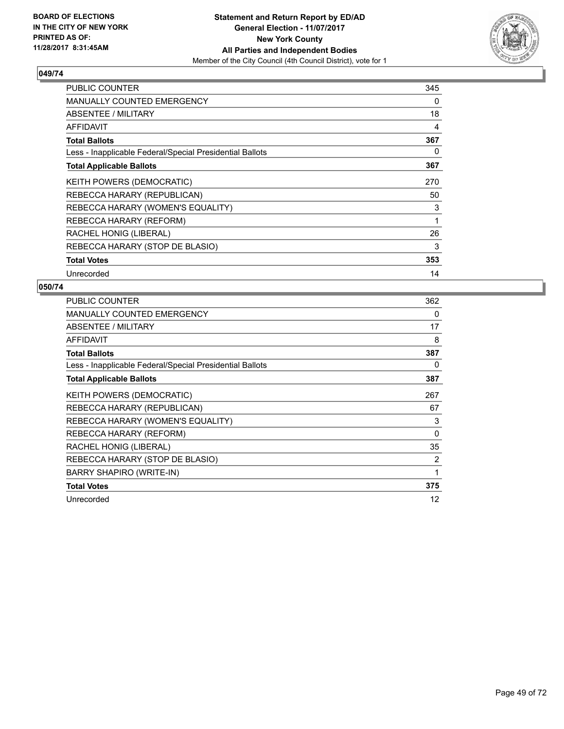**BOARD OF ELECTIONS IN THE CITY OF NEW YORK PRINTED AS OF: 11/28/2017 8:31:45AM**

**Statement and Return Report by ED/AD General Election - 11/07/2017 New York County All Parties and Independent Bodies**
Member of the City Council (4th Council District), vote for 1

### 049/74

| | |
|---|---|
| PUBLIC COUNTER | 345 |
| MANUALLY COUNTED EMERGENCY | 0 |
| ABSENTEE / MILITARY | 18 |
| AFFIDAVIT | 4 |
| **Total Ballots** | **367** |
| Less - Inapplicable Federal/Special Presidential Ballots | 0 |
| **Total Applicable Ballots** | **367** |
| KEITH POWERS (DEMOCRATIC) | 270 |
| REBECCA HARARY (REPUBLICAN) | 50 |
| REBECCA HARARY (WOMEN'S EQUALITY) | 3 |
| REBECCA HARARY (REFORM) | 1 |
| RACHEL HONIG (LIBERAL) | 26 |
| REBECCA HARARY (STOP DE BLASIO) | 3 |
| **Total Votes** | **353** |
| Unrecorded | 14 |

### 050/74

| | |
|---|---|
| PUBLIC COUNTER | 362 |
| MANUALLY COUNTED EMERGENCY | 0 |
| ABSENTEE / MILITARY | 17 |
| AFFIDAVIT | 8 |
| **Total Ballots** | **387** |
| Less - Inapplicable Federal/Special Presidential Ballots | 0 |
| **Total Applicable Ballots** | **387** |
| KEITH POWERS (DEMOCRATIC) | 267 |
| REBECCA HARARY (REPUBLICAN) | 67 |
| REBECCA HARARY (WOMEN'S EQUALITY) | 3 |
| REBECCA HARARY (REFORM) | 0 |
| RACHEL HONIG (LIBERAL) | 35 |
| REBECCA HARARY (STOP DE BLASIO) | 2 |
| BARRY SHAPIRO (WRITE-IN) | 1 |
| **Total Votes** | **375** |
| Unrecorded | 12 |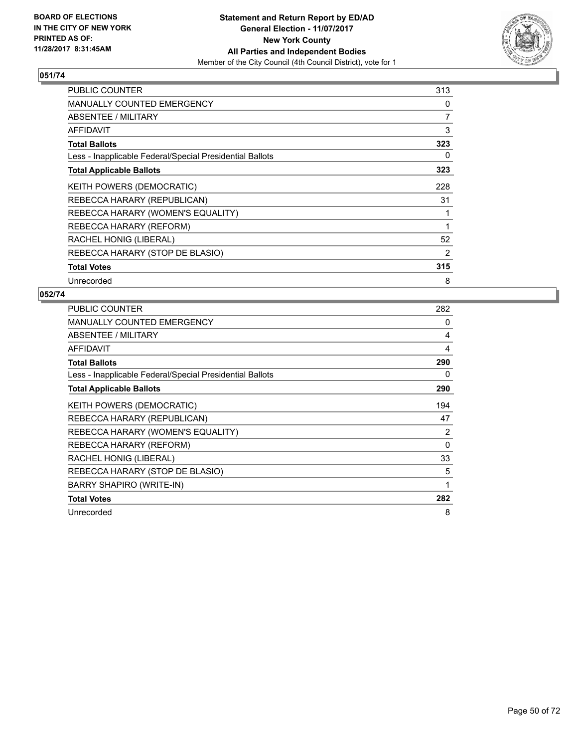BOARD OF ELECTIONS
IN THE CITY OF NEW YORK
PRINTED AS OF:
11/28/2017 8:31:45AM

**Statement and Return Report by ED/AD**
**General Election - 11/07/2017**
**New York County**
**All Parties and Independent Bodies**
Member of the City Council (4th Council District), vote for 1

### 051/74

| | |
|---|---|
| PUBLIC COUNTER | 313 |
| MANUALLY COUNTED EMERGENCY | 0 |
| ABSENTEE / MILITARY | 7 |
| AFFIDAVIT | 3 |
| **Total Ballots** | **323** |
| Less - Inapplicable Federal/Special Presidential Ballots | 0 |
| **Total Applicable Ballots** | **323** |
| KEITH POWERS (DEMOCRATIC) | 228 |
| REBECCA HARARY (REPUBLICAN) | 31 |
| REBECCA HARARY (WOMEN'S EQUALITY) | 1 |
| REBECCA HARARY (REFORM) | 1 |
| RACHEL HONIG (LIBERAL) | 52 |
| REBECCA HARARY (STOP DE BLASIO) | 2 |
| **Total Votes** | **315** |
| Unrecorded | 8 |

### 052/74

| | |
|---|---|
| PUBLIC COUNTER | 282 |
| MANUALLY COUNTED EMERGENCY | 0 |
| ABSENTEE / MILITARY | 4 |
| AFFIDAVIT | 4 |
| **Total Ballots** | **290** |
| Less - Inapplicable Federal/Special Presidential Ballots | 0 |
| **Total Applicable Ballots** | **290** |
| KEITH POWERS (DEMOCRATIC) | 194 |
| REBECCA HARARY (REPUBLICAN) | 47 |
| REBECCA HARARY (WOMEN'S EQUALITY) | 2 |
| REBECCA HARARY (REFORM) | 0 |
| RACHEL HONIG (LIBERAL) | 33 |
| REBECCA HARARY (STOP DE BLASIO) | 5 |
| BARRY SHAPIRO (WRITE-IN) | 1 |
| **Total Votes** | **282** |
| Unrecorded | 8 |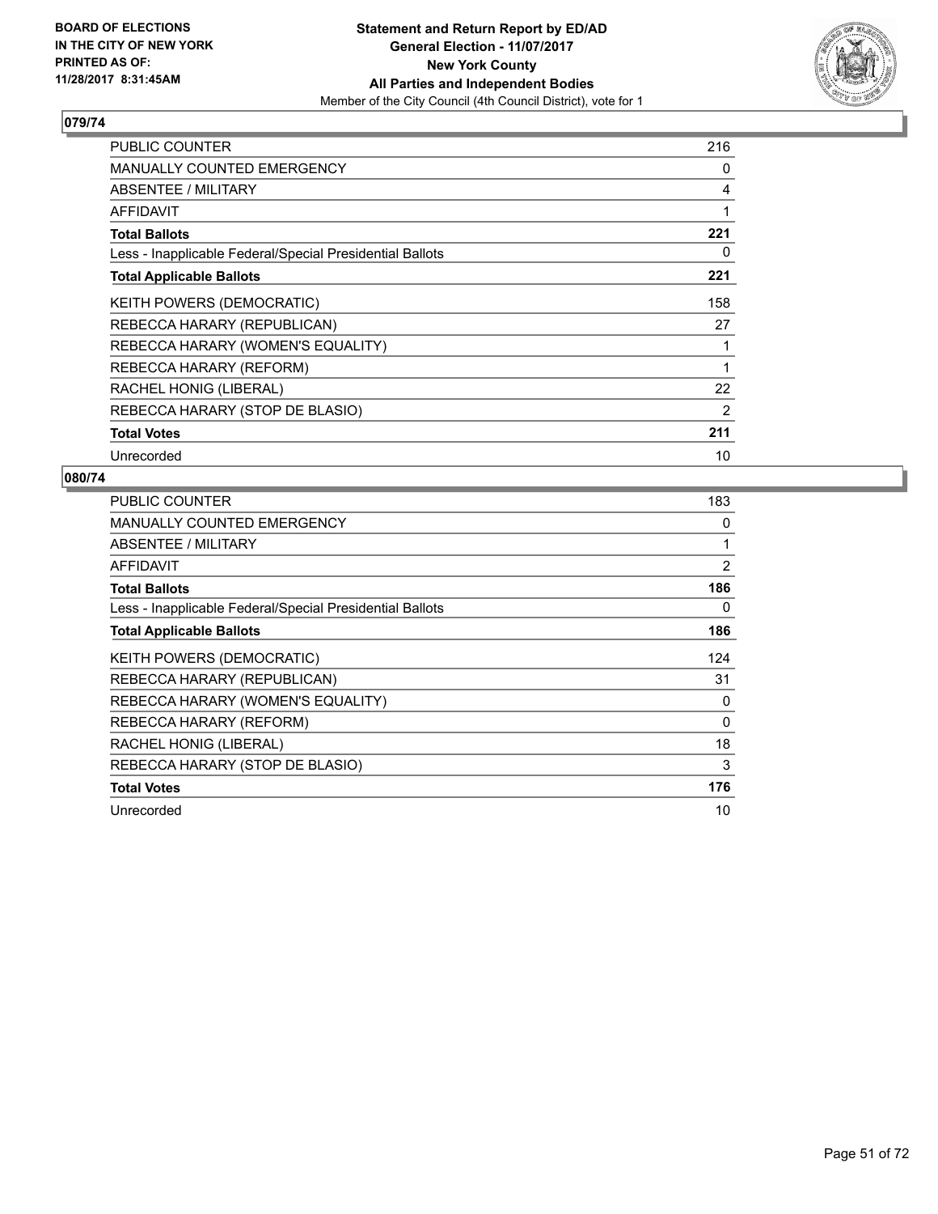**BOARD OF ELECTIONS IN THE CITY OF NEW YORK PRINTED AS OF: 11/28/2017 8:31:45AM**

**Statement and Return Report by ED/AD General Election - 11/07/2017 New York County All Parties and Independent Bodies**

Member of the City Council (4th Council District), vote for 1

## 079/74

| | |
|---|---|
| PUBLIC COUNTER | 216 |
| MANUALLY COUNTED EMERGENCY | 0 |
| ABSENTEE / MILITARY | 4 |
| AFFIDAVIT | 1 |
| **Total Ballots** | **221** |
| Less - Inapplicable Federal/Special Presidential Ballots | 0 |
| **Total Applicable Ballots** | **221** |
| KEITH POWERS (DEMOCRATIC) | 158 |
| REBECCA HARARY (REPUBLICAN) | 27 |
| REBECCA HARARY (WOMEN'S EQUALITY) | 1 |
| REBECCA HARARY (REFORM) | 1 |
| RACHEL HONIG (LIBERAL) | 22 |
| REBECCA HARARY (STOP DE BLASIO) | 2 |
| **Total Votes** | **211** |
| Unrecorded | 10 |

## 080/74

| | |
|---|---|
| PUBLIC COUNTER | 183 |
| MANUALLY COUNTED EMERGENCY | 0 |
| ABSENTEE / MILITARY | 1 |
| AFFIDAVIT | 2 |
| **Total Ballots** | **186** |
| Less - Inapplicable Federal/Special Presidential Ballots | 0 |
| **Total Applicable Ballots** | **186** |
| KEITH POWERS (DEMOCRATIC) | 124 |
| REBECCA HARARY (REPUBLICAN) | 31 |
| REBECCA HARARY (WOMEN'S EQUALITY) | 0 |
| REBECCA HARARY (REFORM) | 0 |
| RACHEL HONIG (LIBERAL) | 18 |
| REBECCA HARARY (STOP DE BLASIO) | 3 |
| **Total Votes** | **176** |
| Unrecorded | 10 |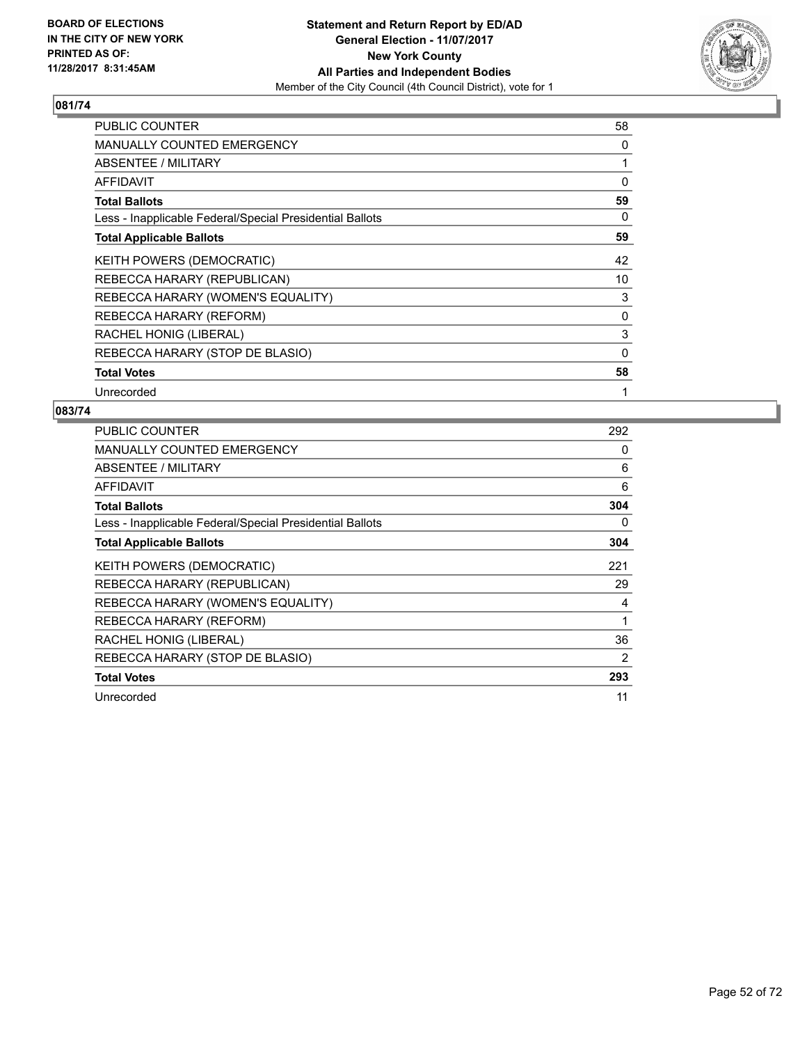BOARD OF ELECTIONS
IN THE CITY OF NEW YORK
PRINTED AS OF:
11/28/2017 8:31:45AM

**Statement and Return Report by ED/AD**
**General Election - 11/07/2017**
**New York County**
**All Parties and Independent Bodies**
Member of the City Council (4th Council District), vote for 1

## 081/74

| | |
|---|---|
| PUBLIC COUNTER | 58 |
| MANUALLY COUNTED EMERGENCY | 0 |
| ABSENTEE / MILITARY | 1 |
| AFFIDAVIT | 0 |
| **Total Ballots** | **59** |
| Less - Inapplicable Federal/Special Presidential Ballots | 0 |
| **Total Applicable Ballots** | **59** |
| KEITH POWERS (DEMOCRATIC) | 42 |
| REBECCA HARARY (REPUBLICAN) | 10 |
| REBECCA HARARY (WOMEN'S EQUALITY) | 3 |
| REBECCA HARARY (REFORM) | 0 |
| RACHEL HONIG (LIBERAL) | 3 |
| REBECCA HARARY (STOP DE BLASIO) | 0 |
| **Total Votes** | **58** |
| Unrecorded | 1 |

## 083/74

| | |
|---|---|
| PUBLIC COUNTER | 292 |
| MANUALLY COUNTED EMERGENCY | 0 |
| ABSENTEE / MILITARY | 6 |
| AFFIDAVIT | 6 |
| **Total Ballots** | **304** |
| Less - Inapplicable Federal/Special Presidential Ballots | 0 |
| **Total Applicable Ballots** | **304** |
| KEITH POWERS (DEMOCRATIC) | 221 |
| REBECCA HARARY (REPUBLICAN) | 29 |
| REBECCA HARARY (WOMEN'S EQUALITY) | 4 |
| REBECCA HARARY (REFORM) | 1 |
| RACHEL HONIG (LIBERAL) | 36 |
| REBECCA HARARY (STOP DE BLASIO) | 2 |
| **Total Votes** | **293** |
| Unrecorded | 11 |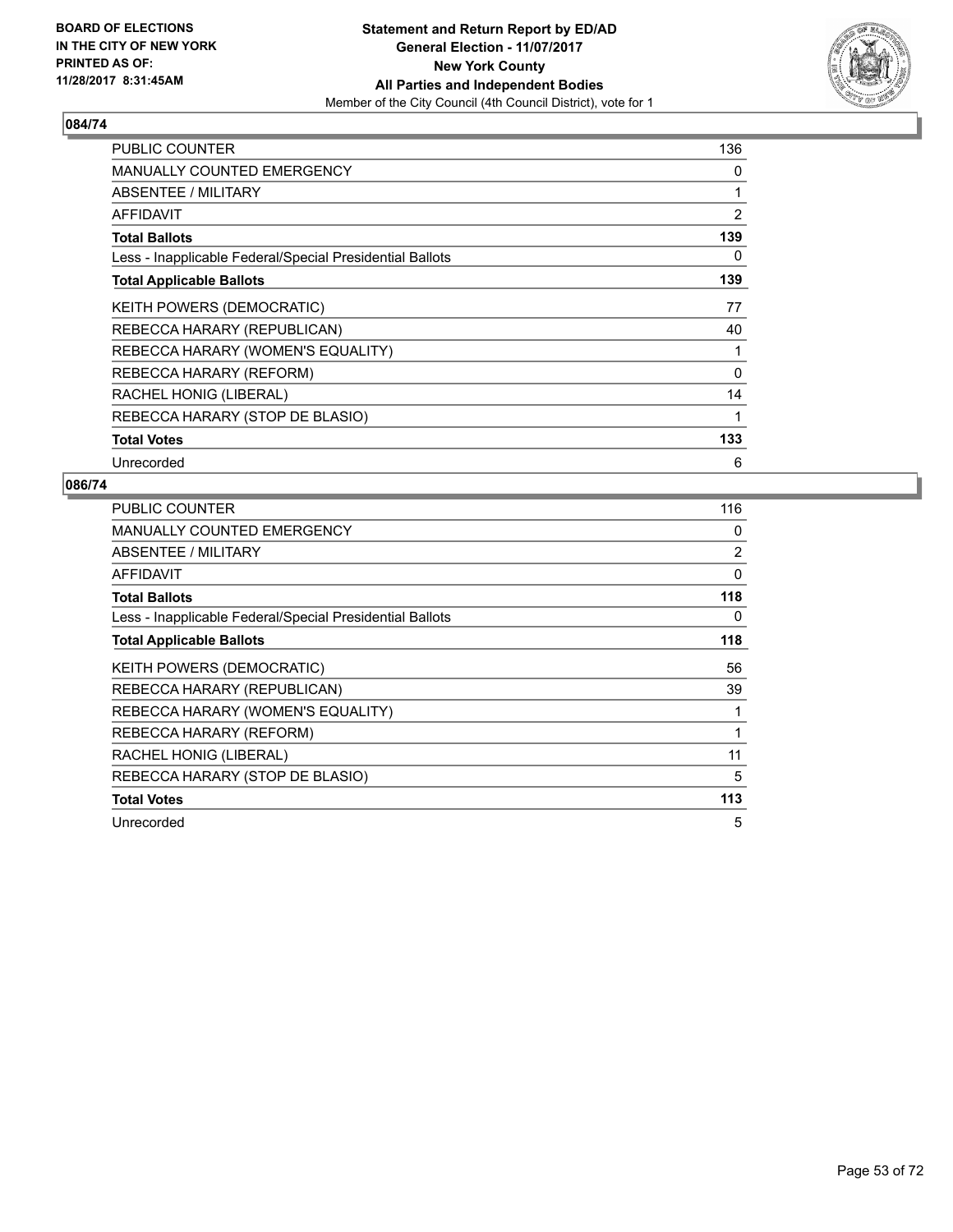BOARD OF ELECTIONS
IN THE CITY OF NEW YORK
PRINTED AS OF:
11/28/2017 8:31:45AM

**Statement and Return Report by ED/AD**
**General Election - 11/07/2017**
**New York County**
**All Parties and Independent Bodies**
Member of the City Council (4th Council District), vote for 1

## 084/74

| | |
|---|---|
| PUBLIC COUNTER | 136 |
| MANUALLY COUNTED EMERGENCY | 0 |
| ABSENTEE / MILITARY | 1 |
| AFFIDAVIT | 2 |
| **Total Ballots** | **139** |
| Less - Inapplicable Federal/Special Presidential Ballots | 0 |
| **Total Applicable Ballots** | **139** |
| KEITH POWERS (DEMOCRATIC) | 77 |
| REBECCA HARARY (REPUBLICAN) | 40 |
| REBECCA HARARY (WOMEN'S EQUALITY) | 1 |
| REBECCA HARARY (REFORM) | 0 |
| RACHEL HONIG (LIBERAL) | 14 |
| REBECCA HARARY (STOP DE BLASIO) | 1 |
| **Total Votes** | **133** |
| Unrecorded | 6 |

## 086/74

| | |
|---|---|
| PUBLIC COUNTER | 116 |
| MANUALLY COUNTED EMERGENCY | 0 |
| ABSENTEE / MILITARY | 2 |
| AFFIDAVIT | 0 |
| **Total Ballots** | **118** |
| Less - Inapplicable Federal/Special Presidential Ballots | 0 |
| **Total Applicable Ballots** | **118** |
| KEITH POWERS (DEMOCRATIC) | 56 |
| REBECCA HARARY (REPUBLICAN) | 39 |
| REBECCA HARARY (WOMEN'S EQUALITY) | 1 |
| REBECCA HARARY (REFORM) | 1 |
| RACHEL HONIG (LIBERAL) | 11 |
| REBECCA HARARY (STOP DE BLASIO) | 5 |
| **Total Votes** | **113** |
| Unrecorded | 5 |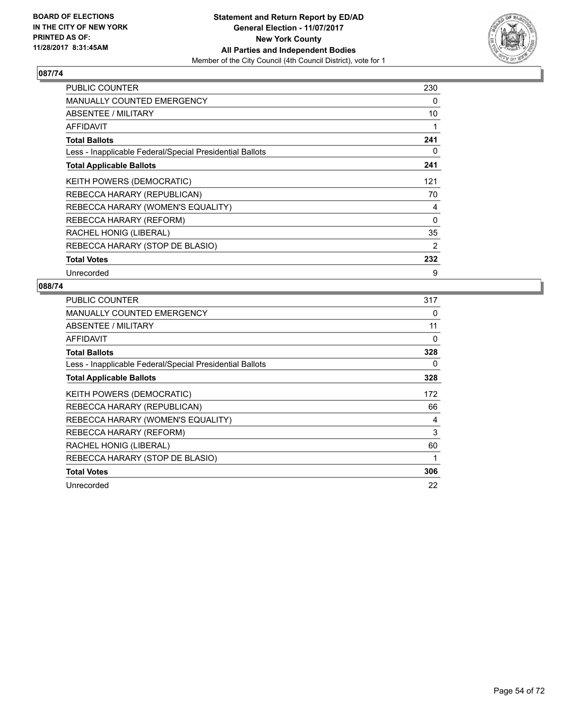BOARD OF ELECTIONS
IN THE CITY OF NEW YORK
PRINTED AS OF:
11/28/2017 8:31:45AM

**Statement and Return Report by ED/AD**
**General Election - 11/07/2017**
**New York County**
**All Parties and Independent Bodies**
Member of the City Council (4th Council District), vote for 1

### 087/74

| | |
|---|---|
| PUBLIC COUNTER | 230 |
| MANUALLY COUNTED EMERGENCY | 0 |
| ABSENTEE / MILITARY | 10 |
| AFFIDAVIT | 1 |
| **Total Ballots** | **241** |
| Less - Inapplicable Federal/Special Presidential Ballots | 0 |
| **Total Applicable Ballots** | **241** |
| KEITH POWERS (DEMOCRATIC) | 121 |
| REBECCA HARARY (REPUBLICAN) | 70 |
| REBECCA HARARY (WOMEN'S EQUALITY) | 4 |
| REBECCA HARARY (REFORM) | 0 |
| RACHEL HONIG (LIBERAL) | 35 |
| REBECCA HARARY (STOP DE BLASIO) | 2 |
| **Total Votes** | **232** |
| Unrecorded | 9 |

### 088/74

| | |
|---|---|
| PUBLIC COUNTER | 317 |
| MANUALLY COUNTED EMERGENCY | 0 |
| ABSENTEE / MILITARY | 11 |
| AFFIDAVIT | 0 |
| **Total Ballots** | **328** |
| Less - Inapplicable Federal/Special Presidential Ballots | 0 |
| **Total Applicable Ballots** | **328** |
| KEITH POWERS (DEMOCRATIC) | 172 |
| REBECCA HARARY (REPUBLICAN) | 66 |
| REBECCA HARARY (WOMEN'S EQUALITY) | 4 |
| REBECCA HARARY (REFORM) | 3 |
| RACHEL HONIG (LIBERAL) | 60 |
| REBECCA HARARY (STOP DE BLASIO) | 1 |
| **Total Votes** | **306** |
| Unrecorded | 22 |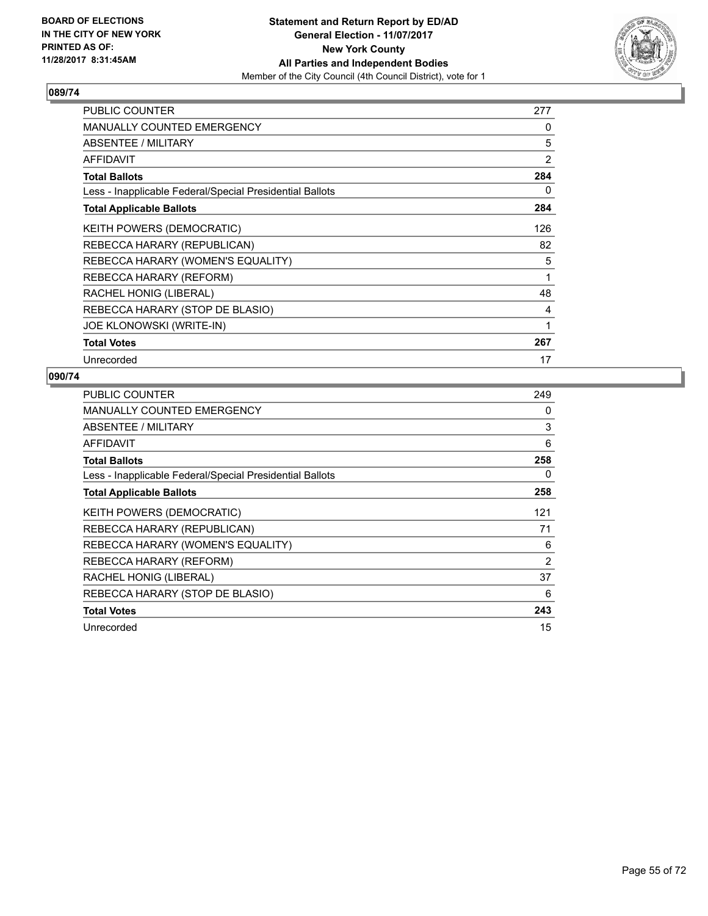**BOARD OF ELECTIONS IN THE CITY OF NEW YORK PRINTED AS OF: 11/28/2017 8:31:45AM**

**Statement and Return Report by ED/AD**
**General Election - 11/07/2017**
**New York County**
**All Parties and Independent Bodies**
Member of the City Council (4th Council District), vote for 1

## 089/74

| | |
|---|---|
| PUBLIC COUNTER | 277 |
| MANUALLY COUNTED EMERGENCY | 0 |
| ABSENTEE / MILITARY | 5 |
| AFFIDAVIT | 2 |
| **Total Ballots** | **284** |
| Less - Inapplicable Federal/Special Presidential Ballots | 0 |
| **Total Applicable Ballots** | **284** |
| KEITH POWERS (DEMOCRATIC) | 126 |
| REBECCA HARARY (REPUBLICAN) | 82 |
| REBECCA HARARY (WOMEN'S EQUALITY) | 5 |
| REBECCA HARARY (REFORM) | 1 |
| RACHEL HONIG (LIBERAL) | 48 |
| REBECCA HARARY (STOP DE BLASIO) | 4 |
| JOE KLONOWSKI (WRITE-IN) | 1 |
| **Total Votes** | **267** |
| Unrecorded | 17 |

## 090/74

| | |
|---|---|
| PUBLIC COUNTER | 249 |
| MANUALLY COUNTED EMERGENCY | 0 |
| ABSENTEE / MILITARY | 3 |
| AFFIDAVIT | 6 |
| **Total Ballots** | **258** |
| Less - Inapplicable Federal/Special Presidential Ballots | 0 |
| **Total Applicable Ballots** | **258** |
| KEITH POWERS (DEMOCRATIC) | 121 |
| REBECCA HARARY (REPUBLICAN) | 71 |
| REBECCA HARARY (WOMEN'S EQUALITY) | 6 |
| REBECCA HARARY (REFORM) | 2 |
| RACHEL HONIG (LIBERAL) | 37 |
| REBECCA HARARY (STOP DE BLASIO) | 6 |
| **Total Votes** | **243** |
| Unrecorded | 15 |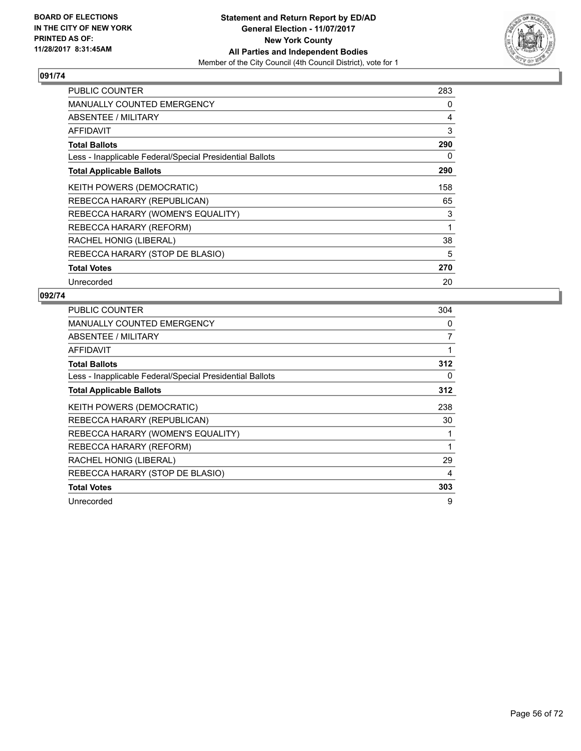BOARD OF ELECTIONS
IN THE CITY OF NEW YORK
PRINTED AS OF:
11/28/2017 8:31:45AM

**Statement and Return Report by ED/AD**
**General Election - 11/07/2017**
**New York County**
**All Parties and Independent Bodies**
Member of the City Council (4th Council District), vote for 1

### 091/74

| | |
|---|---|
| PUBLIC COUNTER | 283 |
| MANUALLY COUNTED EMERGENCY | 0 |
| ABSENTEE / MILITARY | 4 |
| AFFIDAVIT | 3 |
| **Total Ballots** | **290** |
| Less - Inapplicable Federal/Special Presidential Ballots | 0 |
| **Total Applicable Ballots** | **290** |
| KEITH POWERS (DEMOCRATIC) | 158 |
| REBECCA HARARY (REPUBLICAN) | 65 |
| REBECCA HARARY (WOMEN'S EQUALITY) | 3 |
| REBECCA HARARY (REFORM) | 1 |
| RACHEL HONIG (LIBERAL) | 38 |
| REBECCA HARARY (STOP DE BLASIO) | 5 |
| **Total Votes** | **270** |
| Unrecorded | 20 |

### 092/74

| | |
|---|---|
| PUBLIC COUNTER | 304 |
| MANUALLY COUNTED EMERGENCY | 0 |
| ABSENTEE / MILITARY | 7 |
| AFFIDAVIT | 1 |
| **Total Ballots** | **312** |
| Less - Inapplicable Federal/Special Presidential Ballots | 0 |
| **Total Applicable Ballots** | **312** |
| KEITH POWERS (DEMOCRATIC) | 238 |
| REBECCA HARARY (REPUBLICAN) | 30 |
| REBECCA HARARY (WOMEN'S EQUALITY) | 1 |
| REBECCA HARARY (REFORM) | 1 |
| RACHEL HONIG (LIBERAL) | 29 |
| REBECCA HARARY (STOP DE BLASIO) | 4 |
| **Total Votes** | **303** |
| Unrecorded | 9 |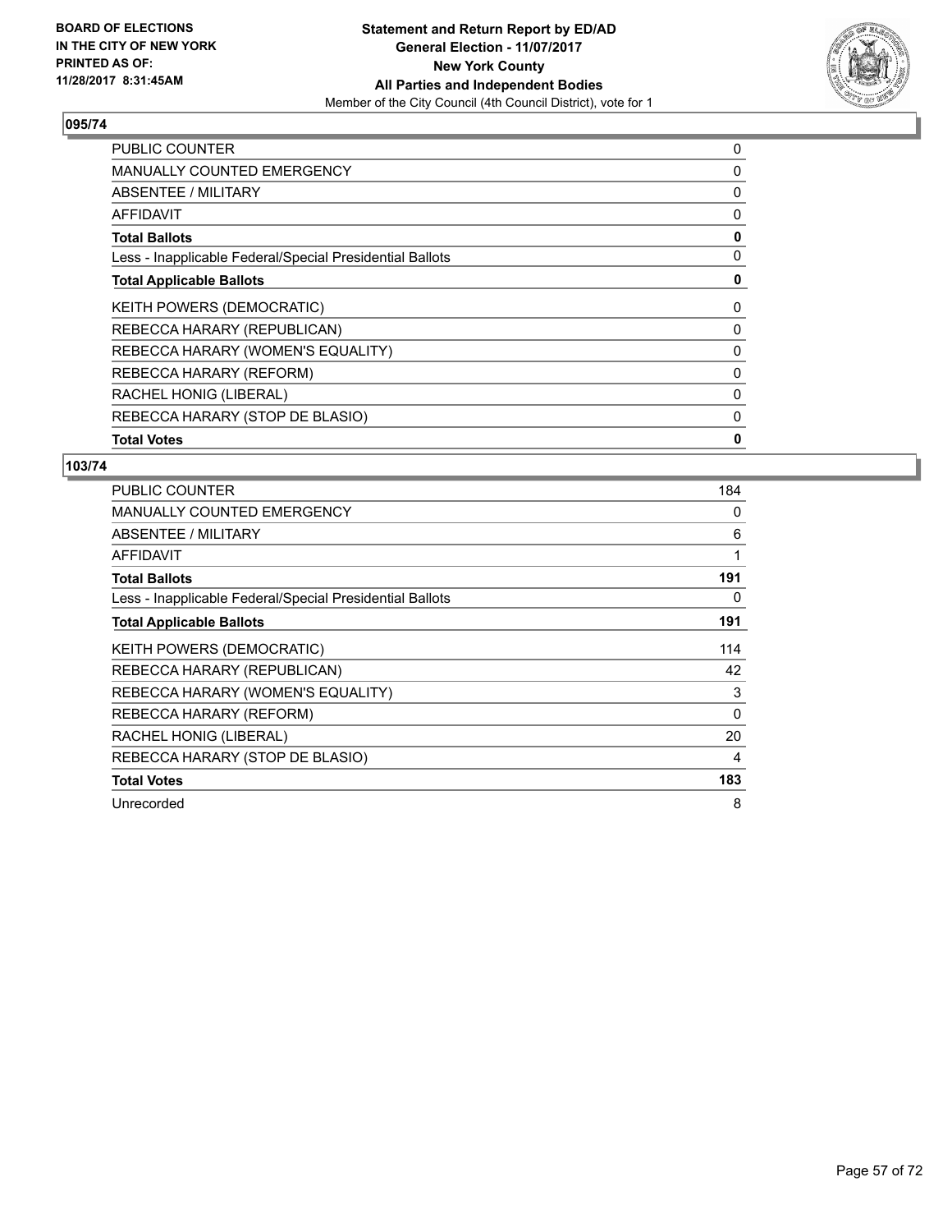**BOARD OF ELECTIONS IN THE CITY OF NEW YORK PRINTED AS OF: 11/28/2017 8:31:45AM**

**Statement and Return Report by ED/AD**
**General Election - 11/07/2017**
**New York County**
**All Parties and Independent Bodies**
Member of the City Council (4th Council District), vote for 1

## 095/74

| | |
|---|---|
| PUBLIC COUNTER | 0 |
| MANUALLY COUNTED EMERGENCY | 0 |
| ABSENTEE / MILITARY | 0 |
| AFFIDAVIT | 0 |
| **Total Ballots** | **0** |
| Less - Inapplicable Federal/Special Presidential Ballots | 0 |
| **Total Applicable Ballots** | **0** |
| KEITH POWERS (DEMOCRATIC) | 0 |
| REBECCA HARARY (REPUBLICAN) | 0 |
| REBECCA HARARY (WOMEN'S EQUALITY) | 0 |
| REBECCA HARARY (REFORM) | 0 |
| RACHEL HONIG (LIBERAL) | 0 |
| REBECCA HARARY (STOP DE BLASIO) | 0 |
| **Total Votes** | **0** |

## 103/74

| | |
|---|---|
| PUBLIC COUNTER | 184 |
| MANUALLY COUNTED EMERGENCY | 0 |
| ABSENTEE / MILITARY | 6 |
| AFFIDAVIT | 1 |
| **Total Ballots** | **191** |
| Less - Inapplicable Federal/Special Presidential Ballots | 0 |
| **Total Applicable Ballots** | **191** |
| KEITH POWERS (DEMOCRATIC) | 114 |
| REBECCA HARARY (REPUBLICAN) | 42 |
| REBECCA HARARY (WOMEN'S EQUALITY) | 3 |
| REBECCA HARARY (REFORM) | 0 |
| RACHEL HONIG (LIBERAL) | 20 |
| REBECCA HARARY (STOP DE BLASIO) | 4 |
| **Total Votes** | **183** |
| Unrecorded | 8 |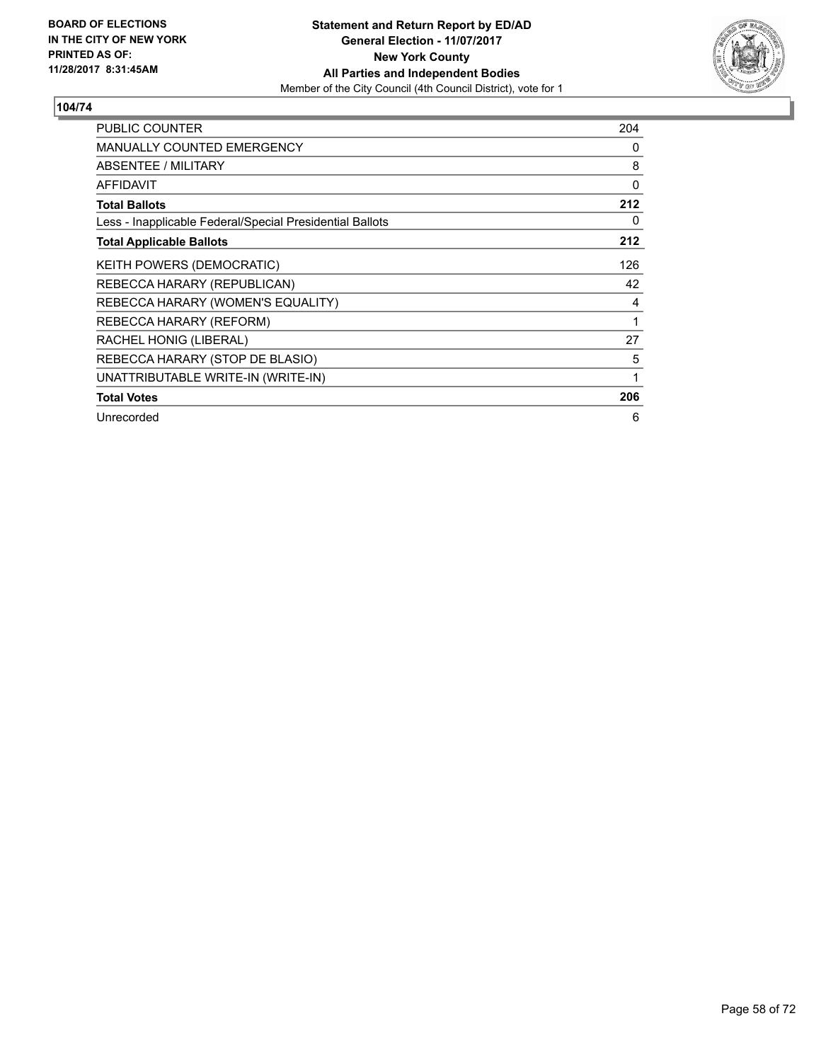BOARD OF ELECTIONS
IN THE CITY OF NEW YORK
PRINTED AS OF:
11/28/2017 8:31:45AM

**Statement and Return Report by ED/AD**
**General Election - 11/07/2017**
**New York County**
**All Parties and Independent Bodies**
Member of the City Council (4th Council District), vote for 1

**104/74**

| | |
|---|---|
| PUBLIC COUNTER | 204 |
| MANUALLY COUNTED EMERGENCY | 0 |
| ABSENTEE / MILITARY | 8 |
| AFFIDAVIT | 0 |
| **Total Ballots** | **212** |
| Less - Inapplicable Federal/Special Presidential Ballots | 0 |
| **Total Applicable Ballots** | **212** |
| KEITH POWERS (DEMOCRATIC) | 126 |
| REBECCA HARARY (REPUBLICAN) | 42 |
| REBECCA HARARY (WOMEN'S EQUALITY) | 4 |
| REBECCA HARARY (REFORM) | 1 |
| RACHEL HONIG (LIBERAL) | 27 |
| REBECCA HARARY (STOP DE BLASIO) | 5 |
| UNATTRIBUTABLE WRITE-IN (WRITE-IN) | 1 |
| **Total Votes** | **206** |
| Unrecorded | 6 |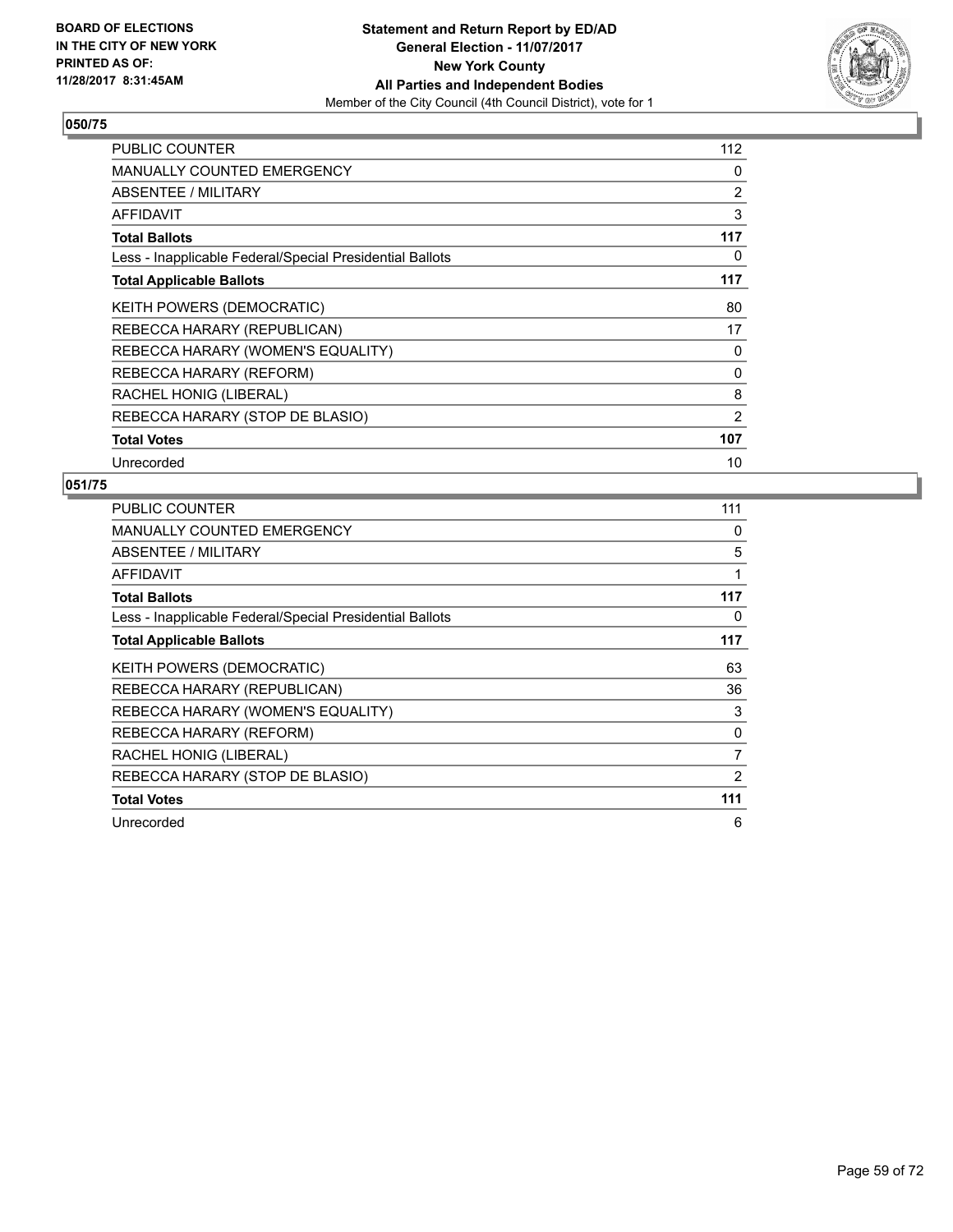BOARD OF ELECTIONS
IN THE CITY OF NEW YORK
PRINTED AS OF:
11/28/2017 8:31:45AM

**Statement and Return Report by ED/AD**
**General Election - 11/07/2017**
**New York County**
**All Parties and Independent Bodies**
Member of the City Council (4th Council District), vote for 1

### 050/75

| | |
|---|---|
| PUBLIC COUNTER | 112 |
| MANUALLY COUNTED EMERGENCY | 0 |
| ABSENTEE / MILITARY | 2 |
| AFFIDAVIT | 3 |
| **Total Ballots** | **117** |
| Less - Inapplicable Federal/Special Presidential Ballots | 0 |
| **Total Applicable Ballots** | **117** |
| KEITH POWERS (DEMOCRATIC) | 80 |
| REBECCA HARARY (REPUBLICAN) | 17 |
| REBECCA HARARY (WOMEN'S EQUALITY) | 0 |
| REBECCA HARARY (REFORM) | 0 |
| RACHEL HONIG (LIBERAL) | 8 |
| REBECCA HARARY (STOP DE BLASIO) | 2 |
| **Total Votes** | **107** |
| Unrecorded | 10 |

### 051/75

| | |
|---|---|
| PUBLIC COUNTER | 111 |
| MANUALLY COUNTED EMERGENCY | 0 |
| ABSENTEE / MILITARY | 5 |
| AFFIDAVIT | 1 |
| **Total Ballots** | **117** |
| Less - Inapplicable Federal/Special Presidential Ballots | 0 |
| **Total Applicable Ballots** | **117** |
| KEITH POWERS (DEMOCRATIC) | 63 |
| REBECCA HARARY (REPUBLICAN) | 36 |
| REBECCA HARARY (WOMEN'S EQUALITY) | 3 |
| REBECCA HARARY (REFORM) | 0 |
| RACHEL HONIG (LIBERAL) | 7 |
| REBECCA HARARY (STOP DE BLASIO) | 2 |
| **Total Votes** | **111** |
| Unrecorded | 6 |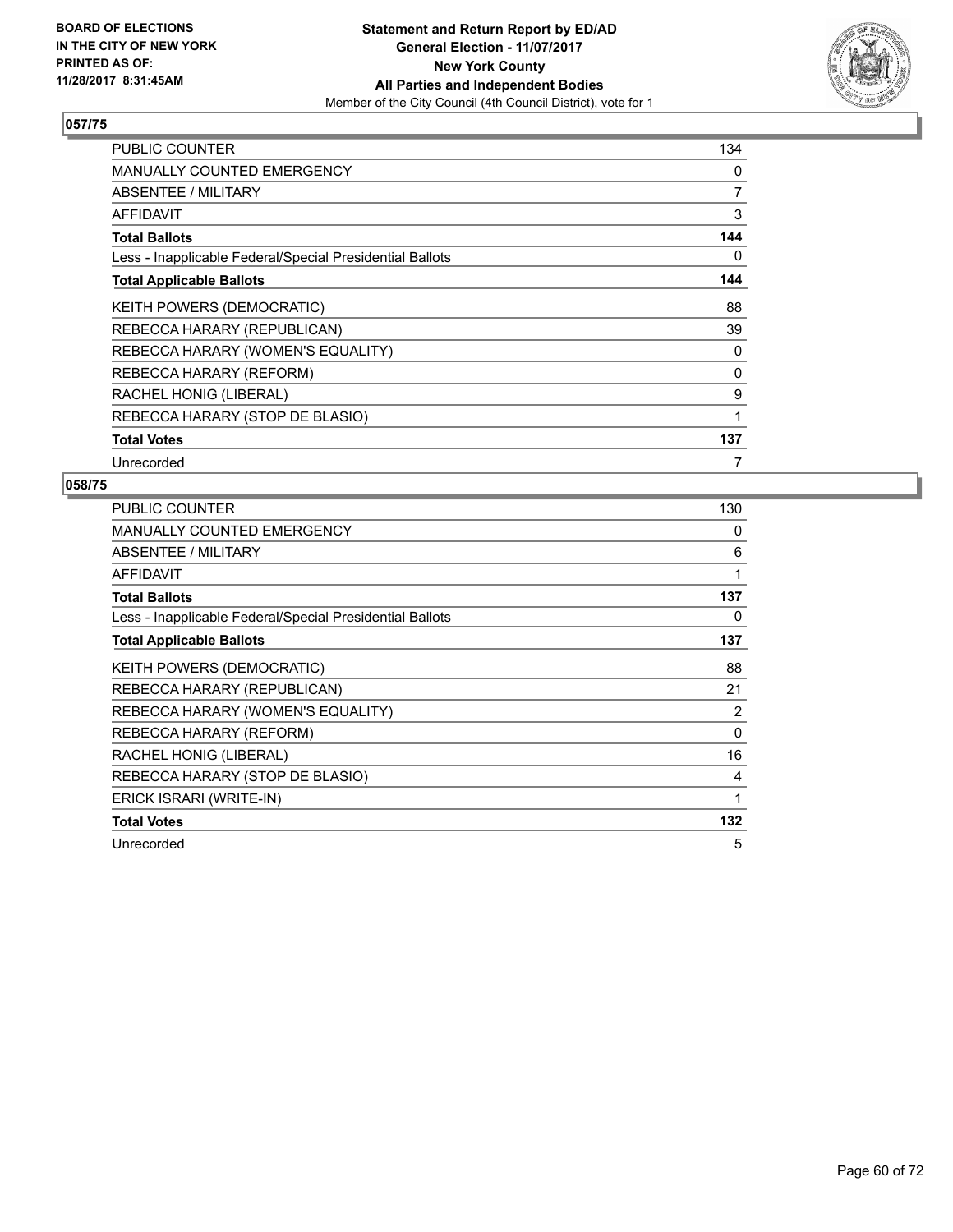BOARD OF ELECTIONS
IN THE CITY OF NEW YORK
PRINTED AS OF:
11/28/2017 8:31:45AM

**Statement and Return Report by ED/AD**
**General Election - 11/07/2017**
**New York County**
**All Parties and Independent Bodies**
Member of the City Council (4th Council District), vote for 1

## 057/75

| | |
|---|---|
| PUBLIC COUNTER | 134 |
| MANUALLY COUNTED EMERGENCY | 0 |
| ABSENTEE / MILITARY | 7 |
| AFFIDAVIT | 3 |
| **Total Ballots** | **144** |
| Less - Inapplicable Federal/Special Presidential Ballots | 0 |
| **Total Applicable Ballots** | **144** |
| KEITH POWERS (DEMOCRATIC) | 88 |
| REBECCA HARARY (REPUBLICAN) | 39 |
| REBECCA HARARY (WOMEN'S EQUALITY) | 0 |
| REBECCA HARARY (REFORM) | 0 |
| RACHEL HONIG (LIBERAL) | 9 |
| REBECCA HARARY (STOP DE BLASIO) | 1 |
| **Total Votes** | **137** |
| Unrecorded | 7 |

## 058/75

| | |
|---|---|
| PUBLIC COUNTER | 130 |
| MANUALLY COUNTED EMERGENCY | 0 |
| ABSENTEE / MILITARY | 6 |
| AFFIDAVIT | 1 |
| **Total Ballots** | **137** |
| Less - Inapplicable Federal/Special Presidential Ballots | 0 |
| **Total Applicable Ballots** | **137** |
| KEITH POWERS (DEMOCRATIC) | 88 |
| REBECCA HARARY (REPUBLICAN) | 21 |
| REBECCA HARARY (WOMEN'S EQUALITY) | 2 |
| REBECCA HARARY (REFORM) | 0 |
| RACHEL HONIG (LIBERAL) | 16 |
| REBECCA HARARY (STOP DE BLASIO) | 4 |
| ERICK ISRARI (WRITE-IN) | 1 |
| **Total Votes** | **132** |
| Unrecorded | 5 |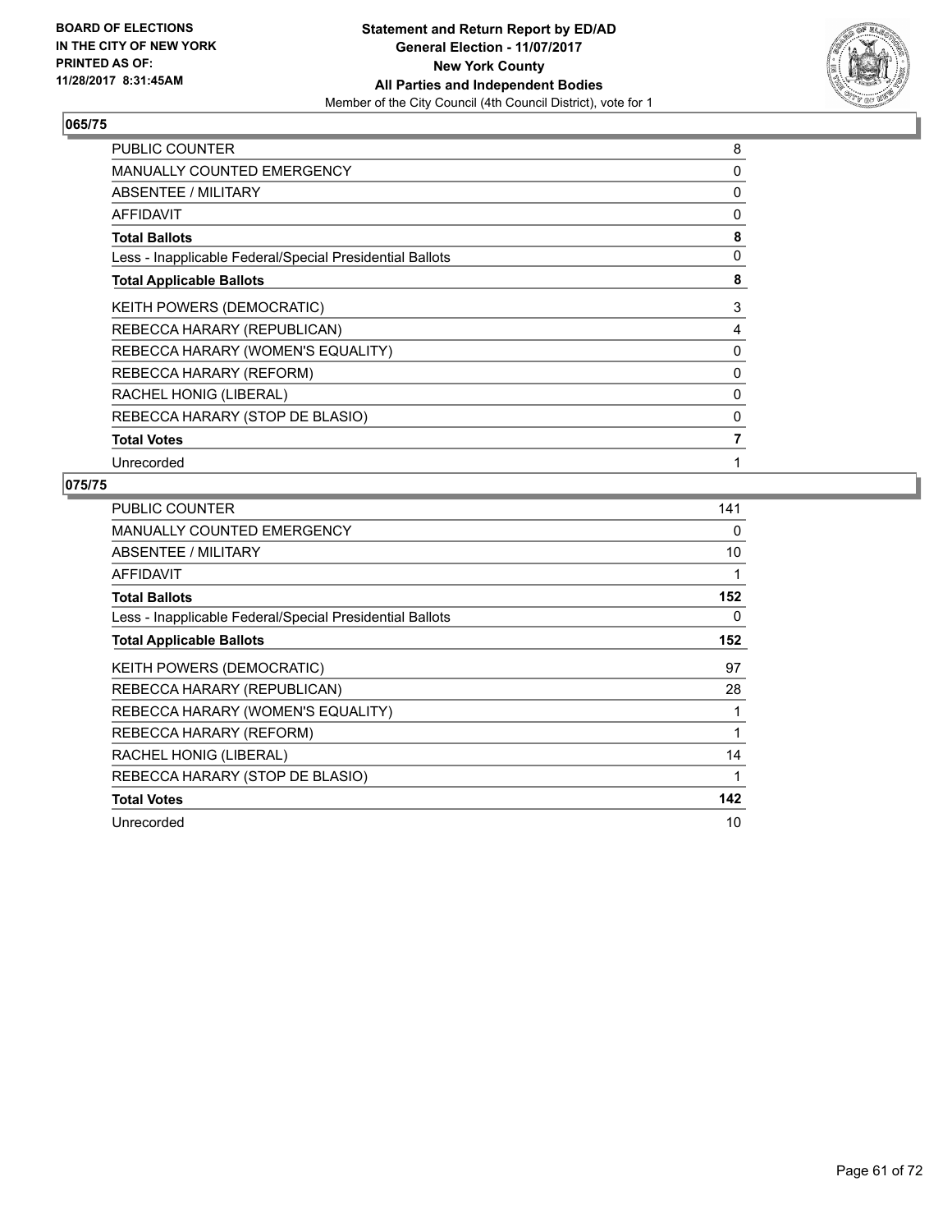**Statement and Return Report by ED/AD**
**General Election - 11/07/2017**
**New York County**
**All Parties and Independent Bodies**
Member of the City Council (4th Council District), vote for 1

BOARD OF ELECTIONS
IN THE CITY OF NEW YORK
PRINTED AS OF:
11/28/2017 8:31:45AM

### 065/75

| | |
|---|---|
| PUBLIC COUNTER | 8 |
| MANUALLY COUNTED EMERGENCY | 0 |
| ABSENTEE / MILITARY | 0 |
| AFFIDAVIT | 0 |
| **Total Ballots** | **8** |
| Less - Inapplicable Federal/Special Presidential Ballots | 0 |
| **Total Applicable Ballots** | **8** |
| KEITH POWERS (DEMOCRATIC) | 3 |
| REBECCA HARARY (REPUBLICAN) | 4 |
| REBECCA HARARY (WOMEN'S EQUALITY) | 0 |
| REBECCA HARARY (REFORM) | 0 |
| RACHEL HONIG (LIBERAL) | 0 |
| REBECCA HARARY (STOP DE BLASIO) | 0 |
| **Total Votes** | **7** |
| Unrecorded | 1 |

### 075/75

| | |
|---|---|
| PUBLIC COUNTER | 141 |
| MANUALLY COUNTED EMERGENCY | 0 |
| ABSENTEE / MILITARY | 10 |
| AFFIDAVIT | 1 |
| **Total Ballots** | **152** |
| Less - Inapplicable Federal/Special Presidential Ballots | 0 |
| **Total Applicable Ballots** | **152** |
| KEITH POWERS (DEMOCRATIC) | 97 |
| REBECCA HARARY (REPUBLICAN) | 28 |
| REBECCA HARARY (WOMEN'S EQUALITY) | 1 |
| REBECCA HARARY (REFORM) | 1 |
| RACHEL HONIG (LIBERAL) | 14 |
| REBECCA HARARY (STOP DE BLASIO) | 1 |
| **Total Votes** | **142** |
| Unrecorded | 10 |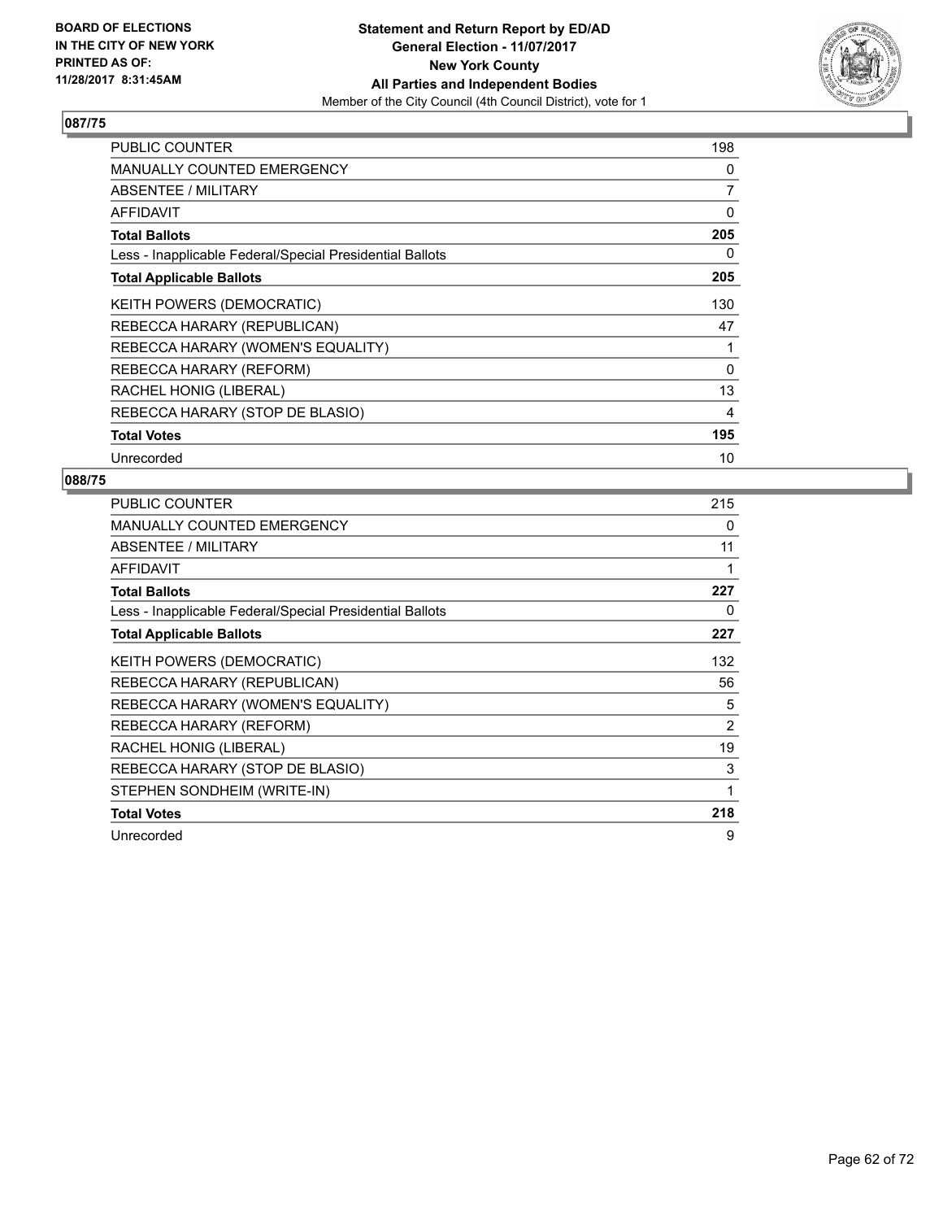BOARD OF ELECTIONS
IN THE CITY OF NEW YORK
PRINTED AS OF:
11/28/2017 8:31:45AM

**Statement and Return Report by ED/AD**
**General Election - 11/07/2017**
**New York County**
**All Parties and Independent Bodies**
Member of the City Council (4th Council District), vote for 1

### 087/75

| | |
|---|---|
| PUBLIC COUNTER | 198 |
| MANUALLY COUNTED EMERGENCY | 0 |
| ABSENTEE / MILITARY | 7 |
| AFFIDAVIT | 0 |
| **Total Ballots** | **205** |
| Less - Inapplicable Federal/Special Presidential Ballots | 0 |
| **Total Applicable Ballots** | **205** |
| KEITH POWERS (DEMOCRATIC) | 130 |
| REBECCA HARARY (REPUBLICAN) | 47 |
| REBECCA HARARY (WOMEN'S EQUALITY) | 1 |
| REBECCA HARARY (REFORM) | 0 |
| RACHEL HONIG (LIBERAL) | 13 |
| REBECCA HARARY (STOP DE BLASIO) | 4 |
| **Total Votes** | **195** |
| Unrecorded | 10 |

### 088/75

| | |
|---|---|
| PUBLIC COUNTER | 215 |
| MANUALLY COUNTED EMERGENCY | 0 |
| ABSENTEE / MILITARY | 11 |
| AFFIDAVIT | 1 |
| **Total Ballots** | **227** |
| Less - Inapplicable Federal/Special Presidential Ballots | 0 |
| **Total Applicable Ballots** | **227** |
| KEITH POWERS (DEMOCRATIC) | 132 |
| REBECCA HARARY (REPUBLICAN) | 56 |
| REBECCA HARARY (WOMEN'S EQUALITY) | 5 |
| REBECCA HARARY (REFORM) | 2 |
| RACHEL HONIG (LIBERAL) | 19 |
| REBECCA HARARY (STOP DE BLASIO) | 3 |
| STEPHEN SONDHEIM (WRITE-IN) | 1 |
| **Total Votes** | **218** |
| Unrecorded | 9 |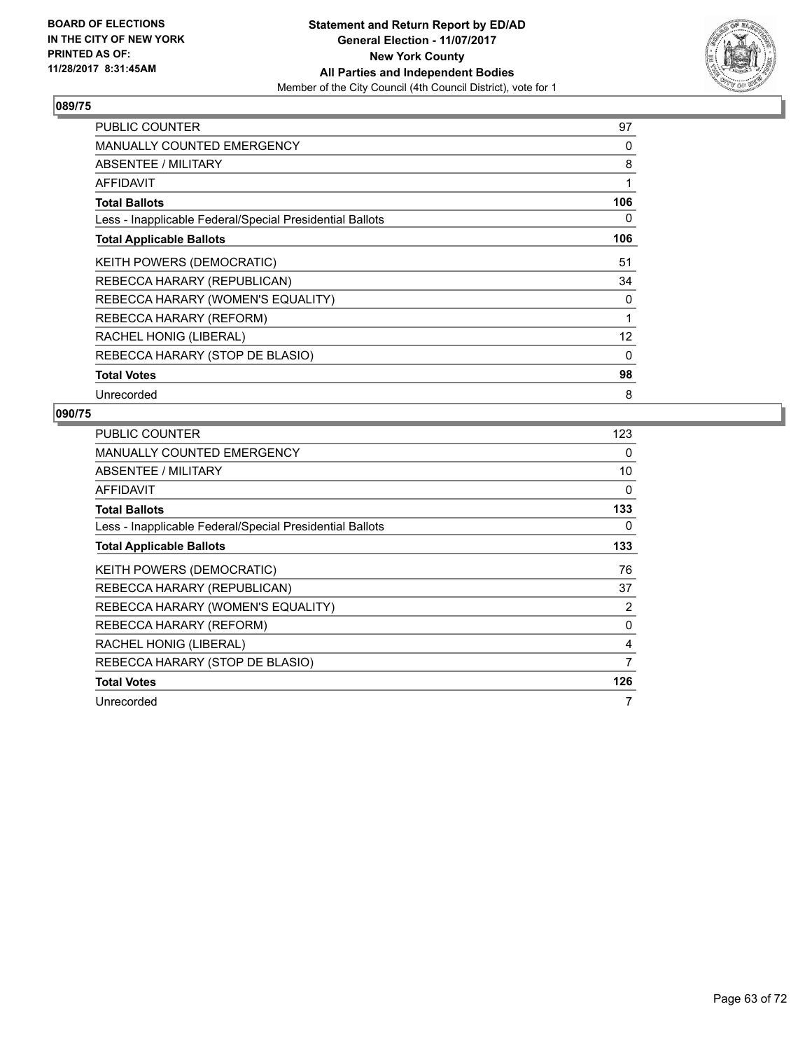## 089/75

| | |
|---|---|
| PUBLIC COUNTER | 97 |
| MANUALLY COUNTED EMERGENCY | 0 |
| ABSENTEE / MILITARY | 8 |
| AFFIDAVIT | 1 |
| **Total Ballots** | **106** |
| Less - Inapplicable Federal/Special Presidential Ballots | 0 |
| **Total Applicable Ballots** | **106** |
| KEITH POWERS (DEMOCRATIC) | 51 |
| REBECCA HARARY (REPUBLICAN) | 34 |
| REBECCA HARARY (WOMEN'S EQUALITY) | 0 |
| REBECCA HARARY (REFORM) | 1 |
| RACHEL HONIG (LIBERAL) | 12 |
| REBECCA HARARY (STOP DE BLASIO) | 0 |
| **Total Votes** | **98** |
| Unrecorded | 8 |

## 090/75

| | |
|---|---|
| PUBLIC COUNTER | 123 |
| MANUALLY COUNTED EMERGENCY | 0 |
| ABSENTEE / MILITARY | 10 |
| AFFIDAVIT | 0 |
| **Total Ballots** | **133** |
| Less - Inapplicable Federal/Special Presidential Ballots | 0 |
| **Total Applicable Ballots** | **133** |
| KEITH POWERS (DEMOCRATIC) | 76 |
| REBECCA HARARY (REPUBLICAN) | 37 |
| REBECCA HARARY (WOMEN'S EQUALITY) | 2 |
| REBECCA HARARY (REFORM) | 0 |
| RACHEL HONIG (LIBERAL) | 4 |
| REBECCA HARARY (STOP DE BLASIO) | 7 |
| **Total Votes** | **126** |
| Unrecorded | 7 |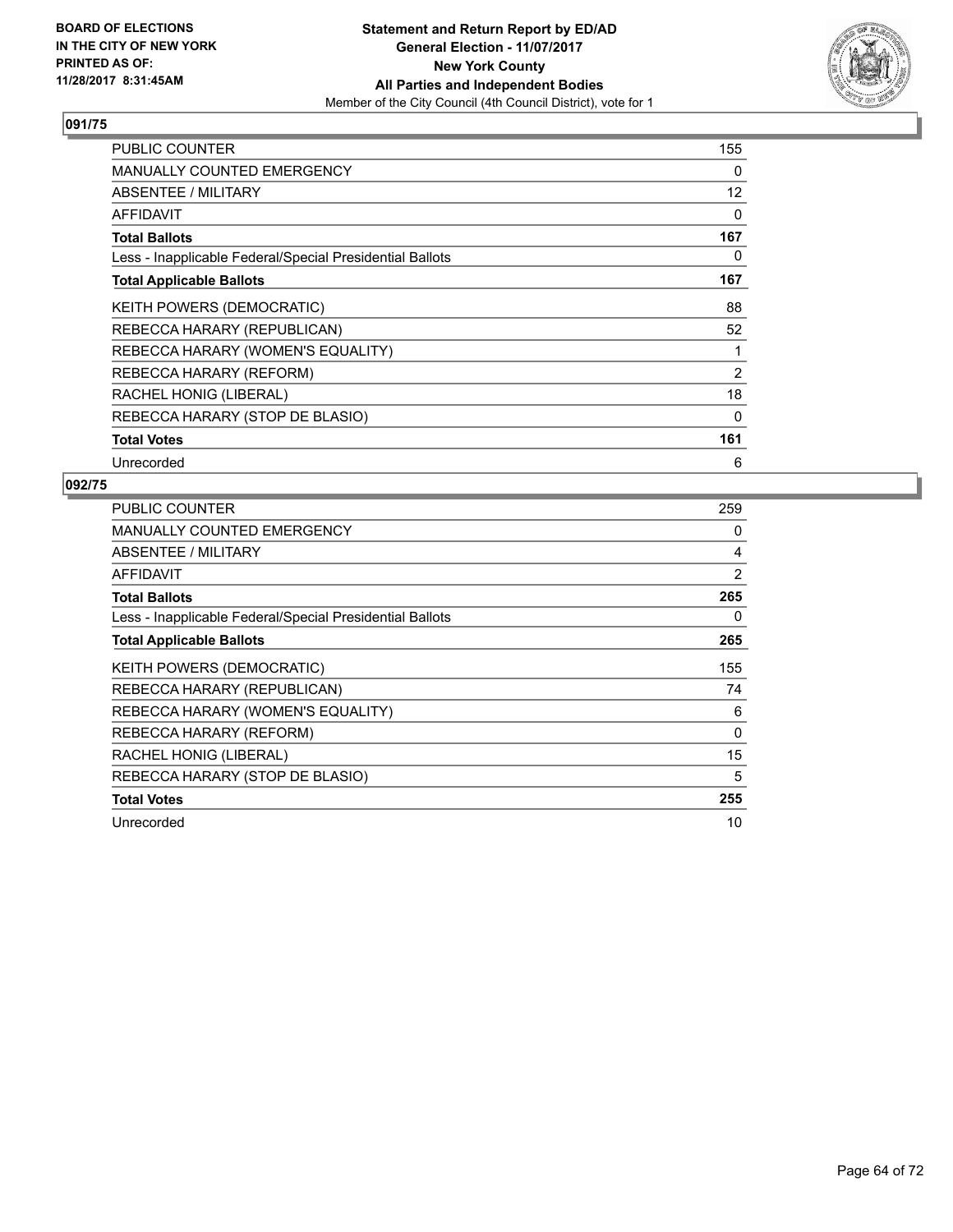BOARD OF ELECTIONS
IN THE CITY OF NEW YORK
PRINTED AS OF:
11/28/2017 8:31:45AM

**Statement and Return Report by ED/AD**
**General Election - 11/07/2017**
**New York County**
**All Parties and Independent Bodies**
Member of the City Council (4th Council District), vote for 1

### 091/75

| | |
|---|---|
| PUBLIC COUNTER | 155 |
| MANUALLY COUNTED EMERGENCY | 0 |
| ABSENTEE / MILITARY | 12 |
| AFFIDAVIT | 0 |
| **Total Ballots** | **167** |
| Less - Inapplicable Federal/Special Presidential Ballots | 0 |
| **Total Applicable Ballots** | **167** |
| KEITH POWERS (DEMOCRATIC) | 88 |
| REBECCA HARARY (REPUBLICAN) | 52 |
| REBECCA HARARY (WOMEN'S EQUALITY) | 1 |
| REBECCA HARARY (REFORM) | 2 |
| RACHEL HONIG (LIBERAL) | 18 |
| REBECCA HARARY (STOP DE BLASIO) | 0 |
| **Total Votes** | **161** |
| Unrecorded | 6 |

### 092/75

| | |
|---|---|
| PUBLIC COUNTER | 259 |
| MANUALLY COUNTED EMERGENCY | 0 |
| ABSENTEE / MILITARY | 4 |
| AFFIDAVIT | 2 |
| **Total Ballots** | **265** |
| Less - Inapplicable Federal/Special Presidential Ballots | 0 |
| **Total Applicable Ballots** | **265** |
| KEITH POWERS (DEMOCRATIC) | 155 |
| REBECCA HARARY (REPUBLICAN) | 74 |
| REBECCA HARARY (WOMEN'S EQUALITY) | 6 |
| REBECCA HARARY (REFORM) | 0 |
| RACHEL HONIG (LIBERAL) | 15 |
| REBECCA HARARY (STOP DE BLASIO) | 5 |
| **Total Votes** | **255** |
| Unrecorded | 10 |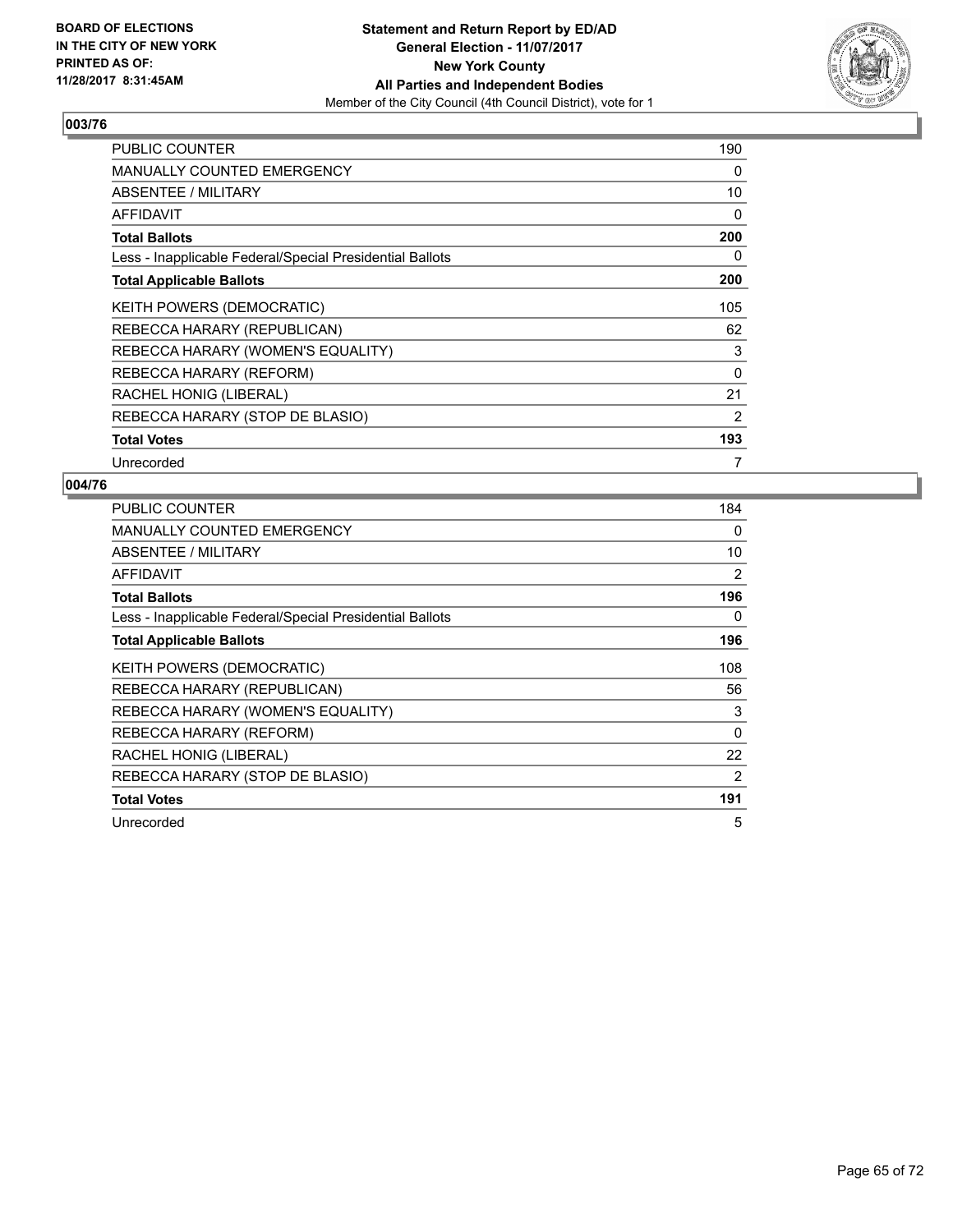BOARD OF ELECTIONS
IN THE CITY OF NEW YORK
PRINTED AS OF:
11/28/2017 8:31:45AM

**Statement and Return Report by ED/AD**
**General Election - 11/07/2017**
**New York County**
**All Parties and Independent Bodies**
Member of the City Council (4th Council District), vote for 1

## 003/76

| | |
|---|---|
| PUBLIC COUNTER | 190 |
| MANUALLY COUNTED EMERGENCY | 0 |
| ABSENTEE / MILITARY | 10 |
| AFFIDAVIT | 0 |
| **Total Ballots** | **200** |
| Less - Inapplicable Federal/Special Presidential Ballots | 0 |
| **Total Applicable Ballots** | **200** |
| KEITH POWERS (DEMOCRATIC) | 105 |
| REBECCA HARARY (REPUBLICAN) | 62 |
| REBECCA HARARY (WOMEN'S EQUALITY) | 3 |
| REBECCA HARARY (REFORM) | 0 |
| RACHEL HONIG (LIBERAL) | 21 |
| REBECCA HARARY (STOP DE BLASIO) | 2 |
| **Total Votes** | **193** |
| Unrecorded | 7 |

## 004/76

| | |
|---|---|
| PUBLIC COUNTER | 184 |
| MANUALLY COUNTED EMERGENCY | 0 |
| ABSENTEE / MILITARY | 10 |
| AFFIDAVIT | 2 |
| **Total Ballots** | **196** |
| Less - Inapplicable Federal/Special Presidential Ballots | 0 |
| **Total Applicable Ballots** | **196** |
| KEITH POWERS (DEMOCRATIC) | 108 |
| REBECCA HARARY (REPUBLICAN) | 56 |
| REBECCA HARARY (WOMEN'S EQUALITY) | 3 |
| REBECCA HARARY (REFORM) | 0 |
| RACHEL HONIG (LIBERAL) | 22 |
| REBECCA HARARY (STOP DE BLASIO) | 2 |
| **Total Votes** | **191** |
| Unrecorded | 5 |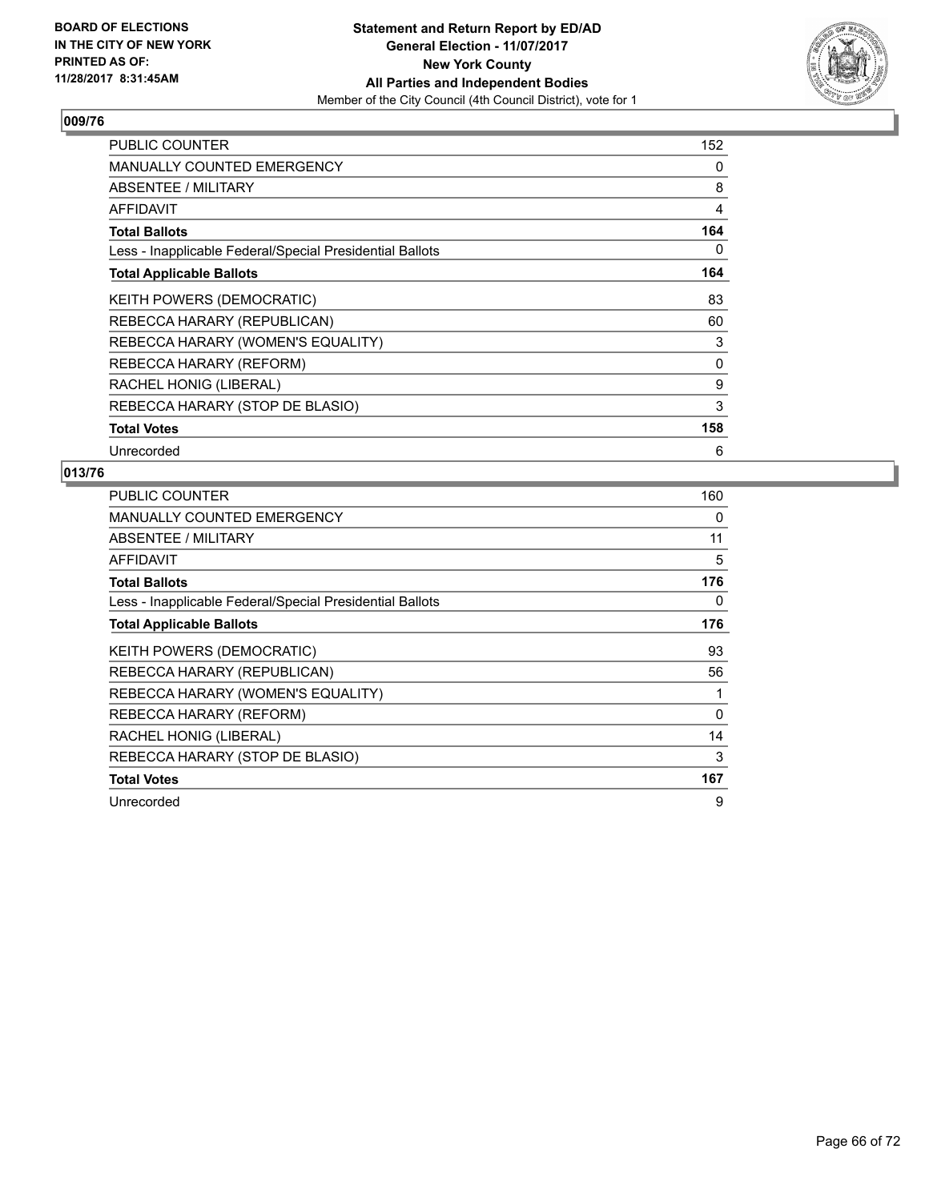**BOARD OF ELECTIONS IN THE CITY OF NEW YORK PRINTED AS OF: 11/28/2017 8:31:45AM**

**Statement and Return Report by ED/AD**
**General Election - 11/07/2017**
**New York County**
**All Parties and Independent Bodies**
Member of the City Council (4th Council District), vote for 1

## 009/76

| | |
|---|---|
| PUBLIC COUNTER | 152 |
| MANUALLY COUNTED EMERGENCY | 0 |
| ABSENTEE / MILITARY | 8 |
| AFFIDAVIT | 4 |
| **Total Ballots** | **164** |
| Less - Inapplicable Federal/Special Presidential Ballots | 0 |
| **Total Applicable Ballots** | **164** |
| KEITH POWERS (DEMOCRATIC) | 83 |
| REBECCA HARARY (REPUBLICAN) | 60 |
| REBECCA HARARY (WOMEN'S EQUALITY) | 3 |
| REBECCA HARARY (REFORM) | 0 |
| RACHEL HONIG (LIBERAL) | 9 |
| REBECCA HARARY (STOP DE BLASIO) | 3 |
| **Total Votes** | **158** |
| Unrecorded | 6 |

## 013/76

| | |
|---|---|
| PUBLIC COUNTER | 160 |
| MANUALLY COUNTED EMERGENCY | 0 |
| ABSENTEE / MILITARY | 11 |
| AFFIDAVIT | 5 |
| **Total Ballots** | **176** |
| Less - Inapplicable Federal/Special Presidential Ballots | 0 |
| **Total Applicable Ballots** | **176** |
| KEITH POWERS (DEMOCRATIC) | 93 |
| REBECCA HARARY (REPUBLICAN) | 56 |
| REBECCA HARARY (WOMEN'S EQUALITY) | 1 |
| REBECCA HARARY (REFORM) | 0 |
| RACHEL HONIG (LIBERAL) | 14 |
| REBECCA HARARY (STOP DE BLASIO) | 3 |
| **Total Votes** | **167** |
| Unrecorded | 9 |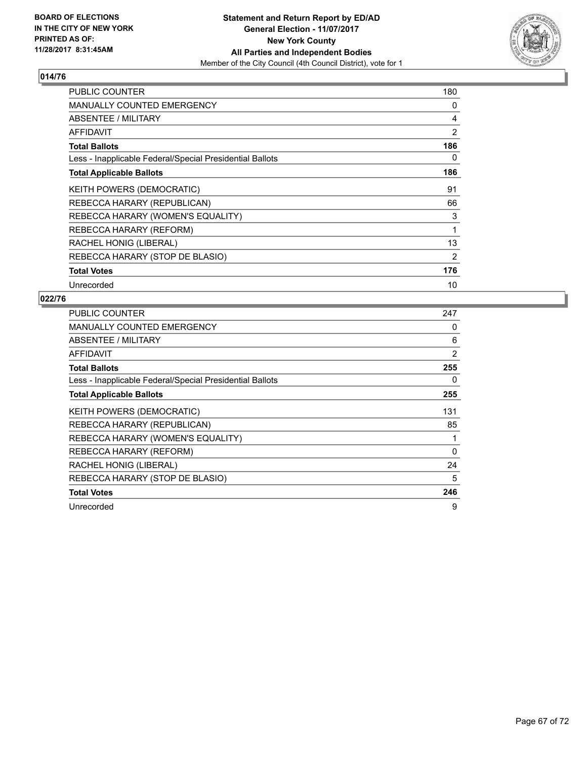BOARD OF ELECTIONS
IN THE CITY OF NEW YORK
PRINTED AS OF:
11/28/2017 8:31:45AM

**Statement and Return Report by ED/AD**
**General Election - 11/07/2017**
**New York County**
**All Parties and Independent Bodies**
Member of the City Council (4th Council District), vote for 1

## 014/76

| | |
|---|---|
| PUBLIC COUNTER | 180 |
| MANUALLY COUNTED EMERGENCY | 0 |
| ABSENTEE / MILITARY | 4 |
| AFFIDAVIT | 2 |
| **Total Ballots** | **186** |
| Less - Inapplicable Federal/Special Presidential Ballots | 0 |
| **Total Applicable Ballots** | **186** |
| KEITH POWERS (DEMOCRATIC) | 91 |
| REBECCA HARARY (REPUBLICAN) | 66 |
| REBECCA HARARY (WOMEN'S EQUALITY) | 3 |
| REBECCA HARARY (REFORM) | 1 |
| RACHEL HONIG (LIBERAL) | 13 |
| REBECCA HARARY (STOP DE BLASIO) | 2 |
| **Total Votes** | **176** |
| Unrecorded | 10 |

## 022/76

| | |
|---|---|
| PUBLIC COUNTER | 247 |
| MANUALLY COUNTED EMERGENCY | 0 |
| ABSENTEE / MILITARY | 6 |
| AFFIDAVIT | 2 |
| **Total Ballots** | **255** |
| Less - Inapplicable Federal/Special Presidential Ballots | 0 |
| **Total Applicable Ballots** | **255** |
| KEITH POWERS (DEMOCRATIC) | 131 |
| REBECCA HARARY (REPUBLICAN) | 85 |
| REBECCA HARARY (WOMEN'S EQUALITY) | 1 |
| REBECCA HARARY (REFORM) | 0 |
| RACHEL HONIG (LIBERAL) | 24 |
| REBECCA HARARY (STOP DE BLASIO) | 5 |
| **Total Votes** | **246** |
| Unrecorded | 9 |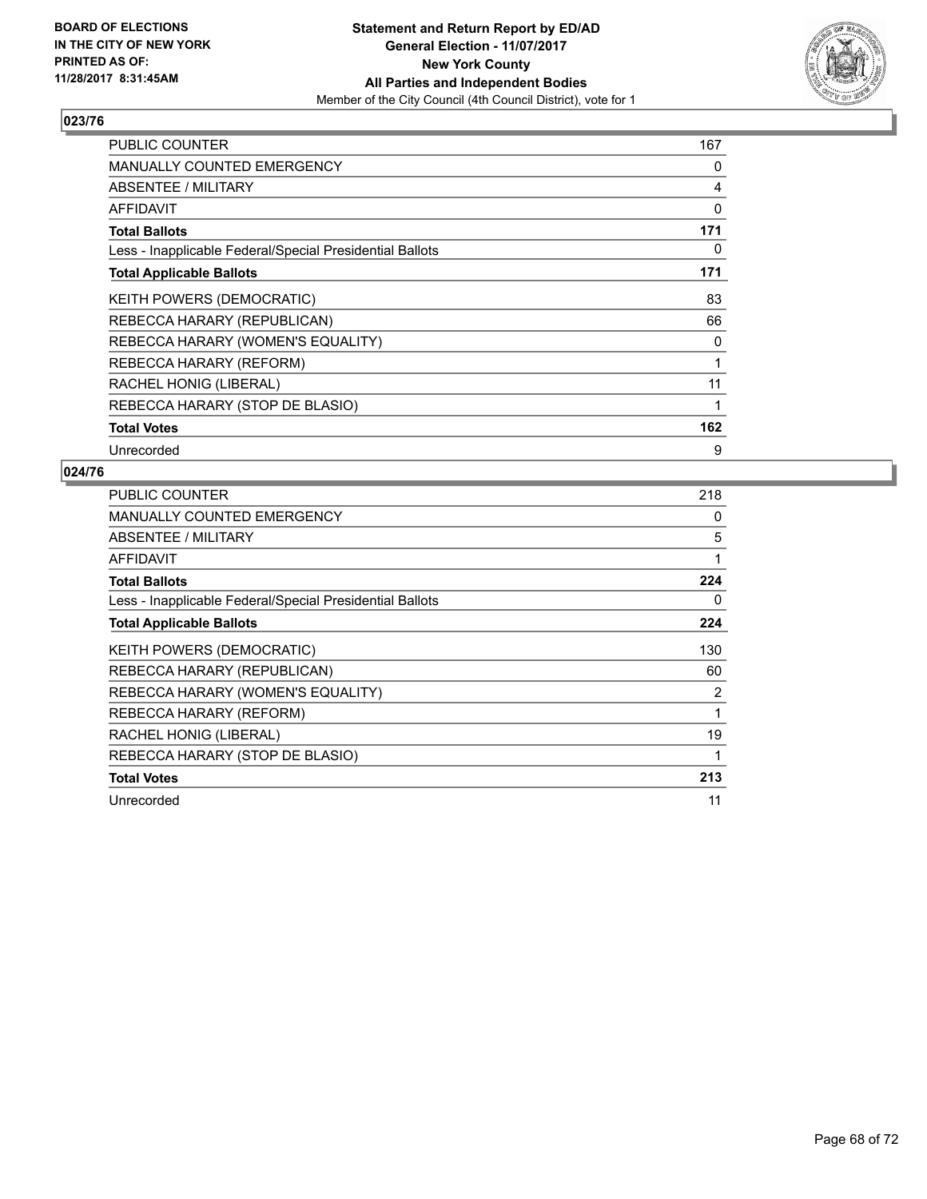BOARD OF ELECTIONS
IN THE CITY OF NEW YORK
PRINTED AS OF:
11/28/2017 8:31:45AM

**Statement and Return Report by ED/AD**
**General Election - 11/07/2017**
**New York County**
**All Parties and Independent Bodies**
Member of the City Council (4th Council District), vote for 1

### 023/76

| | |
|---|---|
| PUBLIC COUNTER | 167 |
| MANUALLY COUNTED EMERGENCY | 0 |
| ABSENTEE / MILITARY | 4 |
| AFFIDAVIT | 0 |
| **Total Ballots** | **171** |
| Less - Inapplicable Federal/Special Presidential Ballots | 0 |
| **Total Applicable Ballots** | **171** |
| KEITH POWERS (DEMOCRATIC) | 83 |
| REBECCA HARARY (REPUBLICAN) | 66 |
| REBECCA HARARY (WOMEN'S EQUALITY) | 0 |
| REBECCA HARARY (REFORM) | 1 |
| RACHEL HONIG (LIBERAL) | 11 |
| REBECCA HARARY (STOP DE BLASIO) | 1 |
| **Total Votes** | **162** |
| Unrecorded | 9 |

### 024/76

| | |
|---|---|
| PUBLIC COUNTER | 218 |
| MANUALLY COUNTED EMERGENCY | 0 |
| ABSENTEE / MILITARY | 5 |
| AFFIDAVIT | 1 |
| **Total Ballots** | **224** |
| Less - Inapplicable Federal/Special Presidential Ballots | 0 |
| **Total Applicable Ballots** | **224** |
| KEITH POWERS (DEMOCRATIC) | 130 |
| REBECCA HARARY (REPUBLICAN) | 60 |
| REBECCA HARARY (WOMEN'S EQUALITY) | 2 |
| REBECCA HARARY (REFORM) | 1 |
| RACHEL HONIG (LIBERAL) | 19 |
| REBECCA HARARY (STOP DE BLASIO) | 1 |
| **Total Votes** | **213** |
| Unrecorded | 11 |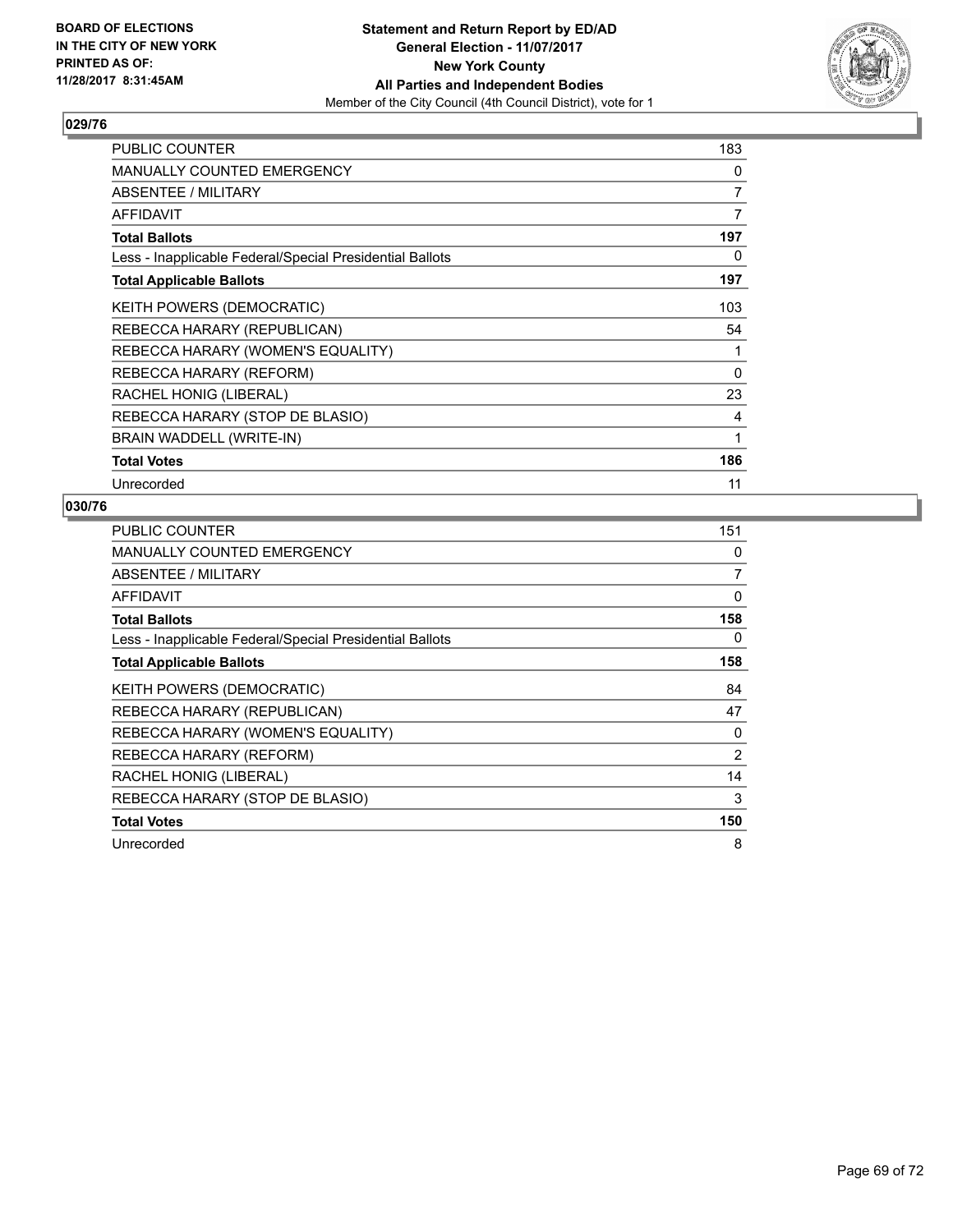**BOARD OF ELECTIONS IN THE CITY OF NEW YORK PRINTED AS OF: 11/28/2017 8:31:45AM**

**Statement and Return Report by ED/AD**
**General Election - 11/07/2017**
**New York County**
**All Parties and Independent Bodies**
Member of the City Council (4th Council District), vote for 1

## 029/76

| | |
|---|---|
| PUBLIC COUNTER | 183 |
| MANUALLY COUNTED EMERGENCY | 0 |
| ABSENTEE / MILITARY | 7 |
| AFFIDAVIT | 7 |
| **Total Ballots** | **197** |
| Less - Inapplicable Federal/Special Presidential Ballots | 0 |
| **Total Applicable Ballots** | **197** |
| KEITH POWERS (DEMOCRATIC) | 103 |
| REBECCA HARARY (REPUBLICAN) | 54 |
| REBECCA HARARY (WOMEN'S EQUALITY) | 1 |
| REBECCA HARARY (REFORM) | 0 |
| RACHEL HONIG (LIBERAL) | 23 |
| REBECCA HARARY (STOP DE BLASIO) | 4 |
| BRAIN WADDELL (WRITE-IN) | 1 |
| **Total Votes** | **186** |
| Unrecorded | 11 |

## 030/76

| | |
|---|---|
| PUBLIC COUNTER | 151 |
| MANUALLY COUNTED EMERGENCY | 0 |
| ABSENTEE / MILITARY | 7 |
| AFFIDAVIT | 0 |
| **Total Ballots** | **158** |
| Less - Inapplicable Federal/Special Presidential Ballots | 0 |
| **Total Applicable Ballots** | **158** |
| KEITH POWERS (DEMOCRATIC) | 84 |
| REBECCA HARARY (REPUBLICAN) | 47 |
| REBECCA HARARY (WOMEN'S EQUALITY) | 0 |
| REBECCA HARARY (REFORM) | 2 |
| RACHEL HONIG (LIBERAL) | 14 |
| REBECCA HARARY (STOP DE BLASIO) | 3 |
| **Total Votes** | **150** |
| Unrecorded | 8 |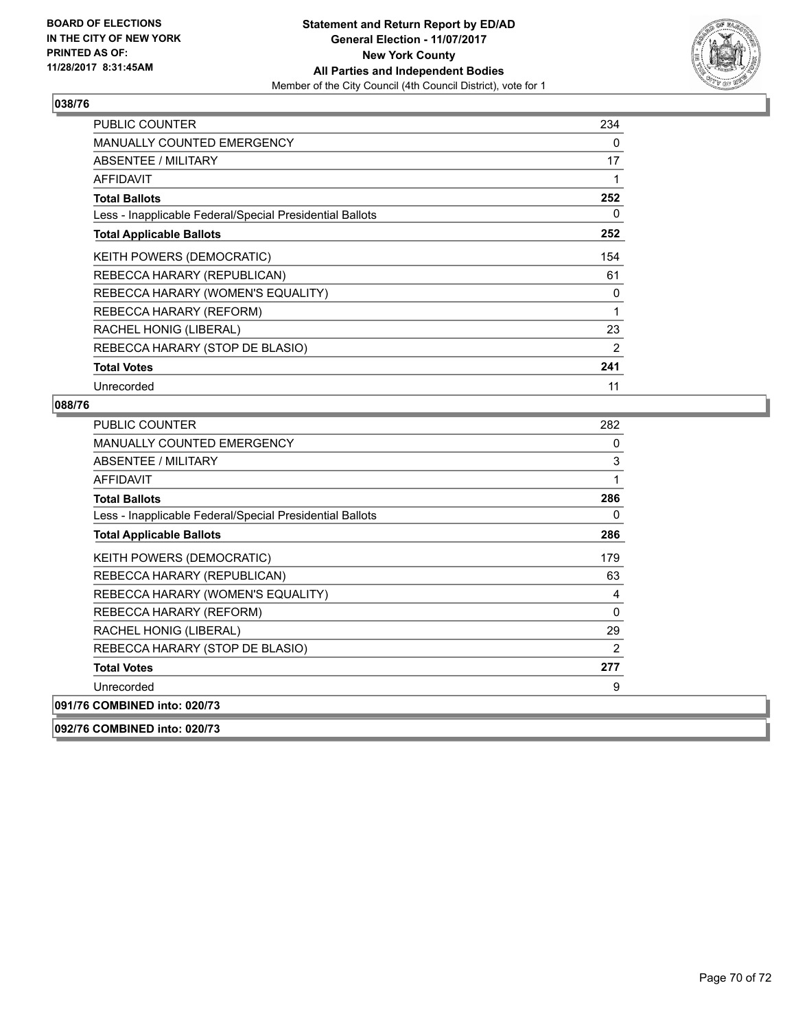## 038/76

| | |
|---|---|
| PUBLIC COUNTER | 234 |
| MANUALLY COUNTED EMERGENCY | 0 |
| ABSENTEE / MILITARY | 17 |
| AFFIDAVIT | 1 |
| **Total Ballots** | **252** |
| Less - Inapplicable Federal/Special Presidential Ballots | 0 |
| **Total Applicable Ballots** | **252** |
| KEITH POWERS (DEMOCRATIC) | 154 |
| REBECCA HARARY (REPUBLICAN) | 61 |
| REBECCA HARARY (WOMEN'S EQUALITY) | 0 |
| REBECCA HARARY (REFORM) | 1 |
| RACHEL HONIG (LIBERAL) | 23 |
| REBECCA HARARY (STOP DE BLASIO) | 2 |
| **Total Votes** | **241** |
| Unrecorded | 11 |

## 088/76

| | |
|---|---|
| PUBLIC COUNTER | 282 |
| MANUALLY COUNTED EMERGENCY | 0 |
| ABSENTEE / MILITARY | 3 |
| AFFIDAVIT | 1 |
| **Total Ballots** | **286** |
| Less - Inapplicable Federal/Special Presidential Ballots | 0 |
| **Total Applicable Ballots** | **286** |
| KEITH POWERS (DEMOCRATIC) | 179 |
| REBECCA HARARY (REPUBLICAN) | 63 |
| REBECCA HARARY (WOMEN'S EQUALITY) | 4 |
| REBECCA HARARY (REFORM) | 0 |
| RACHEL HONIG (LIBERAL) | 29 |
| REBECCA HARARY (STOP DE BLASIO) | 2 |
| **Total Votes** | **277** |
| Unrecorded | 9 |

## 091/76 COMBINED into: 020/73

## 092/76 COMBINED into: 020/73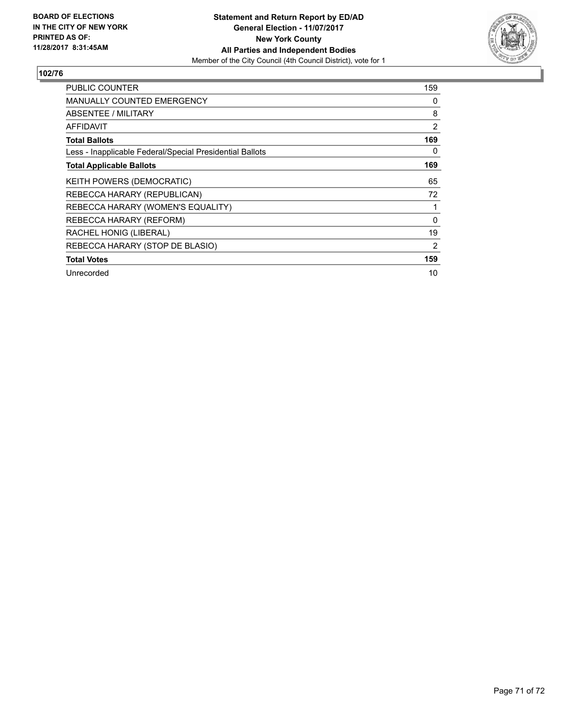**BOARD OF ELECTIONS IN THE CITY OF NEW YORK PRINTED AS OF: 11/28/2017 8:31:45AM**

**Statement and Return Report by ED/AD**
**General Election - 11/07/2017**
**New York County**
**All Parties and Independent Bodies**
Member of the City Council (4th Council District), vote for 1

## 102/76

| | |
|---|---|
| PUBLIC COUNTER | 159 |
| MANUALLY COUNTED EMERGENCY | 0 |
| ABSENTEE / MILITARY | 8 |
| AFFIDAVIT | 2 |
| **Total Ballots** | **169** |
| Less - Inapplicable Federal/Special Presidential Ballots | 0 |
| **Total Applicable Ballots** | **169** |
| KEITH POWERS (DEMOCRATIC) | 65 |
| REBECCA HARARY (REPUBLICAN) | 72 |
| REBECCA HARARY (WOMEN'S EQUALITY) | 1 |
| REBECCA HARARY (REFORM) | 0 |
| RACHEL HONIG (LIBERAL) | 19 |
| REBECCA HARARY (STOP DE BLASIO) | 2 |
| **Total Votes** | **159** |
| Unrecorded | 10 |